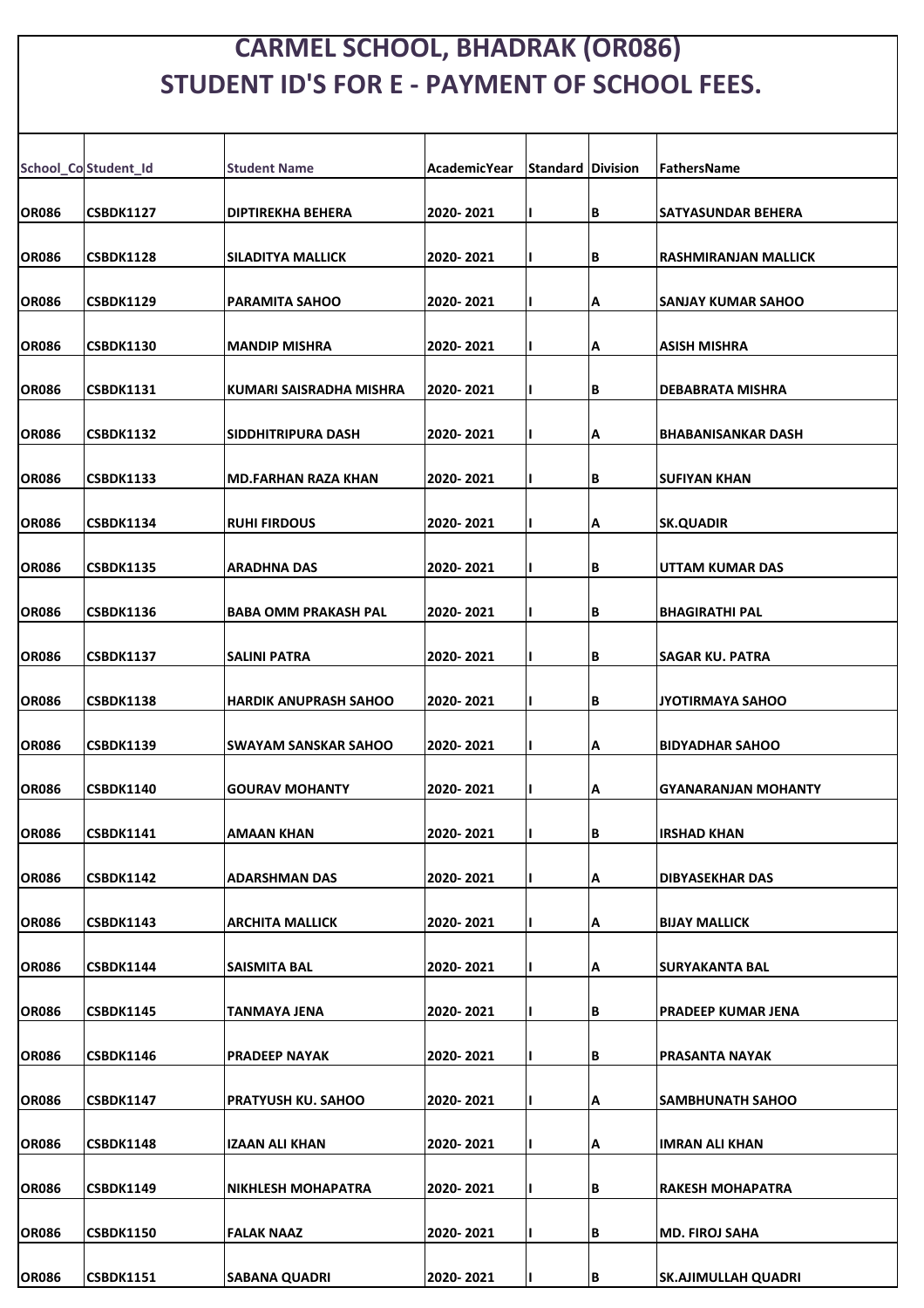# CARMEL SCHOOL, BHADRAK (OR086)
# STUDENT ID'S FOR E - PAYMENT OF SCHOOL FEES.

| School_Co | Student_Id | Student Name | AcademicYear | Standard | Division | FathersName |
|---|---|---|---|---|---|---|
| OR086 | CSBDK1127 | DIPTIREKHA BEHERA | 2020- 2021 | I | B | SATYASUNDAR BEHERA |
| OR086 | CSBDK1128 | SILADITYA MALLICK | 2020- 2021 | I | B | RASHMIRANJAN MALLICK |
| OR086 | CSBDK1129 | PARAMITA SAHOO | 2020- 2021 | I | A | SANJAY KUMAR SAHOO |
| OR086 | CSBDK1130 | MANDIP MISHRA | 2020- 2021 | I | A | ASISH MISHRA |
| OR086 | CSBDK1131 | KUMARI SAISRADHA MISHRA | 2020- 2021 | I | B | DEBABRATA MISHRA |
| OR086 | CSBDK1132 | SIDDHITRIPURA DASH | 2020- 2021 | I | A | BHABANISANKAR DASH |
| OR086 | CSBDK1133 | MD.FARHAN RAZA KHAN | 2020- 2021 | I | B | SUFIYAN KHAN |
| OR086 | CSBDK1134 | RUHI FIRDOUS | 2020- 2021 | I | A | SK.QUADIR |
| OR086 | CSBDK1135 | ARADHNA DAS | 2020- 2021 | I | B | UTTAM KUMAR DAS |
| OR086 | CSBDK1136 | BABA OMM PRAKASH PAL | 2020- 2021 | I | B | BHAGIRATHI PAL |
| OR086 | CSBDK1137 | SALINI PATRA | 2020- 2021 | I | B | SAGAR KU. PATRA |
| OR086 | CSBDK1138 | HARDIK ANUPRASH SAHOO | 2020- 2021 | I | B | JYOTIRMAYA SAHOO |
| OR086 | CSBDK1139 | SWAYAM SANSKAR SAHOO | 2020- 2021 | I | A | BIDYADHAR SAHOO |
| OR086 | CSBDK1140 | GOURAV MOHANTY | 2020- 2021 | I | A | GYANARANJAN MOHANTY |
| OR086 | CSBDK1141 | AMAAN KHAN | 2020- 2021 | I | B | IRSHAD KHAN |
| OR086 | CSBDK1142 | ADARSHMAN DAS | 2020- 2021 | I | A | DIBYASEKHAR DAS |
| OR086 | CSBDK1143 | ARCHITA MALLICK | 2020- 2021 | I | A | BIJAY MALLICK |
| OR086 | CSBDK1144 | SAISMITA BAL | 2020- 2021 | I | A | SURYAKANTA BAL |
| OR086 | CSBDK1145 | TANMAYA JENA | 2020- 2021 | I | B | PRADEEP KUMAR JENA |
| OR086 | CSBDK1146 | PRADEEP NAYAK | 2020- 2021 | I | B | PRASANTA NAYAK |
| OR086 | CSBDK1147 | PRATYUSH KU. SAHOO | 2020- 2021 | I | A | SAMBHUNATH SAHOO |
| OR086 | CSBDK1148 | IZAAN ALI KHAN | 2020- 2021 | I | A | IMRAN ALI KHAN |
| OR086 | CSBDK1149 | NIKHLESH MOHAPATRA | 2020- 2021 | I | B | RAKESH MOHAPATRA |
| OR086 | CSBDK1150 | FALAK NAAZ | 2020- 2021 | I | B | MD. FIROJ SAHA |
| OR086 | CSBDK1151 | SABANA QUADRI | 2020- 2021 | I | B | SK.AJIMULLAH QUADRI |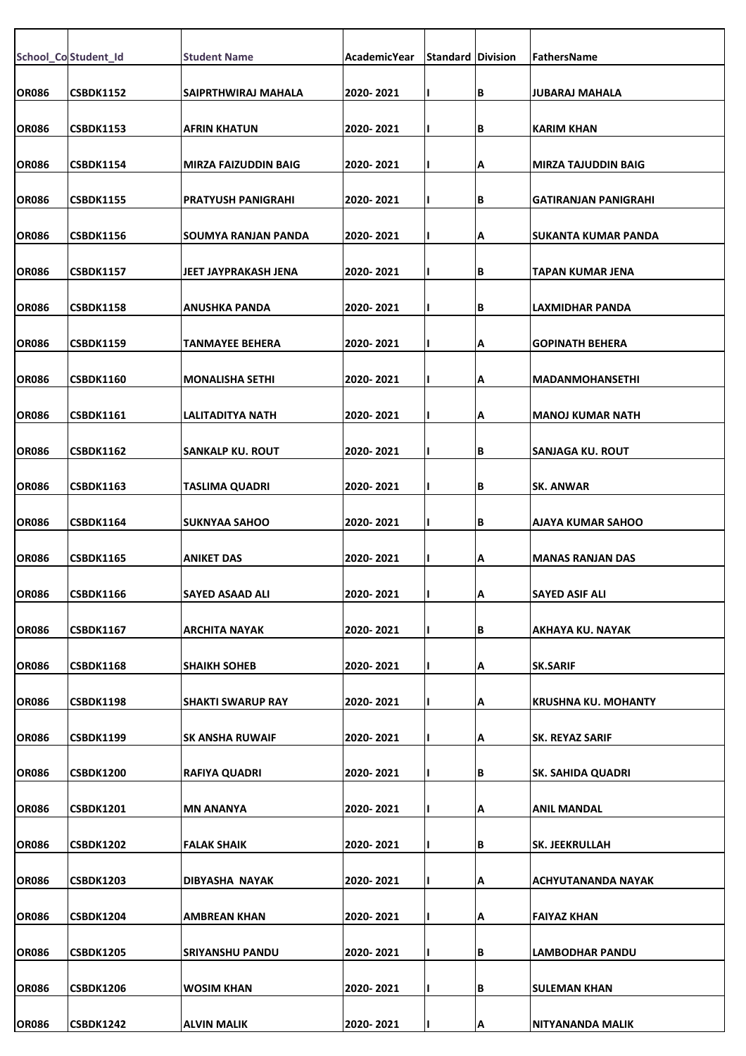| School_Co | Student_Id | Student Name | AcademicYear | Standard | Division | FathersName |
|---|---|---|---|---|---|---|
| OR086 | CSBDK1152 | SAIPRTHWIRAJ MAHALA | 2020- 2021 | I | B | JUBARAJ MAHALA |
| OR086 | CSBDK1153 | AFRIN KHATUN | 2020- 2021 | I | B | KARIM KHAN |
| OR086 | CSBDK1154 | MIRZA FAIZUDDIN BAIG | 2020- 2021 | I | A | MIRZA TAJUDDIN BAIG |
| OR086 | CSBDK1155 | PRATYUSH PANIGRAHI | 2020- 2021 | I | B | GATIRANJAN PANIGRAHI |
| OR086 | CSBDK1156 | SOUMYA RANJAN PANDA | 2020- 2021 | I | A | SUKANTA KUMAR PANDA |
| OR086 | CSBDK1157 | JEET JAYPRAKASH JENA | 2020- 2021 | I | B | TAPAN KUMAR JENA |
| OR086 | CSBDK1158 | ANUSHKA PANDA | 2020- 2021 | I | B | LAXMIDHAR PANDA |
| OR086 | CSBDK1159 | TANMAYEE BEHERA | 2020- 2021 | I | A | GOPINATH BEHERA |
| OR086 | CSBDK1160 | MONALISHA SETHI | 2020- 2021 | I | A | MADANMOHANSETHI |
| OR086 | CSBDK1161 | LALITADITYA NATH | 2020- 2021 | I | A | MANOJ KUMAR NATH |
| OR086 | CSBDK1162 | SANKALP KU. ROUT | 2020- 2021 | I | B | SANJAGA KU. ROUT |
| OR086 | CSBDK1163 | TASLIMA QUADRI | 2020- 2021 | I | B | SK. ANWAR |
| OR086 | CSBDK1164 | SUKNYAA SAHOO | 2020- 2021 | I | B | AJAYA KUMAR SAHOO |
| OR086 | CSBDK1165 | ANIKET DAS | 2020- 2021 | I | A | MANAS RANJAN DAS |
| OR086 | CSBDK1166 | SAYED ASAAD ALI | 2020- 2021 | I | A | SAYED ASIF ALI |
| OR086 | CSBDK1167 | ARCHITA NAYAK | 2020- 2021 | I | B | AKHAYA KU. NAYAK |
| OR086 | CSBDK1168 | SHAIKH SOHEB | 2020- 2021 | I | A | SK.SARIF |
| OR086 | CSBDK1198 | SHAKTI SWARUP RAY | 2020- 2021 | I | A | KRUSHNA KU. MOHANTY |
| OR086 | CSBDK1199 | SK ANSHA RUWAIF | 2020- 2021 | I | A | SK. REYAZ SARIF |
| OR086 | CSBDK1200 | RAFIYA QUADRI | 2020- 2021 | I | B | SK. SAHIDA QUADRI |
| OR086 | CSBDK1201 | MN ANANYA | 2020- 2021 | I | A | ANIL MANDAL |
| OR086 | CSBDK1202 | FALAK SHAIK | 2020- 2021 | I | B | SK. JEEKRULLAH |
| OR086 | CSBDK1203 | DIBYASHA NAYAK | 2020- 2021 | I | A | ACHYUTANANDA NAYAK |
| OR086 | CSBDK1204 | AMBREAN KHAN | 2020- 2021 | I | A | FAIYAZ KHAN |
| OR086 | CSBDK1205 | SRIYANSHU PANDU | 2020- 2021 | I | B | LAMBODHAR PANDU |
| OR086 | CSBDK1206 | WOSIM KHAN | 2020- 2021 | I | B | SULEMAN KHAN |
| OR086 | CSBDK1242 | ALVIN MALIK | 2020- 2021 | I | A | NITYANANDA MALIK |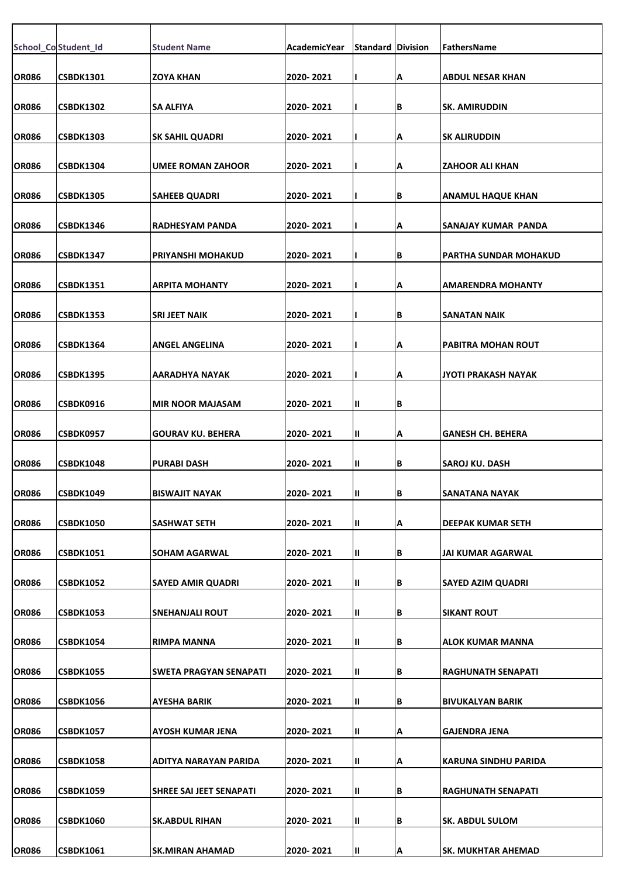| School_Co | Student_Id | Student Name | AcademicYear | Standard | Division | FathersName |
|---|---|---|---|---|---|---|
| OR086 | CSBDK1301 | ZOYA KHAN | 2020- 2021 | I | A | ABDUL NESAR KHAN |
| OR086 | CSBDK1302 | SA ALFIYA | 2020- 2021 | I | B | SK. AMIRUDDIN |
| OR086 | CSBDK1303 | SK SAHIL QUADRI | 2020- 2021 | I | A | SK ALIRUDDIN |
| OR086 | CSBDK1304 | UMEE ROMAN ZAHOOR | 2020- 2021 | I | A | ZAHOOR ALI KHAN |
| OR086 | CSBDK1305 | SAHEEB QUADRI | 2020- 2021 | I | B | ANAMUL HAQUE KHAN |
| OR086 | CSBDK1346 | RADHESYAM PANDA | 2020- 2021 | I | A | SANAJAY KUMAR PANDA |
| OR086 | CSBDK1347 | PRIYANSHI MOHAKUD | 2020- 2021 | I | B | PARTHA SUNDAR MOHAKUD |
| OR086 | CSBDK1351 | ARPITA MOHANTY | 2020- 2021 | I | A | AMARENDRA MOHANTY |
| OR086 | CSBDK1353 | SRI JEET NAIK | 2020- 2021 | I | B | SANATAN NAIK |
| OR086 | CSBDK1364 | ANGEL ANGELINA | 2020- 2021 | I | A | PABITRA MOHAN ROUT |
| OR086 | CSBDK1395 | AARADHYA NAYAK | 2020- 2021 | I | A | JYOTI PRAKASH NAYAK |
| OR086 | CSBDK0916 | MIR NOOR MAJASAM | 2020- 2021 | II | B | |
| OR086 | CSBDK0957 | GOURAV KU. BEHERA | 2020- 2021 | II | A | GANESH CH. BEHERA |
| OR086 | CSBDK1048 | PURABI DASH | 2020- 2021 | II | B | SAROJ KU. DASH |
| OR086 | CSBDK1049 | BISWAJIT NAYAK | 2020- 2021 | II | B | SANATANA NAYAK |
| OR086 | CSBDK1050 | SASHWAT SETH | 2020- 2021 | II | A | DEEPAK KUMAR SETH |
| OR086 | CSBDK1051 | SOHAM AGARWAL | 2020- 2021 | II | B | JAI KUMAR AGARWAL |
| OR086 | CSBDK1052 | SAYED AMIR QUADRI | 2020- 2021 | II | B | SAYED AZIM QUADRI |
| OR086 | CSBDK1053 | SNEHANJALI ROUT | 2020- 2021 | II | B | SIKANT ROUT |
| OR086 | CSBDK1054 | RIMPA MANNA | 2020- 2021 | II | B | ALOK KUMAR MANNA |
| OR086 | CSBDK1055 | SWETA PRAGYAN SENAPATI | 2020- 2021 | II | B | RAGHUNATH SENAPATI |
| OR086 | CSBDK1056 | AYESHA BARIK | 2020- 2021 | II | B | BIVUKALYAN BARIK |
| OR086 | CSBDK1057 | AYOSH KUMAR JENA | 2020- 2021 | II | A | GAJENDRA JENA |
| OR086 | CSBDK1058 | ADITYA NARAYAN PARIDA | 2020- 2021 | II | A | KARUNA SINDHU PARIDA |
| OR086 | CSBDK1059 | SHREE SAI JEET SENAPATI | 2020- 2021 | II | B | RAGHUNATH SENAPATI |
| OR086 | CSBDK1060 | SK.ABDUL RIHAN | 2020- 2021 | II | B | SK. ABDUL SULOM |
| OR086 | CSBDK1061 | SK.MIRAN AHAMAD | 2020- 2021 | II | A | SK. MUKHTAR AHEMAD |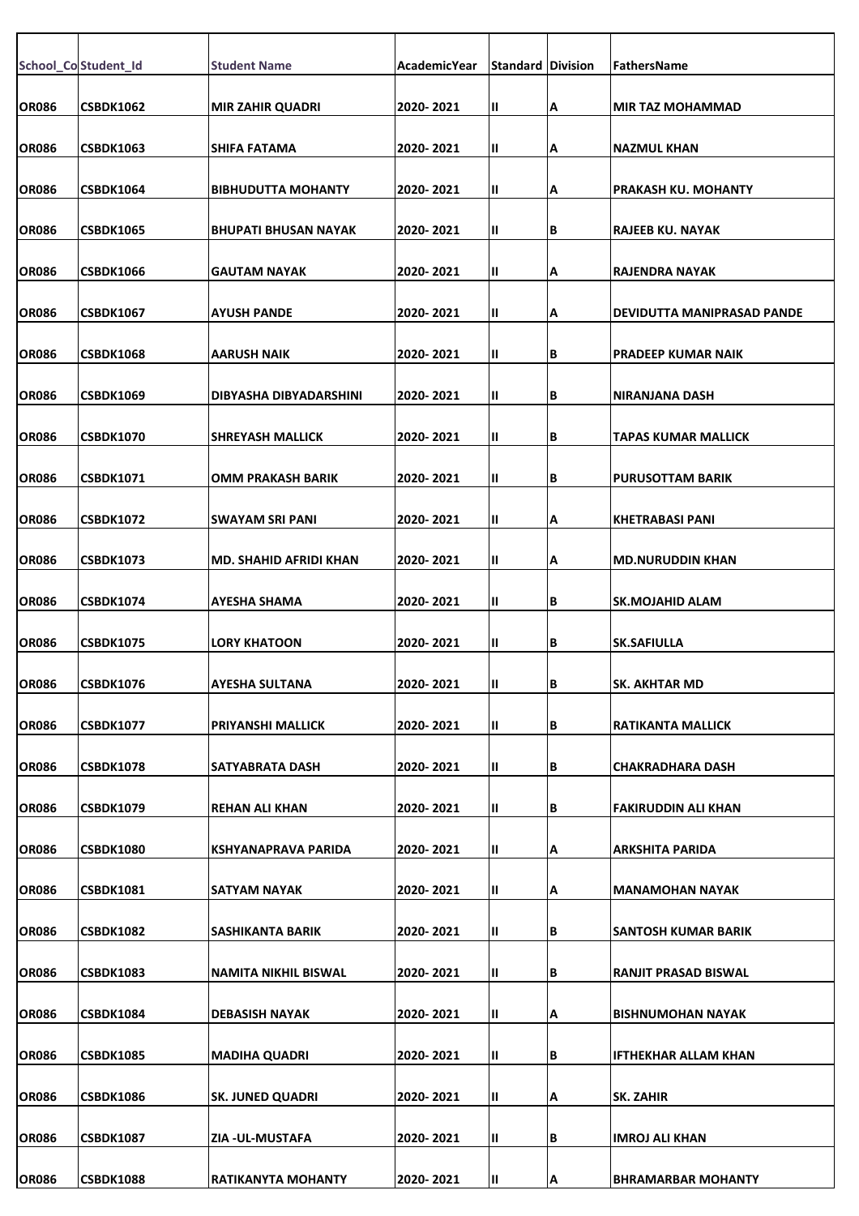| School_Co | Student_Id | Student Name | AcademicYear | Standard | Division | FathersName |
|---|---|---|---|---|---|---|
| OR086 | CSBDK1062 | MIR ZAHIR QUADRI | 2020- 2021 | II | A | MIR TAZ MOHAMMAD |
| OR086 | CSBDK1063 | SHIFA FATAMA | 2020- 2021 | II | A | NAZMUL KHAN |
| OR086 | CSBDK1064 | BIBHUDUTTA MOHANTY | 2020- 2021 | II | A | PRAKASH KU. MOHANTY |
| OR086 | CSBDK1065 | BHUPATI BHUSAN NAYAK | 2020- 2021 | II | B | RAJEEB KU. NAYAK |
| OR086 | CSBDK1066 | GAUTAM NAYAK | 2020- 2021 | II | A | RAJENDRA NAYAK |
| OR086 | CSBDK1067 | AYUSH PANDE | 2020- 2021 | II | A | DEVIDUTTA MANIPRASAD PANDE |
| OR086 | CSBDK1068 | AARUSH NAIK | 2020- 2021 | II | B | PRADEEP KUMAR NAIK |
| OR086 | CSBDK1069 | DIBYASHA DIBYADARSHINI | 2020- 2021 | II | B | NIRANJANA DASH |
| OR086 | CSBDK1070 | SHREYASH MALLICK | 2020- 2021 | II | B | TAPAS KUMAR MALLICK |
| OR086 | CSBDK1071 | OMM PRAKASH BARIK | 2020- 2021 | II | B | PURUSOTTAM BARIK |
| OR086 | CSBDK1072 | SWAYAM SRI PANI | 2020- 2021 | II | A | KHETRABASI PANI |
| OR086 | CSBDK1073 | MD. SHAHID AFRIDI KHAN | 2020- 2021 | II | A | MD.NURUDDIN KHAN |
| OR086 | CSBDK1074 | AYESHA SHAMA | 2020- 2021 | II | B | SK.MOJAHID ALAM |
| OR086 | CSBDK1075 | LORY KHATOON | 2020- 2021 | II | B | SK.SAFIULLA |
| OR086 | CSBDK1076 | AYESHA SULTANA | 2020- 2021 | II | B | SK. AKHTAR MD |
| OR086 | CSBDK1077 | PRIYANSHI MALLICK | 2020- 2021 | II | B | RATIKANTA MALLICK |
| OR086 | CSBDK1078 | SATYABRATA DASH | 2020- 2021 | II | B | CHAKRADHARA DASH |
| OR086 | CSBDK1079 | REHAN ALI KHAN | 2020- 2021 | II | B | FAKIRUDDIN ALI KHAN |
| OR086 | CSBDK1080 | KSHYANAPRAVA PARIDA | 2020- 2021 | II | A | ARKSHITA PARIDA |
| OR086 | CSBDK1081 | SATYAM NAYAK | 2020- 2021 | II | A | MANAMOHAN NAYAK |
| OR086 | CSBDK1082 | SASHIKANTA BARIK | 2020- 2021 | II | B | SANTOSH KUMAR BARIK |
| OR086 | CSBDK1083 | NAMITA NIKHIL BISWAL | 2020- 2021 | II | B | RANJIT PRASAD BISWAL |
| OR086 | CSBDK1084 | DEBASISH NAYAK | 2020- 2021 | II | A | BISHNUMOHAN NAYAK |
| OR086 | CSBDK1085 | MADIHA QUADRI | 2020- 2021 | II | B | IFTHEKHAR ALLAM KHAN |
| OR086 | CSBDK1086 | SK. JUNED QUADRI | 2020- 2021 | II | A | SK. ZAHIR |
| OR086 | CSBDK1087 | ZIA -UL-MUSTAFA | 2020- 2021 | II | B | IMROJ ALI KHAN |
| OR086 | CSBDK1088 | RATIKANYTA MOHANTY | 2020- 2021 | II | A | BHRAMARBAR MOHANTY |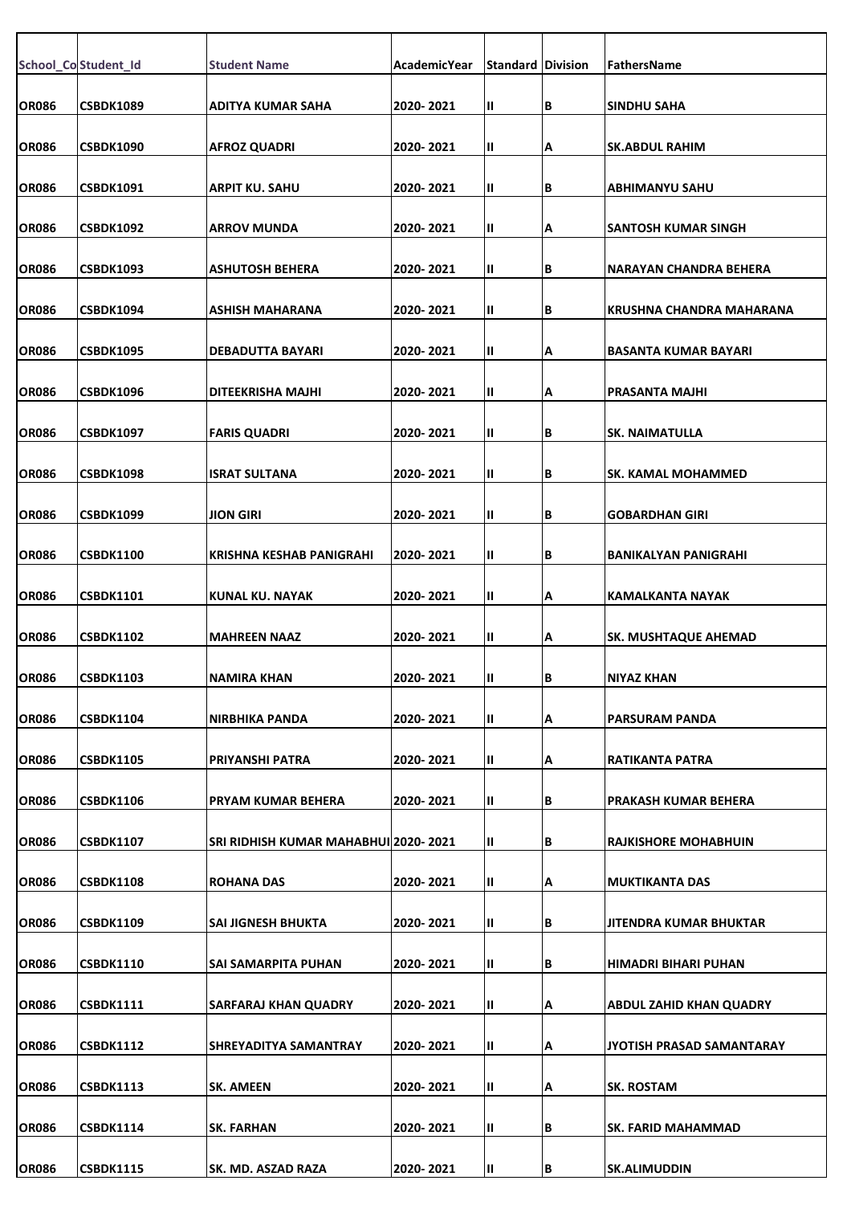| School_Co | Student_Id | Student Name | AcademicYear | Standard | Division | FathersName |
|---|---|---|---|---|---|---|
| OR086 | CSBDK1089 | ADITYA KUMAR SAHA | 2020- 2021 | II | B | SINDHU SAHA |
| OR086 | CSBDK1090 | AFROZ QUADRI | 2020- 2021 | II | A | SK.ABDUL RAHIM |
| OR086 | CSBDK1091 | ARPIT KU. SAHU | 2020- 2021 | II | B | ABHIMANYU SAHU |
| OR086 | CSBDK1092 | ARROV MUNDA | 2020- 2021 | II | A | SANTOSH KUMAR SINGH |
| OR086 | CSBDK1093 | ASHUTOSH BEHERA | 2020- 2021 | II | B | NARAYAN CHANDRA BEHERA |
| OR086 | CSBDK1094 | ASHISH MAHARANA | 2020- 2021 | II | B | KRUSHNA CHANDRA MAHARANA |
| OR086 | CSBDK1095 | DEBADUTTA BAYARI | 2020- 2021 | II | A | BASANTA KUMAR BAYARI |
| OR086 | CSBDK1096 | DITEEKRISHA MAJHI | 2020- 2021 | II | A | PRASANTA MAJHI |
| OR086 | CSBDK1097 | FARIS QUADRI | 2020- 2021 | II | B | SK. NAIMATULLA |
| OR086 | CSBDK1098 | ISRAT SULTANA | 2020- 2021 | II | B | SK. KAMAL MOHAMMED |
| OR086 | CSBDK1099 | JION GIRI | 2020- 2021 | II | B | GOBARDHAN GIRI |
| OR086 | CSBDK1100 | KRISHNA KESHAB PANIGRAHI | 2020- 2021 | II | B | BANIKALYAN PANIGRAHI |
| OR086 | CSBDK1101 | KUNAL KU. NAYAK | 2020- 2021 | II | A | KAMALKANTA NAYAK |
| OR086 | CSBDK1102 | MAHREEN NAAZ | 2020- 2021 | II | A | SK. MUSHTAQUE AHEMAD |
| OR086 | CSBDK1103 | NAMIRA KHAN | 2020- 2021 | II | B | NIYAZ KHAN |
| OR086 | CSBDK1104 | NIRBHIKA PANDA | 2020- 2021 | II | A | PARSURAM PANDA |
| OR086 | CSBDK1105 | PRIYANSHI PATRA | 2020- 2021 | II | A | RATIKANTA PATRA |
| OR086 | CSBDK1106 | PRYAM KUMAR BEHERA | 2020- 2021 | II | B | PRAKASH KUMAR BEHERA |
| OR086 | CSBDK1107 | SRI RIDHISH KUMAR MAHABHUI | 2020- 2021 | II | B | RAJKISHORE MOHABHUIN |
| OR086 | CSBDK1108 | ROHANA DAS | 2020- 2021 | II | A | MUKTIKANTA DAS |
| OR086 | CSBDK1109 | SAI JIGNESH BHUKTA | 2020- 2021 | II | B | JITENDRA KUMAR BHUKTAR |
| OR086 | CSBDK1110 | SAI SAMARPITA PUHAN | 2020- 2021 | II | B | HIMADRI BIHARI PUHAN |
| OR086 | CSBDK1111 | SARFARAJ KHAN QUADRY | 2020- 2021 | II | A | ABDUL ZAHID KHAN QUADRY |
| OR086 | CSBDK1112 | SHREYADITYA SAMANTRAY | 2020- 2021 | II | A | JYOTISH PRASAD SAMANTARAY |
| OR086 | CSBDK1113 | SK. AMEEN | 2020- 2021 | II | A | SK. ROSTAM |
| OR086 | CSBDK1114 | SK. FARHAN | 2020- 2021 | II | B | SK. FARID MAHAMMAD |
| OR086 | CSBDK1115 | SK. MD. ASZAD RAZA | 2020- 2021 | II | B | SK.ALIMUDDIN |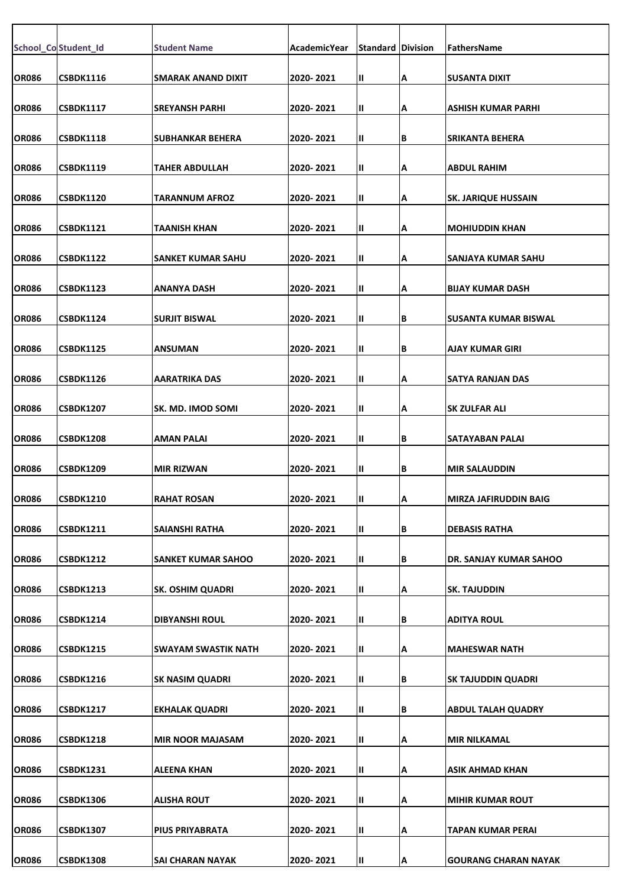| School_Co | Student_Id | Student Name | AcademicYear | Standard | Division | FathersName |
|---|---|---|---|---|---|---|
| OR086 | CSBDK1116 | SMARAK ANAND DIXIT | 2020- 2021 | II | A | SUSANTA DIXIT |
| OR086 | CSBDK1117 | SREYANSH PARHI | 2020- 2021 | II | A | ASHISH KUMAR PARHI |
| OR086 | CSBDK1118 | SUBHANKAR BEHERA | 2020- 2021 | II | B | SRIKANTA BEHERA |
| OR086 | CSBDK1119 | TAHER ABDULLAH | 2020- 2021 | II | A | ABDUL RAHIM |
| OR086 | CSBDK1120 | TARANNUM AFROZ | 2020- 2021 | II | A | SK. JARIQUE HUSSAIN |
| OR086 | CSBDK1121 | TAANISH KHAN | 2020- 2021 | II | A | MOHIUDDIN KHAN |
| OR086 | CSBDK1122 | SANKET KUMAR SAHU | 2020- 2021 | II | A | SANJAYA KUMAR SAHU |
| OR086 | CSBDK1123 | ANANYA DASH | 2020- 2021 | II | A | BIJAY KUMAR DASH |
| OR086 | CSBDK1124 | SURJIT BISWAL | 2020- 2021 | II | B | SUSANTA KUMAR BISWAL |
| OR086 | CSBDK1125 | ANSUMAN | 2020- 2021 | II | B | AJAY KUMAR GIRI |
| OR086 | CSBDK1126 | AARATRIKA DAS | 2020- 2021 | II | A | SATYA RANJAN DAS |
| OR086 | CSBDK1207 | SK. MD. IMOD SOMI | 2020- 2021 | II | A | SK ZULFAR ALI |
| OR086 | CSBDK1208 | AMAN PALAI | 2020- 2021 | II | B | SATAYABAN PALAI |
| OR086 | CSBDK1209 | MIR RIZWAN | 2020- 2021 | II | B | MIR SALAUDDIN |
| OR086 | CSBDK1210 | RAHAT ROSAN | 2020- 2021 | II | A | MIRZA JAFIRUDDIN BAIG |
| OR086 | CSBDK1211 | SAIANSHI RATHA | 2020- 2021 | II | B | DEBASIS RATHA |
| OR086 | CSBDK1212 | SANKET KUMAR SAHOO | 2020- 2021 | II | B | DR. SANJAY KUMAR SAHOO |
| OR086 | CSBDK1213 | SK. OSHIM QUADRI | 2020- 2021 | II | A | SK. TAJUDDIN |
| OR086 | CSBDK1214 | DIBYANSHI ROUL | 2020- 2021 | II | B | ADITYA ROUL |
| OR086 | CSBDK1215 | SWAYAM SWASTIK NATH | 2020- 2021 | II | A | MAHESWAR NATH |
| OR086 | CSBDK1216 | SK NASIM QUADRI | 2020- 2021 | II | B | SK TAJUDDIN QUADRI |
| OR086 | CSBDK1217 | EKHALAK QUADRI | 2020- 2021 | II | B | ABDUL TALAH QUADRY |
| OR086 | CSBDK1218 | MIR NOOR MAJASAM | 2020- 2021 | II | A | MIR NILKAMAL |
| OR086 | CSBDK1231 | ALEENA KHAN | 2020- 2021 | II | A | ASIK AHMAD KHAN |
| OR086 | CSBDK1306 | ALISHA ROUT | 2020- 2021 | II | A | MIHIR KUMAR ROUT |
| OR086 | CSBDK1307 | PIUS PRIYABRATA | 2020- 2021 | II | A | TAPAN KUMAR PERAI |
| OR086 | CSBDK1308 | SAI CHARAN NAYAK | 2020- 2021 | II | A | GOURANG CHARAN NAYAK |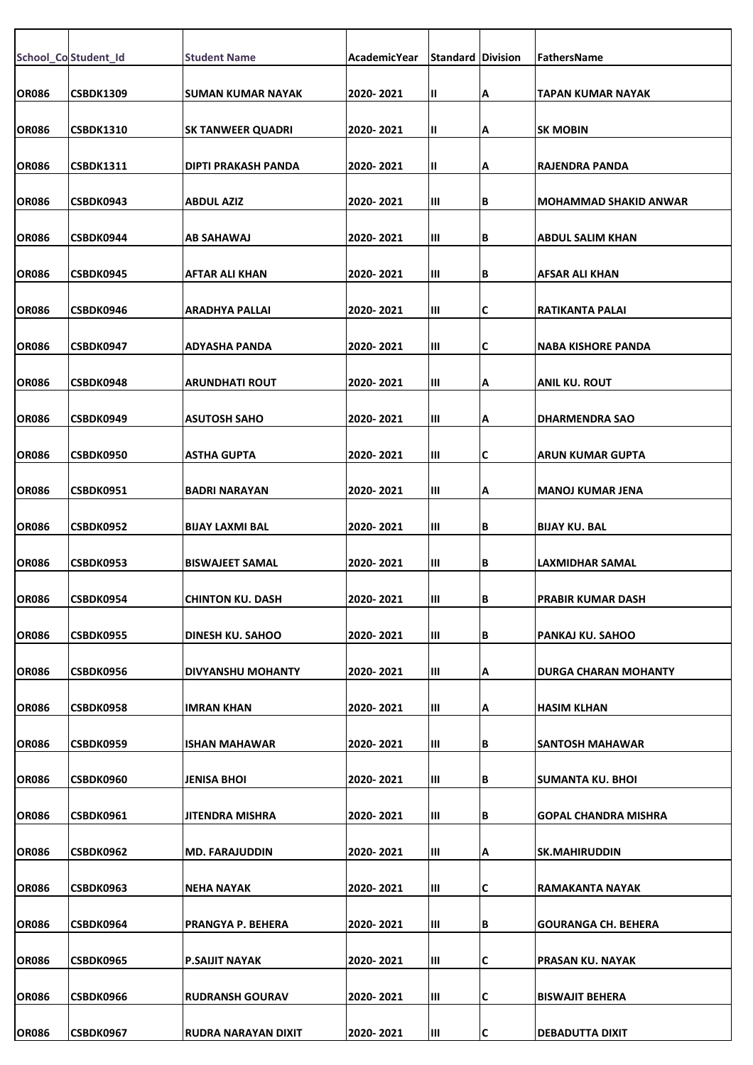| School_Co | Student_Id | Student Name | AcademicYear | Standard | Division | FathersName |
|---|---|---|---|---|---|---|
| OR086 | CSBDK1309 | SUMAN KUMAR NAYAK | 2020- 2021 | II | A | TAPAN KUMAR NAYAK |
| OR086 | CSBDK1310 | SK TANWEER QUADRI | 2020- 2021 | II | A | SK MOBIN |
| OR086 | CSBDK1311 | DIPTI PRAKASH PANDA | 2020- 2021 | II | A | RAJENDRA PANDA |
| OR086 | CSBDK0943 | ABDUL AZIZ | 2020- 2021 | III | B | MOHAMMAD SHAKID ANWAR |
| OR086 | CSBDK0944 | AB SAHAWAJ | 2020- 2021 | III | B | ABDUL SALIM KHAN |
| OR086 | CSBDK0945 | AFTAR ALI KHAN | 2020- 2021 | III | B | AFSAR ALI KHAN |
| OR086 | CSBDK0946 | ARADHYA PALLAI | 2020- 2021 | III | C | RATIKANTA PALAI |
| OR086 | CSBDK0947 | ADYASHA PANDA | 2020- 2021 | III | C | NABA KISHORE PANDA |
| OR086 | CSBDK0948 | ARUNDHATI ROUT | 2020- 2021 | III | A | ANIL KU. ROUT |
| OR086 | CSBDK0949 | ASUTOSH SAHO | 2020- 2021 | III | A | DHARMENDRA SAO |
| OR086 | CSBDK0950 | ASTHA GUPTA | 2020- 2021 | III | C | ARUN KUMAR GUPTA |
| OR086 | CSBDK0951 | BADRI NARAYAN | 2020- 2021 | III | A | MANOJ KUMAR JENA |
| OR086 | CSBDK0952 | BIJAY LAXMI BAL | 2020- 2021 | III | B | BIJAY KU. BAL |
| OR086 | CSBDK0953 | BISWAJEET SAMAL | 2020- 2021 | III | B | LAXMIDHAR SAMAL |
| OR086 | CSBDK0954 | CHINTON KU. DASH | 2020- 2021 | III | B | PRABIR KUMAR DASH |
| OR086 | CSBDK0955 | DINESH KU. SAHOO | 2020- 2021 | III | B | PANKAJ KU. SAHOO |
| OR086 | CSBDK0956 | DIVYANSHU MOHANTY | 2020- 2021 | III | A | DURGA CHARAN MOHANTY |
| OR086 | CSBDK0958 | IMRAN KHAN | 2020- 2021 | III | A | HASIM KLHAN |
| OR086 | CSBDK0959 | ISHAN MAHAWAR | 2020- 2021 | III | B | SANTOSH MAHAWAR |
| OR086 | CSBDK0960 | JENISA BHOI | 2020- 2021 | III | B | SUMANTA KU. BHOI |
| OR086 | CSBDK0961 | JITENDRA MISHRA | 2020- 2021 | III | B | GOPAL CHANDRA MISHRA |
| OR086 | CSBDK0962 | MD. FARAJUDDIN | 2020- 2021 | III | A | SK.MAHIRUDDIN |
| OR086 | CSBDK0963 | NEHA NAYAK | 2020- 2021 | III | C | RAMAKANTA NAYAK |
| OR086 | CSBDK0964 | PRANGYA P. BEHERA | 2020- 2021 | III | B | GOURANGA CH. BEHERA |
| OR086 | CSBDK0965 | P.SAIJIT NAYAK | 2020- 2021 | III | C | PRASAN KU. NAYAK |
| OR086 | CSBDK0966 | RUDRANSH GOURAV | 2020- 2021 | III | C | BISWAJIT BEHERA |
| OR086 | CSBDK0967 | RUDRA NARAYAN DIXIT | 2020- 2021 | III | C | DEBADUTTA DIXIT |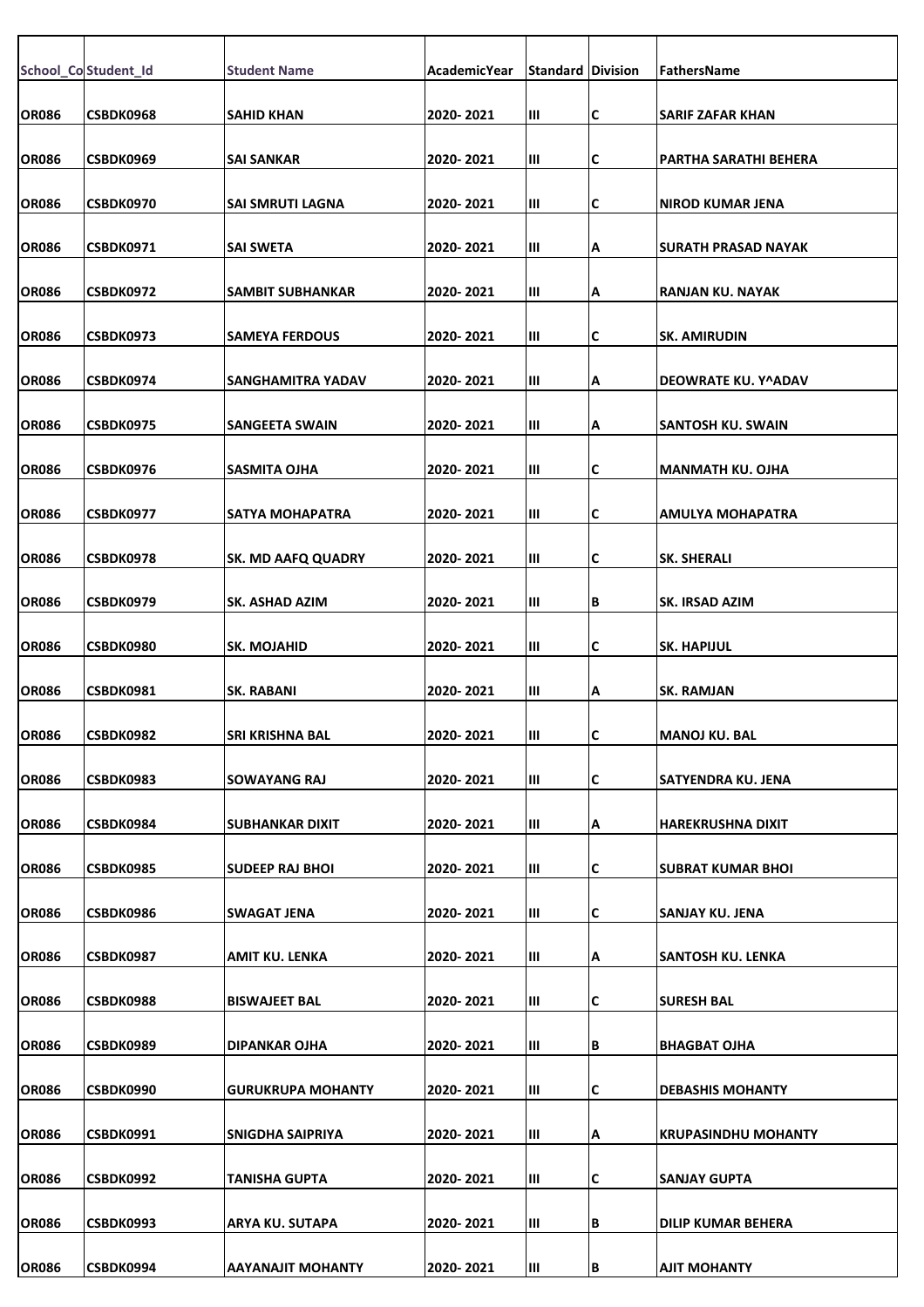| School_Co | Student_Id | Student Name | AcademicYear | Standard | Division | FathersName |
|---|---|---|---|---|---|---|
| OR086 | CSBDK0968 | SAHID KHAN | 2020- 2021 | III | C | SARIF ZAFAR KHAN |
| OR086 | CSBDK0969 | SAI SANKAR | 2020- 2021 | III | C | PARTHA SARATHI BEHERA |
| OR086 | CSBDK0970 | SAI SMRUTI LAGNA | 2020- 2021 | III | C | NIROD KUMAR JENA |
| OR086 | CSBDK0971 | SAI SWETA | 2020- 2021 | III | A | SURATH PRASAD NAYAK |
| OR086 | CSBDK0972 | SAMBIT SUBHANKAR | 2020- 2021 | III | A | RANJAN KU. NAYAK |
| OR086 | CSBDK0973 | SAMEYA FERDOUS | 2020- 2021 | III | C | SK. AMIRUDIN |
| OR086 | CSBDK0974 | SANGHAMITRA YADAV | 2020- 2021 | III | A | DEOWRATE KU. Y^ADAV |
| OR086 | CSBDK0975 | SANGEETA SWAIN | 2020- 2021 | III | A | SANTOSH KU. SWAIN |
| OR086 | CSBDK0976 | SASMITA OJHA | 2020- 2021 | III | C | MANMATH KU. OJHA |
| OR086 | CSBDK0977 | SATYA MOHAPATRA | 2020- 2021 | III | C | AMULYA MOHAPATRA |
| OR086 | CSBDK0978 | SK. MD AAFQ QUADRY | 2020- 2021 | III | C | SK. SHERALI |
| OR086 | CSBDK0979 | SK. ASHAD AZIM | 2020- 2021 | III | B | SK. IRSAD AZIM |
| OR086 | CSBDK0980 | SK. MOJAHID | 2020- 2021 | III | C | SK. HAPIJUL |
| OR086 | CSBDK0981 | SK. RABANI | 2020- 2021 | III | A | SK. RAMJAN |
| OR086 | CSBDK0982 | SRI KRISHNA BAL | 2020- 2021 | III | C | MANOJ KU. BAL |
| OR086 | CSBDK0983 | SOWAYANG RAJ | 2020- 2021 | III | C | SATYENDRA KU. JENA |
| OR086 | CSBDK0984 | SUBHANKAR DIXIT | 2020- 2021 | III | A | HAREKRUSHNA DIXIT |
| OR086 | CSBDK0985 | SUDEEP RAJ BHOI | 2020- 2021 | III | C | SUBRAT KUMAR BHOI |
| OR086 | CSBDK0986 | SWAGAT JENA | 2020- 2021 | III | C | SANJAY KU. JENA |
| OR086 | CSBDK0987 | AMIT KU. LENKA | 2020- 2021 | III | A | SANTOSH KU. LENKA |
| OR086 | CSBDK0988 | BISWAJEET BAL | 2020- 2021 | III | C | SURESH BAL |
| OR086 | CSBDK0989 | DIPANKAR OJHA | 2020- 2021 | III | B | BHAGBAT OJHA |
| OR086 | CSBDK0990 | GURUKRUPA MOHANTY | 2020- 2021 | III | C | DEBASHIS MOHANTY |
| OR086 | CSBDK0991 | SNIGDHA SAIPRIYA | 2020- 2021 | III | A | KRUPASINDHU MOHANTY |
| OR086 | CSBDK0992 | TANISHA GUPTA | 2020- 2021 | III | C | SANJAY GUPTA |
| OR086 | CSBDK0993 | ARYA KU. SUTAPA | 2020- 2021 | III | B | DILIP KUMAR BEHERA |
| OR086 | CSBDK0994 | AAYANAJIT MOHANTY | 2020- 2021 | III | B | AJIT MOHANTY |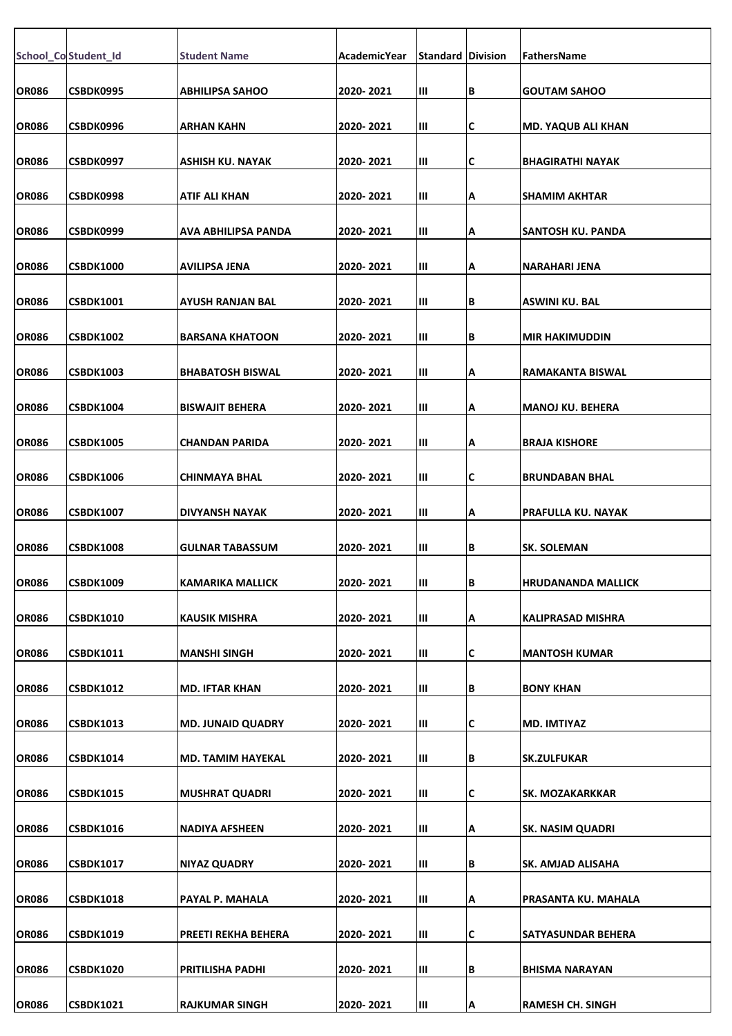| School_Co | Student_Id | Student Name | AcademicYear | Standard | Division | FathersName |
|---|---|---|---|---|---|---|
| OR086 | CSBDK0995 | ABHILIPSA SAHOO | 2020- 2021 | III | B | GOUTAM SAHOO |
| OR086 | CSBDK0996 | ARHAN KAHN | 2020- 2021 | III | C | MD. YAQUB ALI KHAN |
| OR086 | CSBDK0997 | ASHISH KU. NAYAK | 2020- 2021 | III | C | BHAGIRATHI NAYAK |
| OR086 | CSBDK0998 | ATIF ALI KHAN | 2020- 2021 | III | A | SHAMIM AKHTAR |
| OR086 | CSBDK0999 | AVA ABHILIPSA PANDA | 2020- 2021 | III | A | SANTOSH KU. PANDA |
| OR086 | CSBDK1000 | AVILIPSA JENA | 2020- 2021 | III | A | NARAHARI JENA |
| OR086 | CSBDK1001 | AYUSH RANJAN BAL | 2020- 2021 | III | B | ASWINI KU. BAL |
| OR086 | CSBDK1002 | BARSANA KHATOON | 2020- 2021 | III | B | MIR HAKIMUDDIN |
| OR086 | CSBDK1003 | BHABATOSH BISWAL | 2020- 2021 | III | A | RAMAKANTA BISWAL |
| OR086 | CSBDK1004 | BISWAJIT BEHERA | 2020- 2021 | III | A | MANOJ KU. BEHERA |
| OR086 | CSBDK1005 | CHANDAN PARIDA | 2020- 2021 | III | A | BRAJA KISHORE |
| OR086 | CSBDK1006 | CHINMAYA BHAL | 2020- 2021 | III | C | BRUNDABAN BHAL |
| OR086 | CSBDK1007 | DIVYANSH NAYAK | 2020- 2021 | III | A | PRAFULLA KU. NAYAK |
| OR086 | CSBDK1008 | GULNAR TABASSUM | 2020- 2021 | III | B | SK. SOLEMAN |
| OR086 | CSBDK1009 | KAMARIKA MALLICK | 2020- 2021 | III | B | HRUDANANDA MALLICK |
| OR086 | CSBDK1010 | KAUSIK MISHRA | 2020- 2021 | III | A | KALIPRASAD MISHRA |
| OR086 | CSBDK1011 | MANSHI SINGH | 2020- 2021 | III | C | MANTOSH KUMAR |
| OR086 | CSBDK1012 | MD. IFTAR KHAN | 2020- 2021 | III | B | BONY KHAN |
| OR086 | CSBDK1013 | MD. JUNAID QUADRY | 2020- 2021 | III | C | MD. IMTIYAZ |
| OR086 | CSBDK1014 | MD. TAMIM HAYEKAL | 2020- 2021 | III | B | SK.ZULFUKAR |
| OR086 | CSBDK1015 | MUSHRAT QUADRI | 2020- 2021 | III | C | SK. MOZAKARKKAR |
| OR086 | CSBDK1016 | NADIYA AFSHEEN | 2020- 2021 | III | A | SK. NASIM QUADRI |
| OR086 | CSBDK1017 | NIYAZ QUADRY | 2020- 2021 | III | B | SK. AMJAD ALISAHA |
| OR086 | CSBDK1018 | PAYAL P. MAHALA | 2020- 2021 | III | A | PRASANTA KU. MAHALA |
| OR086 | CSBDK1019 | PREETI REKHA BEHERA | 2020- 2021 | III | C | SATYASUNDAR BEHERA |
| OR086 | CSBDK1020 | PRITILISHA PADHI | 2020- 2021 | III | B | BHISMA NARAYAN |
| OR086 | CSBDK1021 | RAJKUMAR SINGH | 2020- 2021 | III | A | RAMESH CH. SINGH |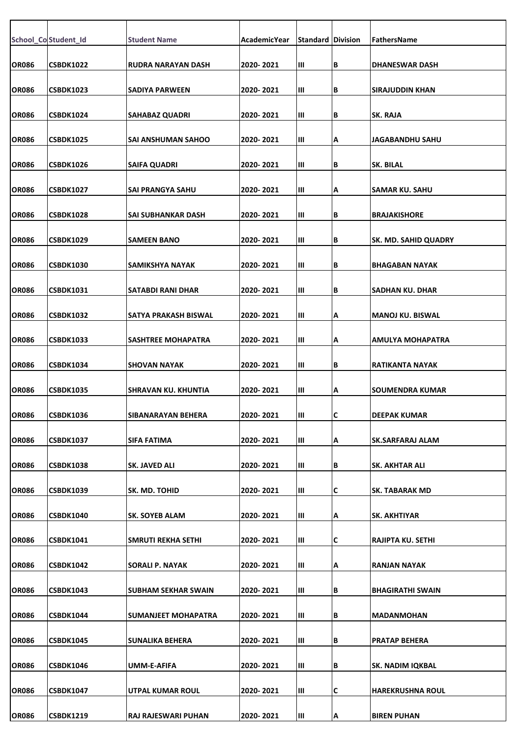| School_Co | Student_Id | Student Name | AcademicYear | Standard | Division | FathersName |
|---|---|---|---|---|---|---|
| OR086 | CSBDK1022 | RUDRA NARAYAN DASH | 2020- 2021 | III | B | DHANESWAR DASH |
| OR086 | CSBDK1023 | SADIYA PARWEEN | 2020- 2021 | III | B | SIRAJUDDIN KHAN |
| OR086 | CSBDK1024 | SAHABAZ QUADRI | 2020- 2021 | III | B | SK. RAJA |
| OR086 | CSBDK1025 | SAI ANSHUMAN SAHOO | 2020- 2021 | III | A | JAGABANDHU SAHU |
| OR086 | CSBDK1026 | SAIFA QUADRI | 2020- 2021 | III | B | SK. BILAL |
| OR086 | CSBDK1027 | SAI PRANGYA SAHU | 2020- 2021 | III | A | SAMAR KU. SAHU |
| OR086 | CSBDK1028 | SAI SUBHANKAR DASH | 2020- 2021 | III | B | BRAJAKISHORE |
| OR086 | CSBDK1029 | SAMEEN BANO | 2020- 2021 | III | B | SK. MD. SAHID QUADRY |
| OR086 | CSBDK1030 | SAMIKSHYA NAYAK | 2020- 2021 | III | B | BHAGABAN NAYAK |
| OR086 | CSBDK1031 | SATABDI RANI DHAR | 2020- 2021 | III | B | SADHAN KU. DHAR |
| OR086 | CSBDK1032 | SATYA PRAKASH BISWAL | 2020- 2021 | III | A | MANOJ KU. BISWAL |
| OR086 | CSBDK1033 | SASHTREE MOHAPATRA | 2020- 2021 | III | A | AMULYA MOHAPATRA |
| OR086 | CSBDK1034 | SHOVAN NAYAK | 2020- 2021 | III | B | RATIKANTA NAYAK |
| OR086 | CSBDK1035 | SHRAVAN KU. KHUNTIA | 2020- 2021 | III | A | SOUMENDRA KUMAR |
| OR086 | CSBDK1036 | SIBANARAYAN BEHERA | 2020- 2021 | III | C | DEEPAK KUMAR |
| OR086 | CSBDK1037 | SIFA FATIMA | 2020- 2021 | III | A | SK.SARFARAJ ALAM |
| OR086 | CSBDK1038 | SK. JAVED ALI | 2020- 2021 | III | B | SK. AKHTAR ALI |
| OR086 | CSBDK1039 | SK. MD. TOHID | 2020- 2021 | III | C | SK. TABARAK MD |
| OR086 | CSBDK1040 | SK. SOYEB ALAM | 2020- 2021 | III | A | SK. AKHTIYAR |
| OR086 | CSBDK1041 | SMRUTI REKHA SETHI | 2020- 2021 | III | C | RAJIPTA KU. SETHI |
| OR086 | CSBDK1042 | SORALI P. NAYAK | 2020- 2021 | III | A | RANJAN NAYAK |
| OR086 | CSBDK1043 | SUBHAM SEKHAR SWAIN | 2020- 2021 | III | B | BHAGIRATHI SWAIN |
| OR086 | CSBDK1044 | SUMANJEET MOHAPATRA | 2020- 2021 | III | B | MADANMOHAN |
| OR086 | CSBDK1045 | SUNALIKA BEHERA | 2020- 2021 | III | B | PRATAP BEHERA |
| OR086 | CSBDK1046 | UMM-E-AFIFA | 2020- 2021 | III | B | SK. NADIM IQKBAL |
| OR086 | CSBDK1047 | UTPAL KUMAR ROUL | 2020- 2021 | III | C | HAREKRUSHNA ROUL |
| OR086 | CSBDK1219 | RAJ RAJESWARI PUHAN | 2020- 2021 | III | A | BIREN PUHAN |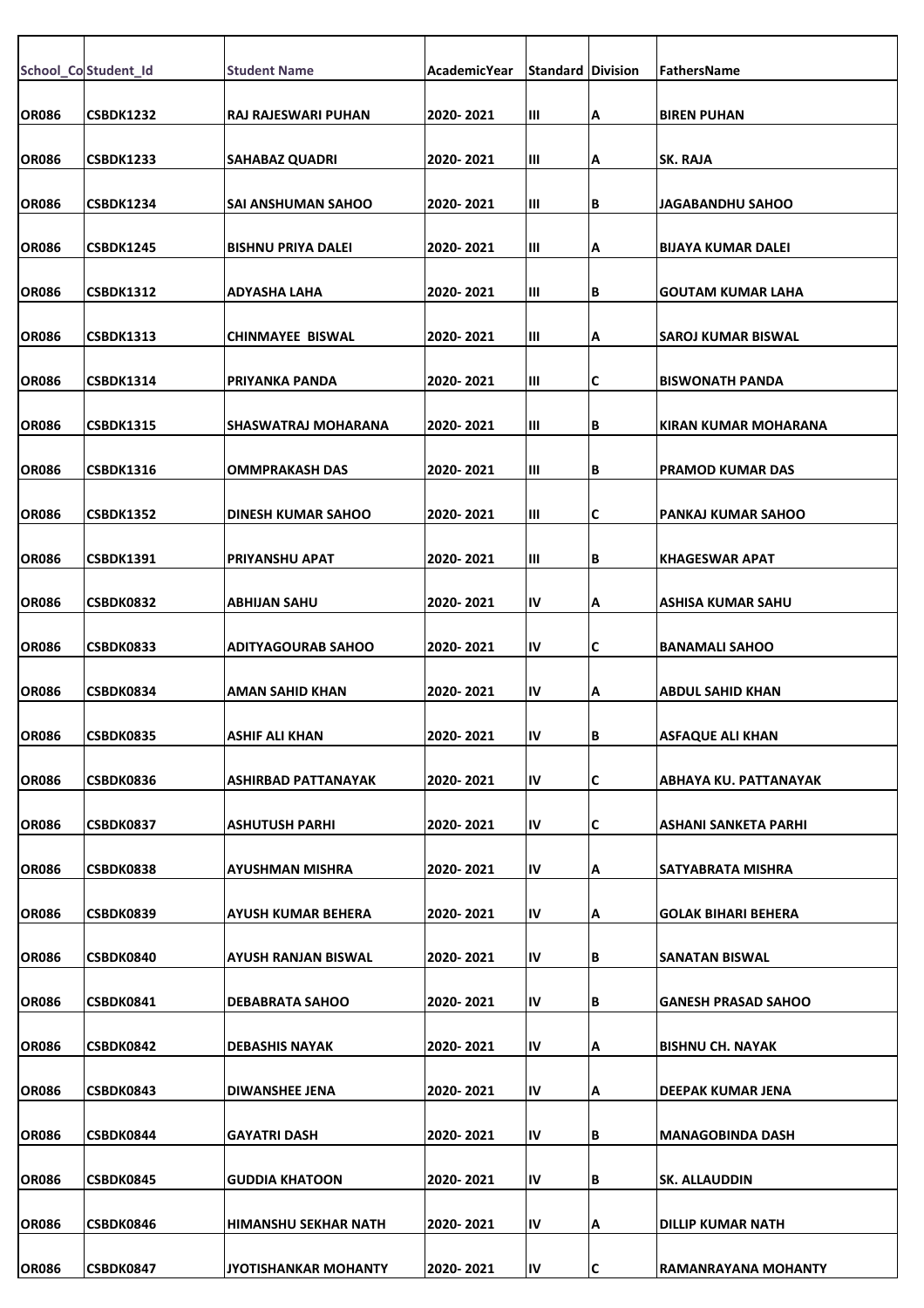| School_Co | Student_Id | Student Name | AcademicYear | Standard | Division | FathersName |
|---|---|---|---|---|---|---|
| OR086 | CSBDK1232 | RAJ RAJESWARI PUHAN | 2020- 2021 | III | A | BIREN PUHAN |
| OR086 | CSBDK1233 | SAHABAZ QUADRI | 2020- 2021 | III | A | SK. RAJA |
| OR086 | CSBDK1234 | SAI ANSHUMAN SAHOO | 2020- 2021 | III | B | JAGABANDHU SAHOO |
| OR086 | CSBDK1245 | BISHNU PRIYA DALEI | 2020- 2021 | III | A | BIJAYA KUMAR DALEI |
| OR086 | CSBDK1312 | ADYASHA LAHA | 2020- 2021 | III | B | GOUTAM KUMAR LAHA |
| OR086 | CSBDK1313 | CHINMAYEE  BISWAL | 2020- 2021 | III | A | SAROJ KUMAR BISWAL |
| OR086 | CSBDK1314 | PRIYANKA PANDA | 2020- 2021 | III | C | BISWONATH PANDA |
| OR086 | CSBDK1315 | SHASWATRAJ MOHARANA | 2020- 2021 | III | B | KIRAN KUMAR MOHARANA |
| OR086 | CSBDK1316 | OMMPRAKASH DAS | 2020- 2021 | III | B | PRAMOD KUMAR DAS |
| OR086 | CSBDK1352 | DINESH KUMAR SAHOO | 2020- 2021 | III | C | PANKAJ KUMAR SAHOO |
| OR086 | CSBDK1391 | PRIYANSHU APAT | 2020- 2021 | III | B | KHAGESWAR APAT |
| OR086 | CSBDK0832 | ABHIJAN SAHU | 2020- 2021 | IV | A | ASHISA KUMAR SAHU |
| OR086 | CSBDK0833 | ADITYAGOURAB SAHOO | 2020- 2021 | IV | C | BANAMALI SAHOO |
| OR086 | CSBDK0834 | AMAN SAHID KHAN | 2020- 2021 | IV | A | ABDUL SAHID KHAN |
| OR086 | CSBDK0835 | ASHIF ALI KHAN | 2020- 2021 | IV | B | ASFAQUE ALI KHAN |
| OR086 | CSBDK0836 | ASHIRBAD PATTANAYAK | 2020- 2021 | IV | C | ABHAYA KU. PATTANAYAK |
| OR086 | CSBDK0837 | ASHUTUSH PARHI | 2020- 2021 | IV | C | ASHANI SANKETA PARHI |
| OR086 | CSBDK0838 | AYUSHMAN MISHRA | 2020- 2021 | IV | A | SATYABRATA MISHRA |
| OR086 | CSBDK0839 | AYUSH KUMAR BEHERA | 2020- 2021 | IV | A | GOLAK BIHARI BEHERA |
| OR086 | CSBDK0840 | AYUSH RANJAN BISWAL | 2020- 2021 | IV | B | SANATAN BISWAL |
| OR086 | CSBDK0841 | DEBABRATA SAHOO | 2020- 2021 | IV | B | GANESH PRASAD SAHOO |
| OR086 | CSBDK0842 | DEBASHIS NAYAK | 2020- 2021 | IV | A | BISHNU CH. NAYAK |
| OR086 | CSBDK0843 | DIWANSHEE JENA | 2020- 2021 | IV | A | DEEPAK KUMAR JENA |
| OR086 | CSBDK0844 | GAYATRI DASH | 2020- 2021 | IV | B | MANAGOBINDA DASH |
| OR086 | CSBDK0845 | GUDDIA KHATOON | 2020- 2021 | IV | B | SK. ALLAUDDIN |
| OR086 | CSBDK0846 | HIMANSHU SEKHAR NATH | 2020- 2021 | IV | A | DILLIP KUMAR NATH |
| OR086 | CSBDK0847 | JYOTISHANKAR MOHANTY | 2020- 2021 | IV | C | RAMANRAYANA MOHANTY |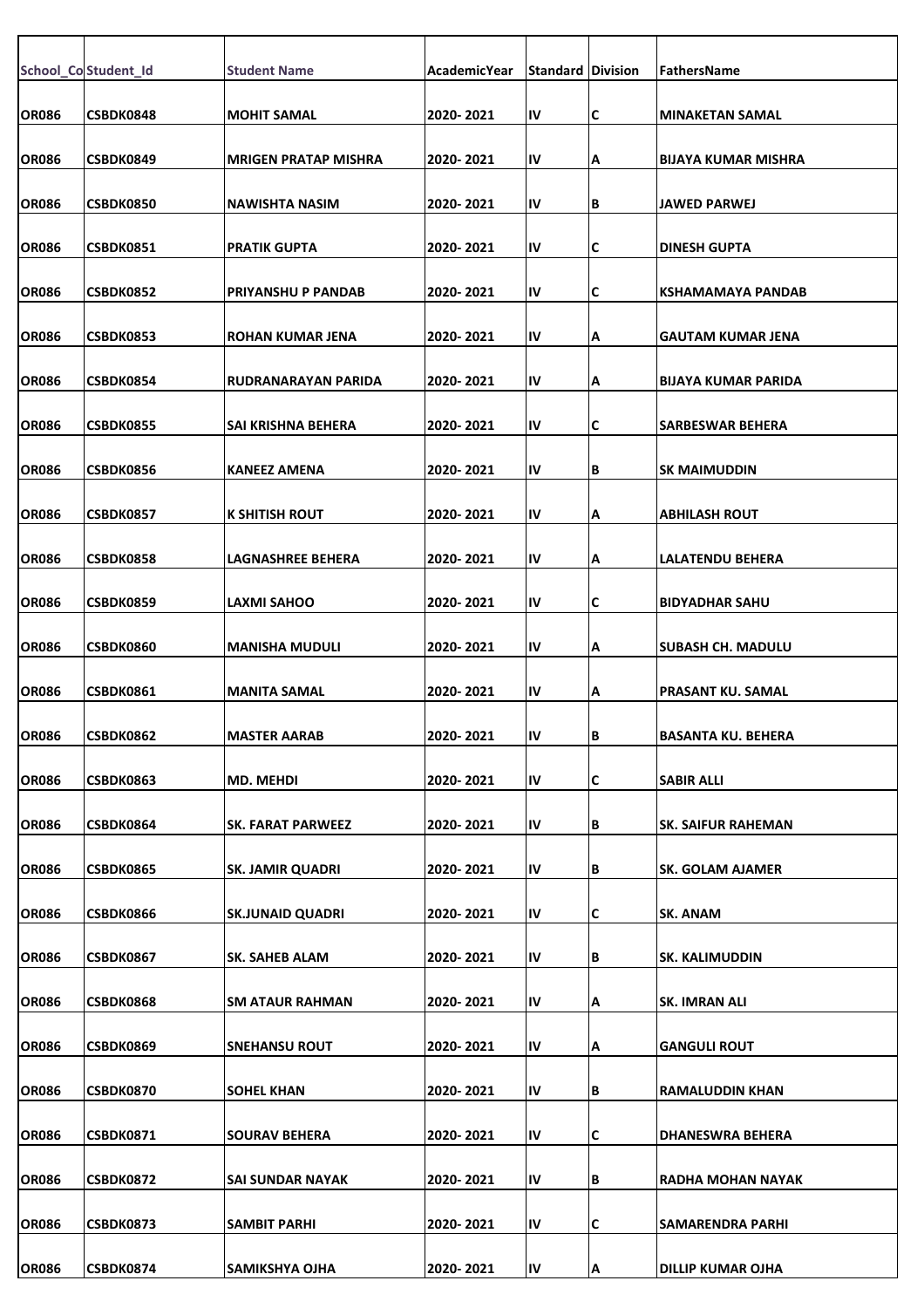| School_Co | Student_Id | Student Name | AcademicYear | Standard | Division | FathersName |
|---|---|---|---|---|---|---|
| OR086 | CSBDK0848 | MOHIT SAMAL | 2020- 2021 | IV | C | MINAKETAN SAMAL |
| OR086 | CSBDK0849 | MRIGEN PRATAP MISHRA | 2020- 2021 | IV | A | BIJAYA KUMAR MISHRA |
| OR086 | CSBDK0850 | NAWISHTA NASIM | 2020- 2021 | IV | B | JAWED PARWEJ |
| OR086 | CSBDK0851 | PRATIK GUPTA | 2020- 2021 | IV | C | DINESH GUPTA |
| OR086 | CSBDK0852 | PRIYANSHU P PANDAB | 2020- 2021 | IV | C | KSHAMAMAYA PANDAB |
| OR086 | CSBDK0853 | ROHAN KUMAR JENA | 2020- 2021 | IV | A | GAUTAM KUMAR JENA |
| OR086 | CSBDK0854 | RUDRANARAYAN PARIDA | 2020- 2021 | IV | A | BIJAYA KUMAR PARIDA |
| OR086 | CSBDK0855 | SAI KRISHNA BEHERA | 2020- 2021 | IV | C | SARBESWAR BEHERA |
| OR086 | CSBDK0856 | KANEEZ AMENA | 2020- 2021 | IV | B | SK MAIMUDDIN |
| OR086 | CSBDK0857 | K SHITISH ROUT | 2020- 2021 | IV | A | ABHILASH ROUT |
| OR086 | CSBDK0858 | LAGNASHREE BEHERA | 2020- 2021 | IV | A | LALATENDU BEHERA |
| OR086 | CSBDK0859 | LAXMI SAHOO | 2020- 2021 | IV | C | BIDYADHAR SAHU |
| OR086 | CSBDK0860 | MANISHA MUDULI | 2020- 2021 | IV | A | SUBASH CH. MADULU |
| OR086 | CSBDK0861 | MANITA SAMAL | 2020- 2021 | IV | A | PRASANT KU. SAMAL |
| OR086 | CSBDK0862 | MASTER AARAB | 2020- 2021 | IV | B | BASANTA KU. BEHERA |
| OR086 | CSBDK0863 | MD. MEHDI | 2020- 2021 | IV | C | SABIR ALLI |
| OR086 | CSBDK0864 | SK. FARAT PARWEEZ | 2020- 2021 | IV | B | SK. SAIFUR RAHEMAN |
| OR086 | CSBDK0865 | SK. JAMIR QUADRI | 2020- 2021 | IV | B | SK. GOLAM AJAMER |
| OR086 | CSBDK0866 | SK.JUNAID QUADRI | 2020- 2021 | IV | C | SK. ANAM |
| OR086 | CSBDK0867 | SK. SAHEB ALAM | 2020- 2021 | IV | B | SK. KALIMUDDIN |
| OR086 | CSBDK0868 | SM ATAUR RAHMAN | 2020- 2021 | IV | A | SK. IMRAN ALI |
| OR086 | CSBDK0869 | SNEHANSU ROUT | 2020- 2021 | IV | A | GANGULI ROUT |
| OR086 | CSBDK0870 | SOHEL KHAN | 2020- 2021 | IV | B | RAMALUDDIN KHAN |
| OR086 | CSBDK0871 | SOURAV BEHERA | 2020- 2021 | IV | C | DHANESWRA BEHERA |
| OR086 | CSBDK0872 | SAI SUNDAR NAYAK | 2020- 2021 | IV | B | RADHA MOHAN NAYAK |
| OR086 | CSBDK0873 | SAMBIT PARHI | 2020- 2021 | IV | C | SAMARENDRA PARHI |
| OR086 | CSBDK0874 | SAMIKSHYA OJHA | 2020- 2021 | IV | A | DILLIP KUMAR OJHA |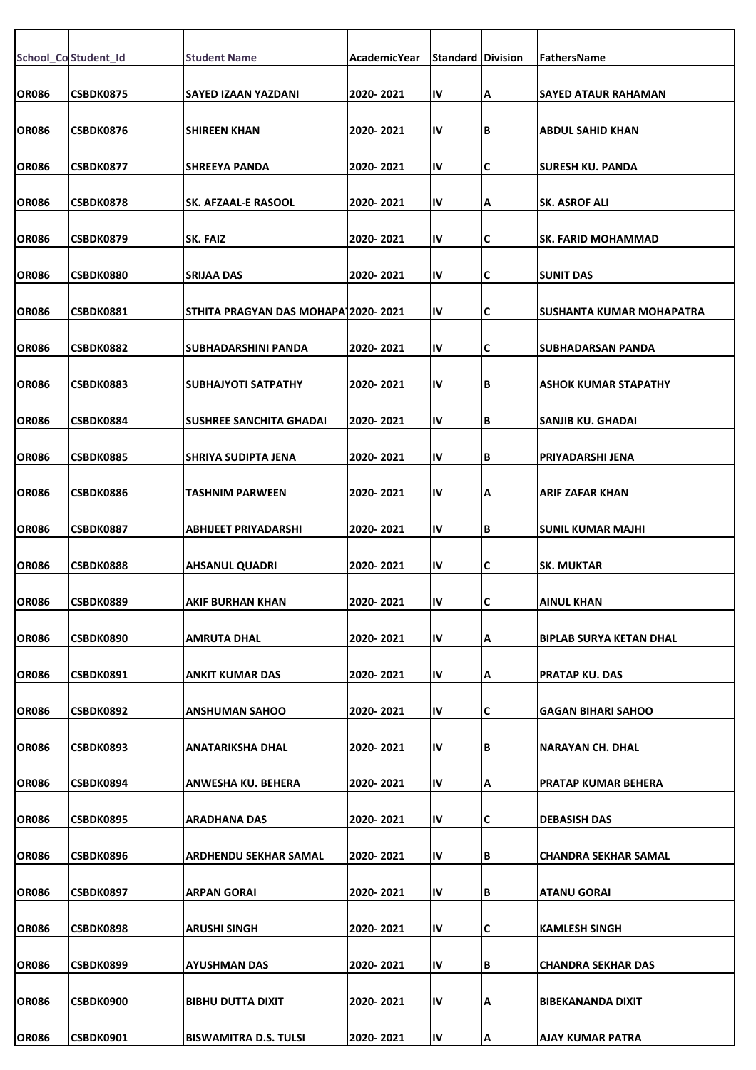| School_Co | Student_Id | Student Name | AcademicYear | Standard | Division | FathersName |
|---|---|---|---|---|---|---|
| OR086 | CSBDK0875 | SAYED IZAAN YAZDANI | 2020- 2021 | IV | A | SAYED ATAUR RAHAMAN |
| OR086 | CSBDK0876 | SHIREEN KHAN | 2020- 2021 | IV | B | ABDUL SAHID KHAN |
| OR086 | CSBDK0877 | SHREEYA PANDA | 2020- 2021 | IV | C | SURESH KU. PANDA |
| OR086 | CSBDK0878 | SK. AFZAAL-E RASOOL | 2020- 2021 | IV | A | SK. ASROF ALI |
| OR086 | CSBDK0879 | SK. FAIZ | 2020- 2021 | IV | C | SK. FARID MOHAMMAD |
| OR086 | CSBDK0880 | SRIJAA DAS | 2020- 2021 | IV | C | SUNIT DAS |
| OR086 | CSBDK0881 | STHITA PRAGYAN DAS MOHAPA | 2020- 2021 | IV | C | SUSHANTA KUMAR MOHAPATRA |
| OR086 | CSBDK0882 | SUBHADARSHINI PANDA | 2020- 2021 | IV | C | SUBHADARSAN PANDA |
| OR086 | CSBDK0883 | SUBHAJYOTI SATPATHY | 2020- 2021 | IV | B | ASHOK KUMAR STAPATHY |
| OR086 | CSBDK0884 | SUSHREE SANCHITA GHADAI | 2020- 2021 | IV | B | SANJIB KU. GHADAI |
| OR086 | CSBDK0885 | SHRIYA SUDIPTA JENA | 2020- 2021 | IV | B | PRIYADARSHI JENA |
| OR086 | CSBDK0886 | TASHNIM PARWEEN | 2020- 2021 | IV | A | ARIF ZAFAR KHAN |
| OR086 | CSBDK0887 | ABHIJEET PRIYADARSHI | 2020- 2021 | IV | B | SUNIL KUMAR MAJHI |
| OR086 | CSBDK0888 | AHSANUL QUADRI | 2020- 2021 | IV | C | SK. MUKTAR |
| OR086 | CSBDK0889 | AKIF BURHAN KHAN | 2020- 2021 | IV | C | AINUL KHAN |
| OR086 | CSBDK0890 | AMRUTA DHAL | 2020- 2021 | IV | A | BIPLAB SURYA KETAN DHAL |
| OR086 | CSBDK0891 | ANKIT KUMAR DAS | 2020- 2021 | IV | A | PRATAP KU. DAS |
| OR086 | CSBDK0892 | ANSHUMAN SAHOO | 2020- 2021 | IV | C | GAGAN BIHARI SAHOO |
| OR086 | CSBDK0893 | ANATARIKSHA DHAL | 2020- 2021 | IV | B | NARAYAN CH. DHAL |
| OR086 | CSBDK0894 | ANWESHA KU. BEHERA | 2020- 2021 | IV | A | PRATAP KUMAR BEHERA |
| OR086 | CSBDK0895 | ARADHANA DAS | 2020- 2021 | IV | C | DEBASISH DAS |
| OR086 | CSBDK0896 | ARDHENDU SEKHAR SAMAL | 2020- 2021 | IV | B | CHANDRA SEKHAR SAMAL |
| OR086 | CSBDK0897 | ARPAN GORAI | 2020- 2021 | IV | B | ATANU GORAI |
| OR086 | CSBDK0898 | ARUSHI SINGH | 2020- 2021 | IV | C | KAMLESH SINGH |
| OR086 | CSBDK0899 | AYUSHMAN DAS | 2020- 2021 | IV | B | CHANDRA SEKHAR DAS |
| OR086 | CSBDK0900 | BIBHU DUTTA DIXIT | 2020- 2021 | IV | A | BIBEKANANDA DIXIT |
| OR086 | CSBDK0901 | BISWAMITRA D.S. TULSI | 2020- 2021 | IV | A | AJAY KUMAR PATRA |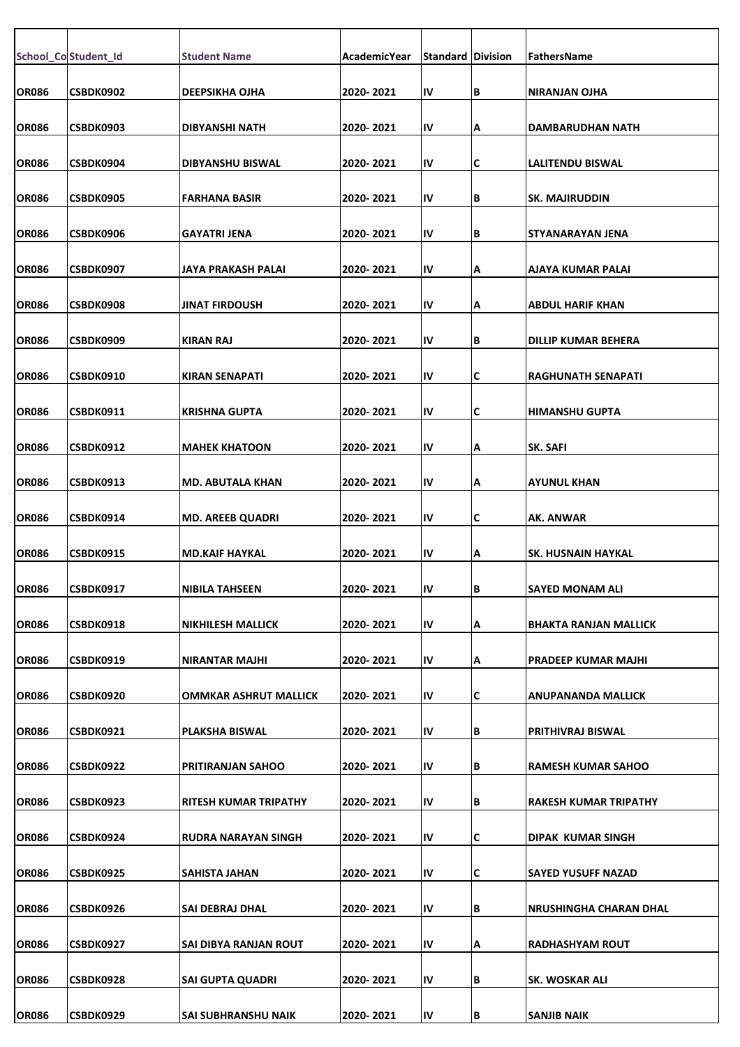| School_Co | Student_Id | Student Name | AcademicYear | Standard | Division | FathersName |
|---|---|---|---|---|---|---|
| OR086 | CSBDK0902 | DEEPSIKHA OJHA | 2020- 2021 | IV | B | NIRANJAN OJHA |
| OR086 | CSBDK0903 | DIBYANSHI NATH | 2020- 2021 | IV | A | DAMBARUDHAN NATH |
| OR086 | CSBDK0904 | DIBYANSHU BISWAL | 2020- 2021 | IV | C | LALITENDU BISWAL |
| OR086 | CSBDK0905 | FARHANA BASIR | 2020- 2021 | IV | B | SK. MAJIRUDDIN |
| OR086 | CSBDK0906 | GAYATRI JENA | 2020- 2021 | IV | B | STYANARAYAN JENA |
| OR086 | CSBDK0907 | JAYA PRAKASH PALAI | 2020- 2021 | IV | A | AJAYA KUMAR PALAI |
| OR086 | CSBDK0908 | JINAT FIRDOUSH | 2020- 2021 | IV | A | ABDUL HARIF KHAN |
| OR086 | CSBDK0909 | KIRAN RAJ | 2020- 2021 | IV | B | DILLIP KUMAR BEHERA |
| OR086 | CSBDK0910 | KIRAN SENAPATI | 2020- 2021 | IV | C | RAGHUNATH SENAPATI |
| OR086 | CSBDK0911 | KRISHNA GUPTA | 2020- 2021 | IV | C | HIMANSHU GUPTA |
| OR086 | CSBDK0912 | MAHEK KHATOON | 2020- 2021 | IV | A | SK. SAFI |
| OR086 | CSBDK0913 | MD. ABUTALA KHAN | 2020- 2021 | IV | A | AYUNUL KHAN |
| OR086 | CSBDK0914 | MD. AREEB QUADRI | 2020- 2021 | IV | C | AK. ANWAR |
| OR086 | CSBDK0915 | MD.KAIF HAYKAL | 2020- 2021 | IV | A | SK. HUSNAIN HAYKAL |
| OR086 | CSBDK0917 | NIBILA TAHSEEN | 2020- 2021 | IV | B | SAYED MONAM ALI |
| OR086 | CSBDK0918 | NIKHILESH MALLICK | 2020- 2021 | IV | A | BHAKTA RANJAN MALLICK |
| OR086 | CSBDK0919 | NIRANTAR MAJHI | 2020- 2021 | IV | A | PRADEEP KUMAR MAJHI |
| OR086 | CSBDK0920 | OMMKAR ASHRUT MALLICK | 2020- 2021 | IV | C | ANUPANANDA MALLICK |
| OR086 | CSBDK0921 | PLAKSHA BISWAL | 2020- 2021 | IV | B | PRITHIVRAJ BISWAL |
| OR086 | CSBDK0922 | PRITIRANJAN SAHOO | 2020- 2021 | IV | B | RAMESH KUMAR SAHOO |
| OR086 | CSBDK0923 | RITESH KUMAR TRIPATHY | 2020- 2021 | IV | B | RAKESH KUMAR TRIPATHY |
| OR086 | CSBDK0924 | RUDRA NARAYAN SINGH | 2020- 2021 | IV | C | DIPAK KUMAR SINGH |
| OR086 | CSBDK0925 | SAHISTA JAHAN | 2020- 2021 | IV | C | SAYED YUSUFF NAZAD |
| OR086 | CSBDK0926 | SAI DEBRAJ DHAL | 2020- 2021 | IV | B | NRUSHINGHA CHARAN DHAL |
| OR086 | CSBDK0927 | SAI DIBYA RANJAN ROUT | 2020- 2021 | IV | A | RADHASHYAM ROUT |
| OR086 | CSBDK0928 | SAI GUPTA QUADRI | 2020- 2021 | IV | B | SK. WOSKAR ALI |
| OR086 | CSBDK0929 | SAI SUBHRANSHU NAIK | 2020- 2021 | IV | B | SANJIB NAIK |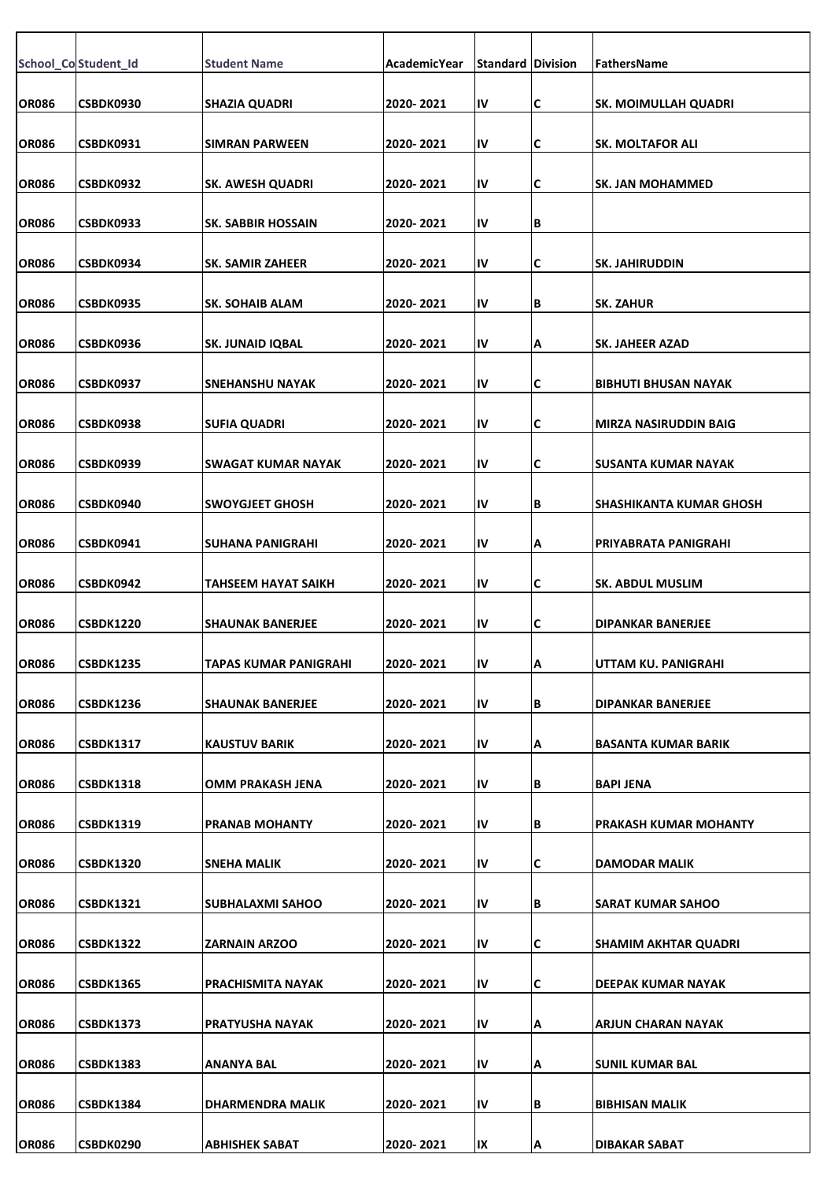| School_Co | Student_Id | Student Name | AcademicYear | Standard | Division | FathersName |
|---|---|---|---|---|---|---|
| OR086 | CSBDK0930 | SHAZIA QUADRI | 2020- 2021 | IV | C | SK. MOIMULLAH QUADRI |
| OR086 | CSBDK0931 | SIMRAN PARWEEN | 2020- 2021 | IV | C | SK. MOLTAFOR ALI |
| OR086 | CSBDK0932 | SK. AWESH QUADRI | 2020- 2021 | IV | C | SK. JAN MOHAMMED |
| OR086 | CSBDK0933 | SK. SABBIR HOSSAIN | 2020- 2021 | IV | B | |
| OR086 | CSBDK0934 | SK. SAMIR ZAHEER | 2020- 2021 | IV | C | SK. JAHIRUDDIN |
| OR086 | CSBDK0935 | SK. SOHAIB ALAM | 2020- 2021 | IV | B | SK. ZAHUR |
| OR086 | CSBDK0936 | SK. JUNAID IQBAL | 2020- 2021 | IV | A | SK. JAHEER AZAD |
| OR086 | CSBDK0937 | SNEHANSHU NAYAK | 2020- 2021 | IV | C | BIBHUTI BHUSAN NAYAK |
| OR086 | CSBDK0938 | SUFIA QUADRI | 2020- 2021 | IV | C | MIRZA NASIRUDDIN BAIG |
| OR086 | CSBDK0939 | SWAGAT KUMAR NAYAK | 2020- 2021 | IV | C | SUSANTA KUMAR NAYAK |
| OR086 | CSBDK0940 | SWOYGJEET GHOSH | 2020- 2021 | IV | B | SHASHIKANTA KUMAR GHOSH |
| OR086 | CSBDK0941 | SUHANA PANIGRAHI | 2020- 2021 | IV | A | PRIYABRATA PANIGRAHI |
| OR086 | CSBDK0942 | TAHSEEM HAYAT SAIKH | 2020- 2021 | IV | C | SK. ABDUL MUSLIM |
| OR086 | CSBDK1220 | SHAUNAK BANERJEE | 2020- 2021 | IV | C | DIPANKAR BANERJEE |
| OR086 | CSBDK1235 | TAPAS KUMAR PANIGRAHI | 2020- 2021 | IV | A | UTTAM KU. PANIGRAHI |
| OR086 | CSBDK1236 | SHAUNAK BANERJEE | 2020- 2021 | IV | B | DIPANKAR BANERJEE |
| OR086 | CSBDK1317 | KAUSTUV BARIK | 2020- 2021 | IV | A | BASANTA KUMAR BARIK |
| OR086 | CSBDK1318 | OMM PRAKASH JENA | 2020- 2021 | IV | B | BAPI JENA |
| OR086 | CSBDK1319 | PRANAB MOHANTY | 2020- 2021 | IV | B | PRAKASH KUMAR MOHANTY |
| OR086 | CSBDK1320 | SNEHA MALIK | 2020- 2021 | IV | C | DAMODAR MALIK |
| OR086 | CSBDK1321 | SUBHALAXMI SAHOO | 2020- 2021 | IV | B | SARAT KUMAR SAHOO |
| OR086 | CSBDK1322 | ZARNAIN ARZOO | 2020- 2021 | IV | C | SHAMIM AKHTAR QUADRI |
| OR086 | CSBDK1365 | PRACHISMITA NAYAK | 2020- 2021 | IV | C | DEEPAK KUMAR NAYAK |
| OR086 | CSBDK1373 | PRATYUSHA NAYAK | 2020- 2021 | IV | A | ARJUN CHARAN NAYAK |
| OR086 | CSBDK1383 | ANANYA BAL | 2020- 2021 | IV | A | SUNIL KUMAR BAL |
| OR086 | CSBDK1384 | DHARMENDRA MALIK | 2020- 2021 | IV | B | BIBHISAN MALIK |
| OR086 | CSBDK0290 | ABHISHEK SABAT | 2020- 2021 | IX | A | DIBAKAR SABAT |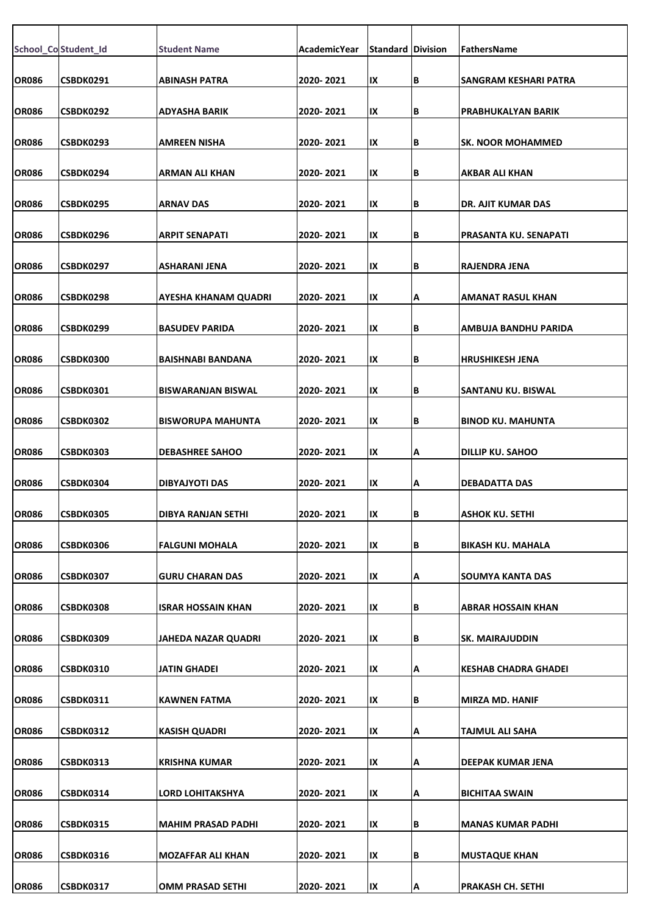| School_Co | Student_Id | Student Name | AcademicYear | Standard | Division | FathersName |
|---|---|---|---|---|---|---|
| OR086 | CSBDK0291 | ABINASH PATRA | 2020- 2021 | IX | B | SANGRAM KESHARI PATRA |
| OR086 | CSBDK0292 | ADYASHA BARIK | 2020- 2021 | IX | B | PRABHUKALYAN BARIK |
| OR086 | CSBDK0293 | AMREEN NISHA | 2020- 2021 | IX | B | SK. NOOR MOHAMMED |
| OR086 | CSBDK0294 | ARMAN ALI KHAN | 2020- 2021 | IX | B | AKBAR ALI KHAN |
| OR086 | CSBDK0295 | ARNAV DAS | 2020- 2021 | IX | B | DR. AJIT KUMAR DAS |
| OR086 | CSBDK0296 | ARPIT SENAPATI | 2020- 2021 | IX | B | PRASANTA KU. SENAPATI |
| OR086 | CSBDK0297 | ASHARANI JENA | 2020- 2021 | IX | B | RAJENDRA JENA |
| OR086 | CSBDK0298 | AYESHA KHANAM QUADRI | 2020- 2021 | IX | A | AMANAT RASUL KHAN |
| OR086 | CSBDK0299 | BASUDEV PARIDA | 2020- 2021 | IX | B | AMBUJA BANDHU PARIDA |
| OR086 | CSBDK0300 | BAISHNABI BANDANA | 2020- 2021 | IX | B | HRUSHIKESH JENA |
| OR086 | CSBDK0301 | BISWARANJAN BISWAL | 2020- 2021 | IX | B | SANTANU KU. BISWAL |
| OR086 | CSBDK0302 | BISWORUPA MAHUNTA | 2020- 2021 | IX | B | BINOD KU. MAHUNTA |
| OR086 | CSBDK0303 | DEBASHREE SAHOO | 2020- 2021 | IX | A | DILLIP KU. SAHOO |
| OR086 | CSBDK0304 | DIBYAJYOTI DAS | 2020- 2021 | IX | A | DEBADATTA DAS |
| OR086 | CSBDK0305 | DIBYA RANJAN SETHI | 2020- 2021 | IX | B | ASHOK KU. SETHI |
| OR086 | CSBDK0306 | FALGUNI MOHALA | 2020- 2021 | IX | B | BIKASH KU. MAHALA |
| OR086 | CSBDK0307 | GURU CHARAN DAS | 2020- 2021 | IX | A | SOUMYA KANTA DAS |
| OR086 | CSBDK0308 | ISRAR HOSSAIN KHAN | 2020- 2021 | IX | B | ABRAR HOSSAIN KHAN |
| OR086 | CSBDK0309 | JAHEDA NAZAR QUADRI | 2020- 2021 | IX | B | SK. MAIRAJUDDIN |
| OR086 | CSBDK0310 | JATIN GHADEI | 2020- 2021 | IX | A | KESHAB CHADRA GHADEI |
| OR086 | CSBDK0311 | KAWNEN FATMA | 2020- 2021 | IX | B | MIRZA MD. HANIF |
| OR086 | CSBDK0312 | KASISH QUADRI | 2020- 2021 | IX | A | TAJMUL ALI SAHA |
| OR086 | CSBDK0313 | KRISHNA KUMAR | 2020- 2021 | IX | A | DEEPAK KUMAR JENA |
| OR086 | CSBDK0314 | LORD LOHITAKSHYA | 2020- 2021 | IX | A | BICHITAA SWAIN |
| OR086 | CSBDK0315 | MAHIM PRASAD PADHI | 2020- 2021 | IX | B | MANAS KUMAR PADHI |
| OR086 | CSBDK0316 | MOZAFFAR ALI KHAN | 2020- 2021 | IX | B | MUSTAQUE KHAN |
| OR086 | CSBDK0317 | OMM PRASAD SETHI | 2020- 2021 | IX | A | PRAKASH CH. SETHI |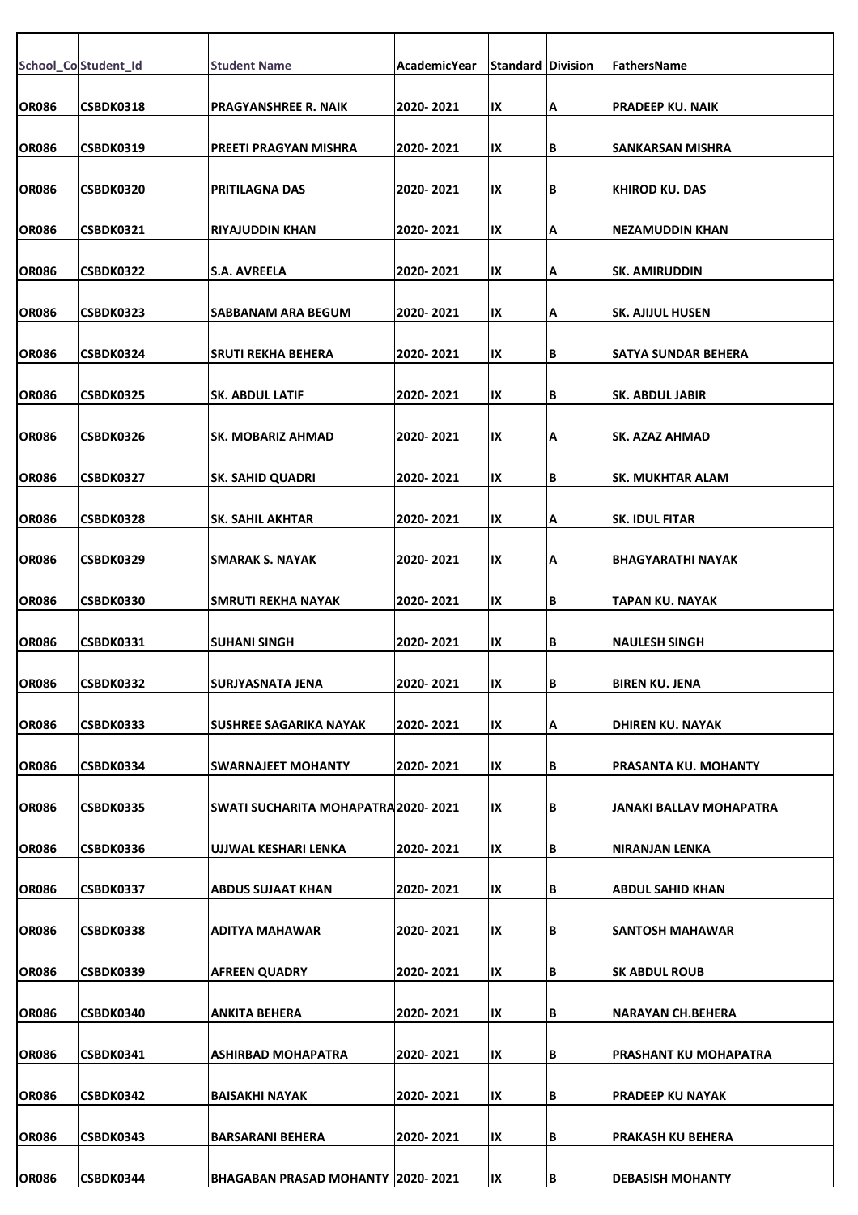| School_Co | Student_Id | Student Name | AcademicYear | Standard | Division | FathersName |
|---|---|---|---|---|---|---|
| OR086 | CSBDK0318 | PRAGYANSHREE R. NAIK | 2020- 2021 | IX | A | PRADEEP KU. NAIK |
| OR086 | CSBDK0319 | PREETI PRAGYAN MISHRA | 2020- 2021 | IX | B | SANKARSAN MISHRA |
| OR086 | CSBDK0320 | PRITILAGNA DAS | 2020- 2021 | IX | B | KHIROD KU. DAS |
| OR086 | CSBDK0321 | RIYAJUDDIN KHAN | 2020- 2021 | IX | A | NEZAMUDDIN KHAN |
| OR086 | CSBDK0322 | S.A. AVREELA | 2020- 2021 | IX | A | SK. AMIRUDDIN |
| OR086 | CSBDK0323 | SABBANAM ARA BEGUM | 2020- 2021 | IX | A | SK. AJIJUL HUSEN |
| OR086 | CSBDK0324 | SRUTI REKHA BEHERA | 2020- 2021 | IX | B | SATYA SUNDAR BEHERA |
| OR086 | CSBDK0325 | SK. ABDUL LATIF | 2020- 2021 | IX | B | SK. ABDUL JABIR |
| OR086 | CSBDK0326 | SK. MOBARIZ AHMAD | 2020- 2021 | IX | A | SK. AZAZ AHMAD |
| OR086 | CSBDK0327 | SK. SAHID QUADRI | 2020- 2021 | IX | B | SK. MUKHTAR ALAM |
| OR086 | CSBDK0328 | SK. SAHIL AKHTAR | 2020- 2021 | IX | A | SK. IDUL FITAR |
| OR086 | CSBDK0329 | SMARAK S. NAYAK | 2020- 2021 | IX | A | BHAGYARATHI NAYAK |
| OR086 | CSBDK0330 | SMRUTI REKHA NAYAK | 2020- 2021 | IX | B | TAPAN KU. NAYAK |
| OR086 | CSBDK0331 | SUHANI SINGH | 2020- 2021 | IX | B | NAULESH SINGH |
| OR086 | CSBDK0332 | SURJYASNATA JENA | 2020- 2021 | IX | B | BIREN KU. JENA |
| OR086 | CSBDK0333 | SUSHREE SAGARIKA NAYAK | 2020- 2021 | IX | A | DHIREN KU. NAYAK |
| OR086 | CSBDK0334 | SWARNAJEET MOHANTY | 2020- 2021 | IX | B | PRASANTA KU. MOHANTY |
| OR086 | CSBDK0335 | SWATI SUCHARITA MOHAPATRA | 2020- 2021 | IX | B | JANAKI BALLAV MOHAPATRA |
| OR086 | CSBDK0336 | UJJWAL KESHARI LENKA | 2020- 2021 | IX | B | NIRANJAN LENKA |
| OR086 | CSBDK0337 | ABDUS SUJAAT KHAN | 2020- 2021 | IX | B | ABDUL SAHID KHAN |
| OR086 | CSBDK0338 | ADITYA MAHAWAR | 2020- 2021 | IX | B | SANTOSH MAHAWAR |
| OR086 | CSBDK0339 | AFREEN QUADRY | 2020- 2021 | IX | B | SK ABDUL ROUB |
| OR086 | CSBDK0340 | ANKITA BEHERA | 2020- 2021 | IX | B | NARAYAN CH.BEHERA |
| OR086 | CSBDK0341 | ASHIRBAD MOHAPATRA | 2020- 2021 | IX | B | PRASHANT KU MOHAPATRA |
| OR086 | CSBDK0342 | BAISAKHI NAYAK | 2020- 2021 | IX | B | PRADEEP KU NAYAK |
| OR086 | CSBDK0343 | BARSARANI BEHERA | 2020- 2021 | IX | B | PRAKASH KU BEHERA |
| OR086 | CSBDK0344 | BHAGABAN PRASAD MOHANTY | 2020- 2021 | IX | B | DEBASISH MOHANTY |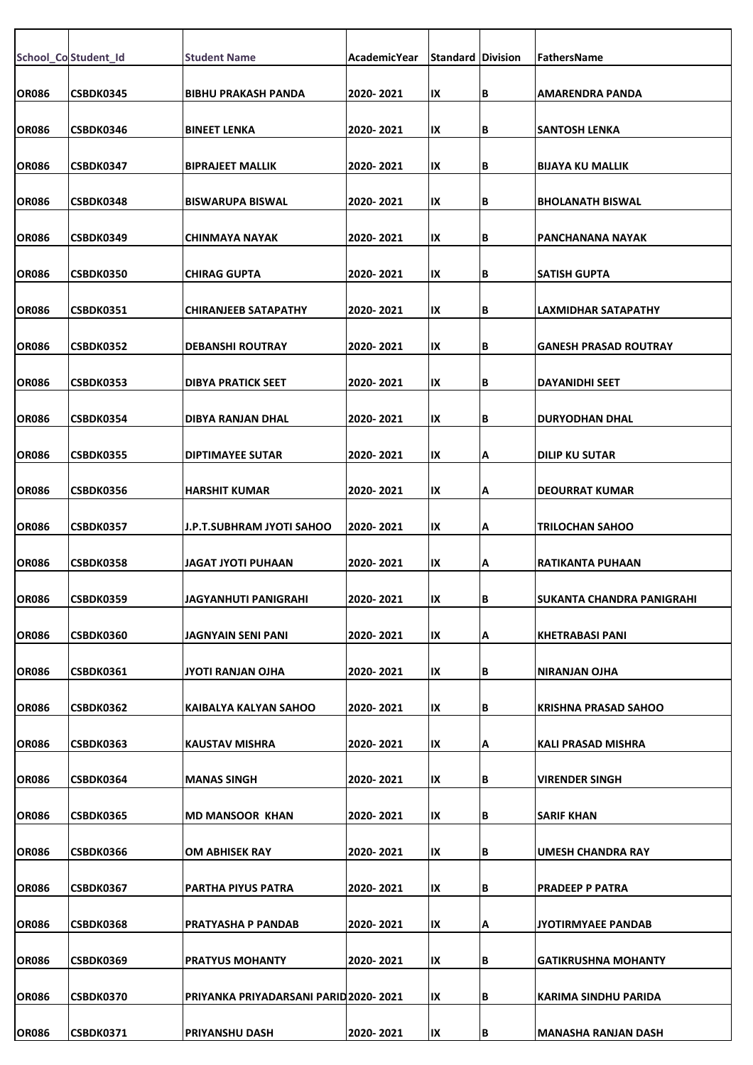| School_Co | Student_Id | Student Name | AcademicYear | Standard | Division | FathersName |
|---|---|---|---|---|---|---|
| OR086 | CSBDK0345 | BIBHU PRAKASH PANDA | 2020- 2021 | IX | B | AMARENDRA PANDA |
| OR086 | CSBDK0346 | BINEET LENKA | 2020- 2021 | IX | B | SANTOSH LENKA |
| OR086 | CSBDK0347 | BIPRAJEET MALLIK | 2020- 2021 | IX | B | BIJAYA KU MALLIK |
| OR086 | CSBDK0348 | BISWARUPA BISWAL | 2020- 2021 | IX | B | BHOLANATH BISWAL |
| OR086 | CSBDK0349 | CHINMAYA NAYAK | 2020- 2021 | IX | B | PANCHANANA NAYAK |
| OR086 | CSBDK0350 | CHIRAG GUPTA | 2020- 2021 | IX | B | SATISH GUPTA |
| OR086 | CSBDK0351 | CHIRANJEEB SATAPATHY | 2020- 2021 | IX | B | LAXMIDHAR SATAPATHY |
| OR086 | CSBDK0352 | DEBANSHI ROUTRAY | 2020- 2021 | IX | B | GANESH PRASAD ROUTRAY |
| OR086 | CSBDK0353 | DIBYA PRATICK SEET | 2020- 2021 | IX | B | DAYANIDHI SEET |
| OR086 | CSBDK0354 | DIBYA RANJAN DHAL | 2020- 2021 | IX | B | DURYODHAN DHAL |
| OR086 | CSBDK0355 | DIPTIMAYEE SUTAR | 2020- 2021 | IX | A | DILIP KU SUTAR |
| OR086 | CSBDK0356 | HARSHIT KUMAR | 2020- 2021 | IX | A | DEOURRAT KUMAR |
| OR086 | CSBDK0357 | J.P.T.SUBHRAM JYOTI SAHOO | 2020- 2021 | IX | A | TRILOCHAN SAHOO |
| OR086 | CSBDK0358 | JAGAT JYOTI PUHAAN | 2020- 2021 | IX | A | RATIKANTA PUHAAN |
| OR086 | CSBDK0359 | JAGYANHUTI PANIGRAHI | 2020- 2021 | IX | B | SUKANTA CHANDRA PANIGRAHI |
| OR086 | CSBDK0360 | JAGNYAIN SENI PANI | 2020- 2021 | IX | A | KHETRABASI PANI |
| OR086 | CSBDK0361 | JYOTI RANJAN OJHA | 2020- 2021 | IX | B | NIRANJAN OJHA |
| OR086 | CSBDK0362 | KAIBALYA KALYAN SAHOO | 2020- 2021 | IX | B | KRISHNA PRASAD SAHOO |
| OR086 | CSBDK0363 | KAUSTAV MISHRA | 2020- 2021 | IX | A | KALI PRASAD MISHRA |
| OR086 | CSBDK0364 | MANAS SINGH | 2020- 2021 | IX | B | VIRENDER SINGH |
| OR086 | CSBDK0365 | MD MANSOOR KHAN | 2020- 2021 | IX | B | SARIF KHAN |
| OR086 | CSBDK0366 | OM ABHISEK RAY | 2020- 2021 | IX | B | UMESH CHANDRA RAY |
| OR086 | CSBDK0367 | PARTHA PIYUS PATRA | 2020- 2021 | IX | B | PRADEEP P PATRA |
| OR086 | CSBDK0368 | PRATYASHA P PANDAB | 2020- 2021 | IX | A | JYOTIRMYAEE PANDAB |
| OR086 | CSBDK0369 | PRATYUS MOHANTY | 2020- 2021 | IX | B | GATIKRUSHNA MOHANTY |
| OR086 | CSBDK0370 | PRIYANKA PRIYADARSANI PARID | 2020- 2021 | IX | B | KARIMA SINDHU PARIDA |
| OR086 | CSBDK0371 | PRIYANSHU DASH | 2020- 2021 | IX | B | MANASHA RANJAN DASH |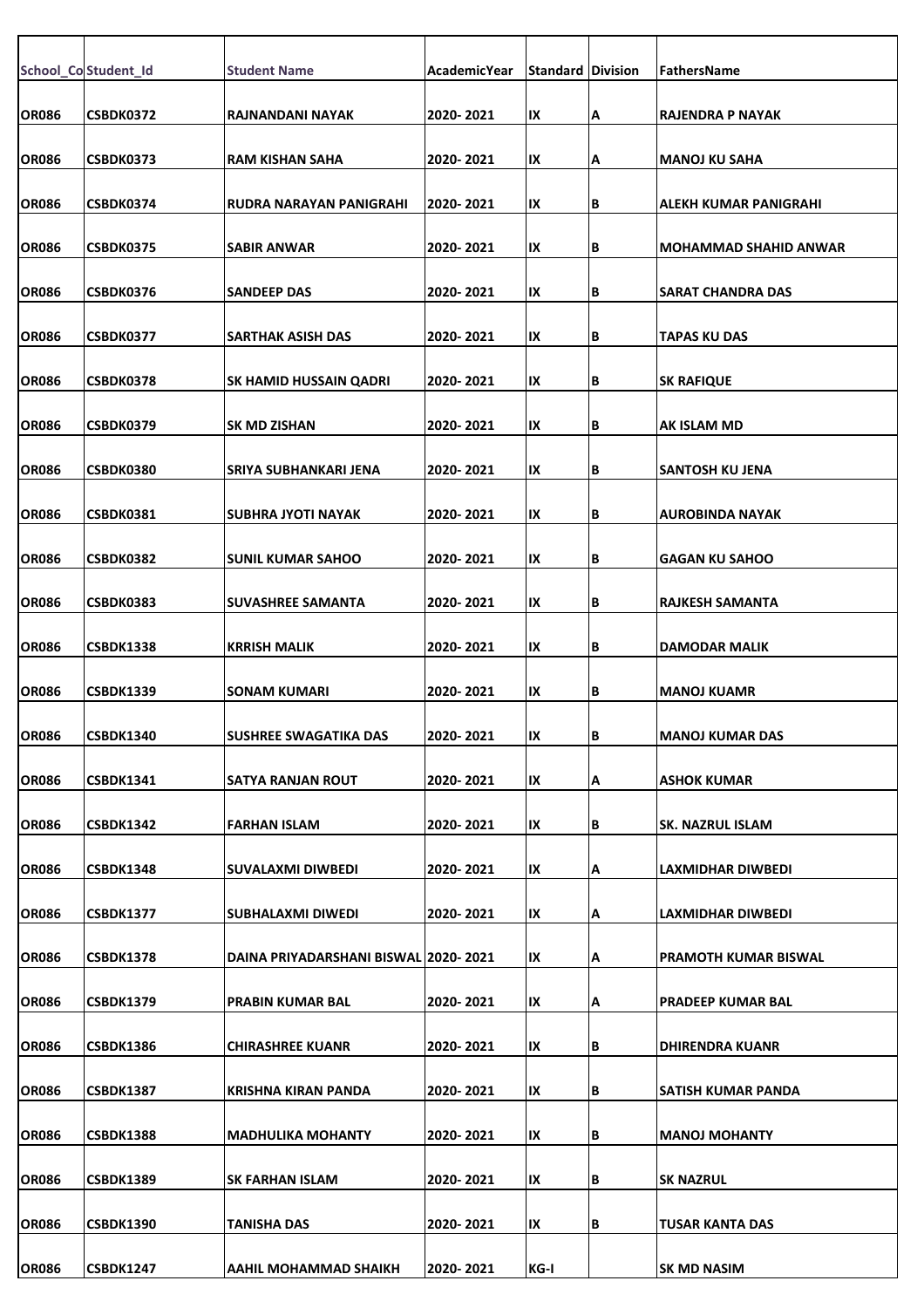| School_Co | Student_Id | Student Name | AcademicYear | Standard | Division | FathersName |
|---|---|---|---|---|---|---|
| OR086 | CSBDK0372 | RAJNANDANI NAYAK | 2020- 2021 | IX | A | RAJENDRA P NAYAK |
| OR086 | CSBDK0373 | RAM KISHAN SAHA | 2020- 2021 | IX | A | MANOJ KU SAHA |
| OR086 | CSBDK0374 | RUDRA NARAYAN PANIGRAHI | 2020- 2021 | IX | B | ALEKH KUMAR PANIGRAHI |
| OR086 | CSBDK0375 | SABIR ANWAR | 2020- 2021 | IX | B | MOHAMMAD SHAHID ANWAR |
| OR086 | CSBDK0376 | SANDEEP DAS | 2020- 2021 | IX | B | SARAT CHANDRA DAS |
| OR086 | CSBDK0377 | SARTHAK ASISH DAS | 2020- 2021 | IX | B | TAPAS KU DAS |
| OR086 | CSBDK0378 | SK HAMID HUSSAIN QADRI | 2020- 2021 | IX | B | SK RAFIQUE |
| OR086 | CSBDK0379 | SK MD ZISHAN | 2020- 2021 | IX | B | AK ISLAM MD |
| OR086 | CSBDK0380 | SRIYA SUBHANKARI JENA | 2020- 2021 | IX | B | SANTOSH KU JENA |
| OR086 | CSBDK0381 | SUBHRA JYOTI NAYAK | 2020- 2021 | IX | B | AUROBINDA NAYAK |
| OR086 | CSBDK0382 | SUNIL KUMAR SAHOO | 2020- 2021 | IX | B | GAGAN KU SAHOO |
| OR086 | CSBDK0383 | SUVASHREE SAMANTA | 2020- 2021 | IX | B | RAJKESH SAMANTA |
| OR086 | CSBDK1338 | KRRISH MALIK | 2020- 2021 | IX | B | DAMODAR MALIK |
| OR086 | CSBDK1339 | SONAM KUMARI | 2020- 2021 | IX | B | MANOJ KUAMR |
| OR086 | CSBDK1340 | SUSHREE SWAGATIKA DAS | 2020- 2021 | IX | B | MANOJ KUMAR DAS |
| OR086 | CSBDK1341 | SATYA RANJAN ROUT | 2020- 2021 | IX | A | ASHOK KUMAR |
| OR086 | CSBDK1342 | FARHAN ISLAM | 2020- 2021 | IX | B | SK. NAZRUL ISLAM |
| OR086 | CSBDK1348 | SUVALAXMI DIWBEDI | 2020- 2021 | IX | A | LAXMIDHAR DIWBEDI |
| OR086 | CSBDK1377 | SUBHALAXMI DIWEDI | 2020- 2021 | IX | A | LAXMIDHAR DIWBEDI |
| OR086 | CSBDK1378 | DAINA PRIYADARSHANI BISWAL | 2020- 2021 | IX | A | PRAMOTH KUMAR BISWAL |
| OR086 | CSBDK1379 | PRABIN KUMAR BAL | 2020- 2021 | IX | A | PRADEEP KUMAR BAL |
| OR086 | CSBDK1386 | CHIRASHREE KUANR | 2020- 2021 | IX | B | DHIRENDRA KUANR |
| OR086 | CSBDK1387 | KRISHNA KIRAN PANDA | 2020- 2021 | IX | B | SATISH KUMAR PANDA |
| OR086 | CSBDK1388 | MADHULIKA MOHANTY | 2020- 2021 | IX | B | MANOJ MOHANTY |
| OR086 | CSBDK1389 | SK FARHAN ISLAM | 2020- 2021 | IX | B | SK NAZRUL |
| OR086 | CSBDK1390 | TANISHA DAS | 2020- 2021 | IX | B | TUSAR KANTA DAS |
| OR086 | CSBDK1247 | AAHIL MOHAMMAD SHAIKH | 2020- 2021 | KG-I | | SK MD NASIM |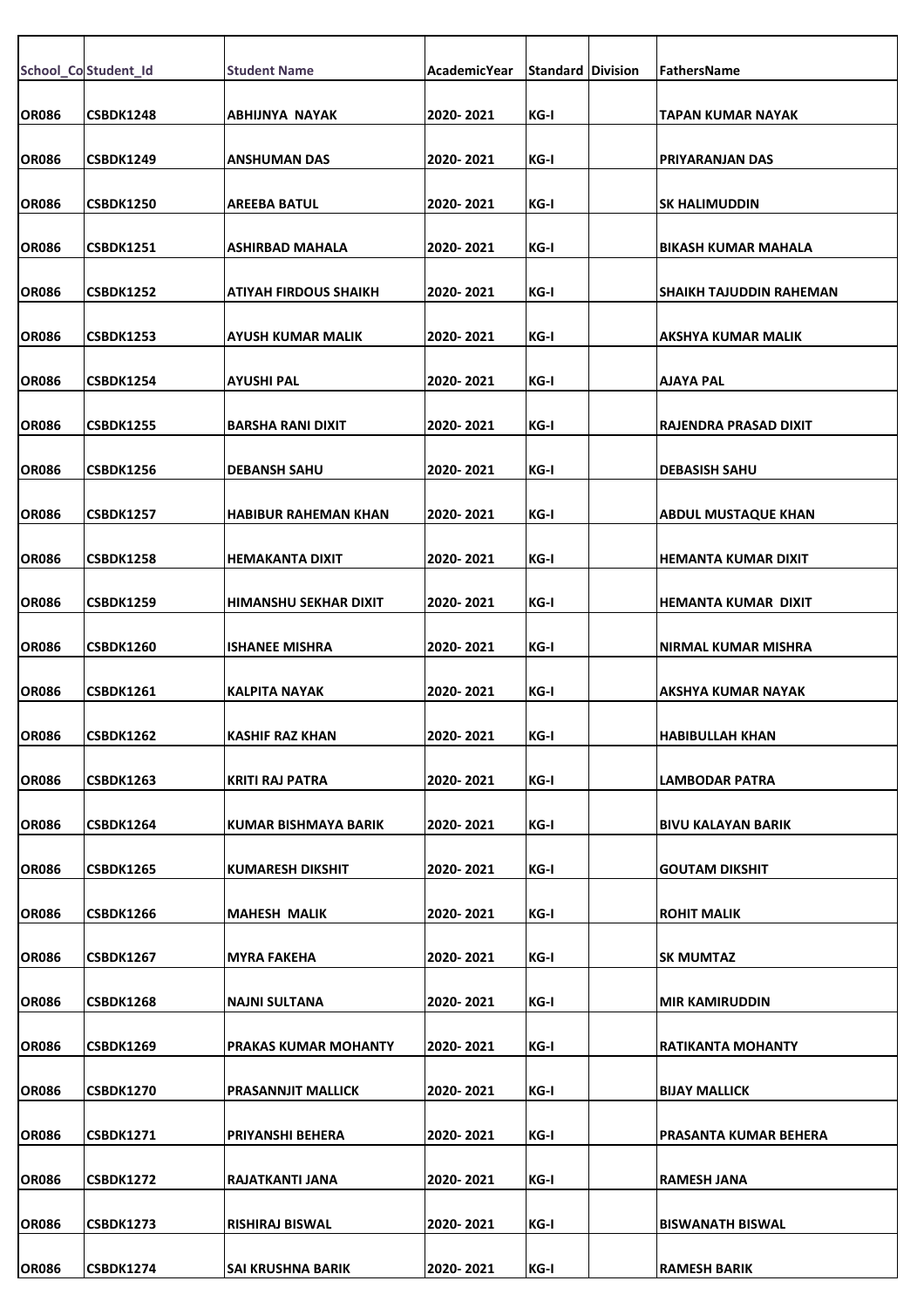| School_Co | Student_Id | Student Name | AcademicYear | Standard | Division | FathersName |
|---|---|---|---|---|---|---|
| OR086 | CSBDK1248 | ABHIJNYA NAYAK | 2020- 2021 | KG-I | | TAPAN KUMAR NAYAK |
| OR086 | CSBDK1249 | ANSHUMAN DAS | 2020- 2021 | KG-I | | PRIYARANJAN DAS |
| OR086 | CSBDK1250 | AREEBA BATUL | 2020- 2021 | KG-I | | SK HALIMUDDIN |
| OR086 | CSBDK1251 | ASHIRBAD MAHALA | 2020- 2021 | KG-I | | BIKASH KUMAR MAHALA |
| OR086 | CSBDK1252 | ATIYAH FIRDOUS SHAIKH | 2020- 2021 | KG-I | | SHAIKH TAJUDDIN RAHEMAN |
| OR086 | CSBDK1253 | AYUSH KUMAR MALIK | 2020- 2021 | KG-I | | AKSHYA KUMAR MALIK |
| OR086 | CSBDK1254 | AYUSHI PAL | 2020- 2021 | KG-I | | AJAYA PAL |
| OR086 | CSBDK1255 | BARSHA RANI DIXIT | 2020- 2021 | KG-I | | RAJENDRA PRASAD DIXIT |
| OR086 | CSBDK1256 | DEBANSH SAHU | 2020- 2021 | KG-I | | DEBASISH SAHU |
| OR086 | CSBDK1257 | HABIBUR RAHEMAN KHAN | 2020- 2021 | KG-I | | ABDUL MUSTAQUE KHAN |
| OR086 | CSBDK1258 | HEMAKANTA DIXIT | 2020- 2021 | KG-I | | HEMANTA KUMAR DIXIT |
| OR086 | CSBDK1259 | HIMANSHU SEKHAR DIXIT | 2020- 2021 | KG-I | | HEMANTA KUMAR DIXIT |
| OR086 | CSBDK1260 | ISHANEE MISHRA | 2020- 2021 | KG-I | | NIRMAL KUMAR MISHRA |
| OR086 | CSBDK1261 | KALPITA NAYAK | 2020- 2021 | KG-I | | AKSHYA KUMAR NAYAK |
| OR086 | CSBDK1262 | KASHIF RAZ KHAN | 2020- 2021 | KG-I | | HABIBULLAH KHAN |
| OR086 | CSBDK1263 | KRITI RAJ PATRA | 2020- 2021 | KG-I | | LAMBODAR PATRA |
| OR086 | CSBDK1264 | KUMAR BISHMAYA BARIK | 2020- 2021 | KG-I | | BIVU KALAYAN BARIK |
| OR086 | CSBDK1265 | KUMARESH DIKSHIT | 2020- 2021 | KG-I | | GOUTAM DIKSHIT |
| OR086 | CSBDK1266 | MAHESH MALIK | 2020- 2021 | KG-I | | ROHIT MALIK |
| OR086 | CSBDK1267 | MYRA FAKEHA | 2020- 2021 | KG-I | | SK MUMTAZ |
| OR086 | CSBDK1268 | NAJNI SULTANA | 2020- 2021 | KG-I | | MIR KAMIRUDDIN |
| OR086 | CSBDK1269 | PRAKAS KUMAR MOHANTY | 2020- 2021 | KG-I | | RATIKANTA MOHANTY |
| OR086 | CSBDK1270 | PRASANNJIT MALLICK | 2020- 2021 | KG-I | | BIJAY MALLICK |
| OR086 | CSBDK1271 | PRIYANSHI BEHERA | 2020- 2021 | KG-I | | PRASANTA KUMAR BEHERA |
| OR086 | CSBDK1272 | RAJATKANTI JANA | 2020- 2021 | KG-I | | RAMESH JANA |
| OR086 | CSBDK1273 | RISHIRAJ BISWAL | 2020- 2021 | KG-I | | BISWANATH BISWAL |
| OR086 | CSBDK1274 | SAI KRUSHNA BARIK | 2020- 2021 | KG-I | | RAMESH BARIK |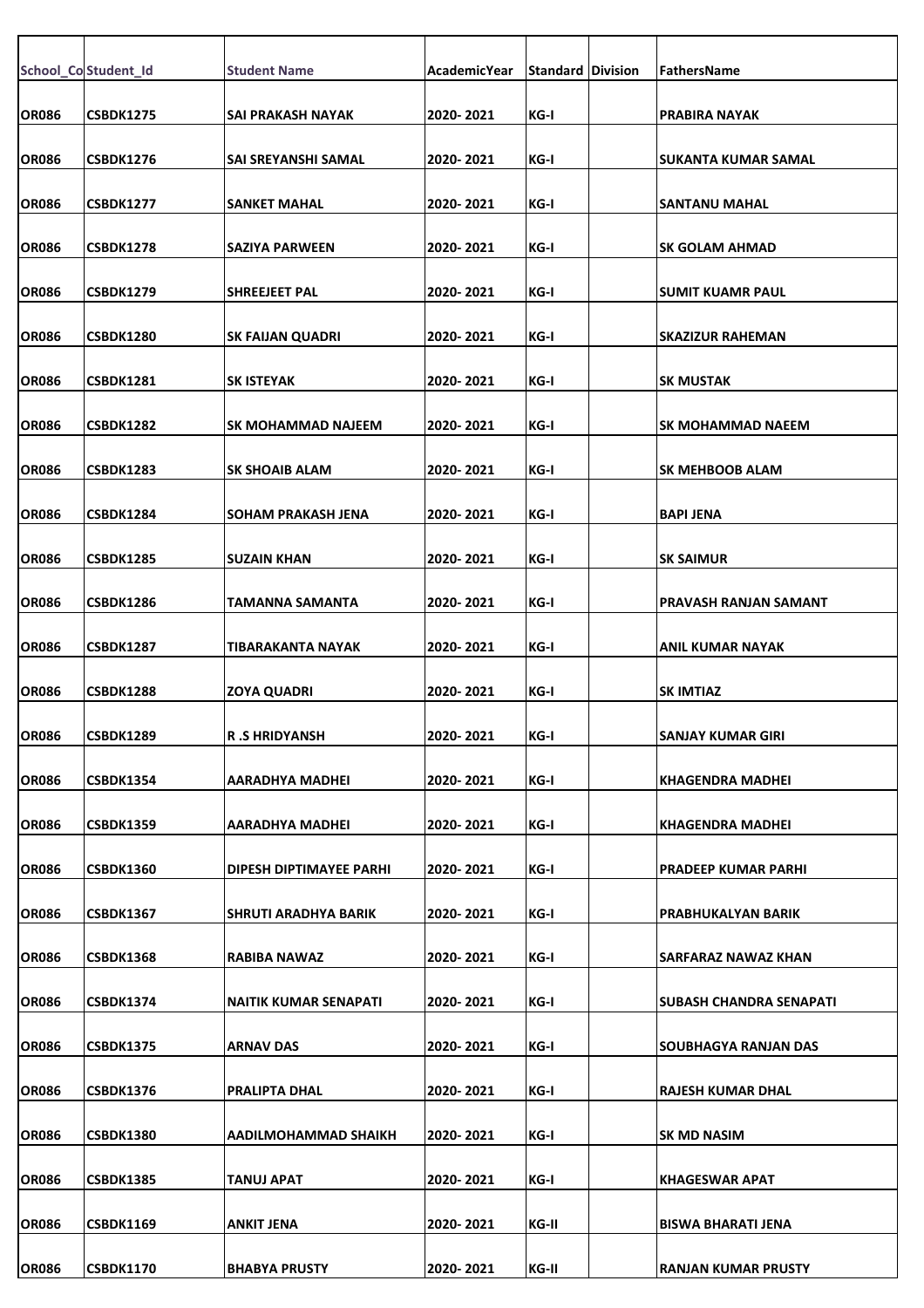| School_Co | Student_Id | Student Name | AcademicYear | Standard | Division | FathersName |
|---|---|---|---|---|---|---|
| OR086 | CSBDK1275 | SAI PRAKASH NAYAK | 2020- 2021 | KG-I | | PRABIRA NAYAK |
| OR086 | CSBDK1276 | SAI SREYANSHI SAMAL | 2020- 2021 | KG-I | | SUKANTA KUMAR SAMAL |
| OR086 | CSBDK1277 | SANKET MAHAL | 2020- 2021 | KG-I | | SANTANU MAHAL |
| OR086 | CSBDK1278 | SAZIYA PARWEEN | 2020- 2021 | KG-I | | SK GOLAM AHMAD |
| OR086 | CSBDK1279 | SHREEJEET PAL | 2020- 2021 | KG-I | | SUMIT KUAMR PAUL |
| OR086 | CSBDK1280 | SK FAIJAN QUADRI | 2020- 2021 | KG-I | | SKAZIZUR RAHEMAN |
| OR086 | CSBDK1281 | SK ISTEYAK | 2020- 2021 | KG-I | | SK MUSTAK |
| OR086 | CSBDK1282 | SK MOHAMMAD NAJEEM | 2020- 2021 | KG-I | | SK MOHAMMAD NAEEM |
| OR086 | CSBDK1283 | SK SHOAIB ALAM | 2020- 2021 | KG-I | | SK MEHBOOB ALAM |
| OR086 | CSBDK1284 | SOHAM PRAKASH JENA | 2020- 2021 | KG-I | | BAPI JENA |
| OR086 | CSBDK1285 | SUZAIN KHAN | 2020- 2021 | KG-I | | SK SAIMUR |
| OR086 | CSBDK1286 | TAMANNA SAMANTA | 2020- 2021 | KG-I | | PRAVASH RANJAN SAMANT |
| OR086 | CSBDK1287 | TIBARAKANTA NAYAK | 2020- 2021 | KG-I | | ANIL KUMAR NAYAK |
| OR086 | CSBDK1288 | ZOYA QUADRI | 2020- 2021 | KG-I | | SK IMTIAZ |
| OR086 | CSBDK1289 | R .S HRIDYANSH | 2020- 2021 | KG-I | | SANJAY KUMAR GIRI |
| OR086 | CSBDK1354 | AARADHYA MADHEI | 2020- 2021 | KG-I | | KHAGENDRA MADHEI |
| OR086 | CSBDK1359 | AARADHYA MADHEI | 2020- 2021 | KG-I | | KHAGENDRA MADHEI |
| OR086 | CSBDK1360 | DIPESH DIPTIMAYEE PARHI | 2020- 2021 | KG-I | | PRADEEP KUMAR PARHI |
| OR086 | CSBDK1367 | SHRUTI ARADHYA BARIK | 2020- 2021 | KG-I | | PRABHUKALYAN BARIK |
| OR086 | CSBDK1368 | RABIBA NAWAZ | 2020- 2021 | KG-I | | SARFARAZ NAWAZ KHAN |
| OR086 | CSBDK1374 | NAITIK KUMAR SENAPATI | 2020- 2021 | KG-I | | SUBASH CHANDRA SENAPATI |
| OR086 | CSBDK1375 | ARNAV DAS | 2020- 2021 | KG-I | | SOUBHAGYA RANJAN DAS |
| OR086 | CSBDK1376 | PRALIPTA DHAL | 2020- 2021 | KG-I | | RAJESH KUMAR DHAL |
| OR086 | CSBDK1380 | AADILMOHAMMAD SHAIKH | 2020- 2021 | KG-I | | SK MD NASIM |
| OR086 | CSBDK1385 | TANUJ APAT | 2020- 2021 | KG-I | | KHAGESWAR APAT |
| OR086 | CSBDK1169 | ANKIT JENA | 2020- 2021 | KG-II | | BISWA BHARATI JENA |
| OR086 | CSBDK1170 | BHABYA PRUSTY | 2020- 2021 | KG-II | | RANJAN KUMAR PRUSTY |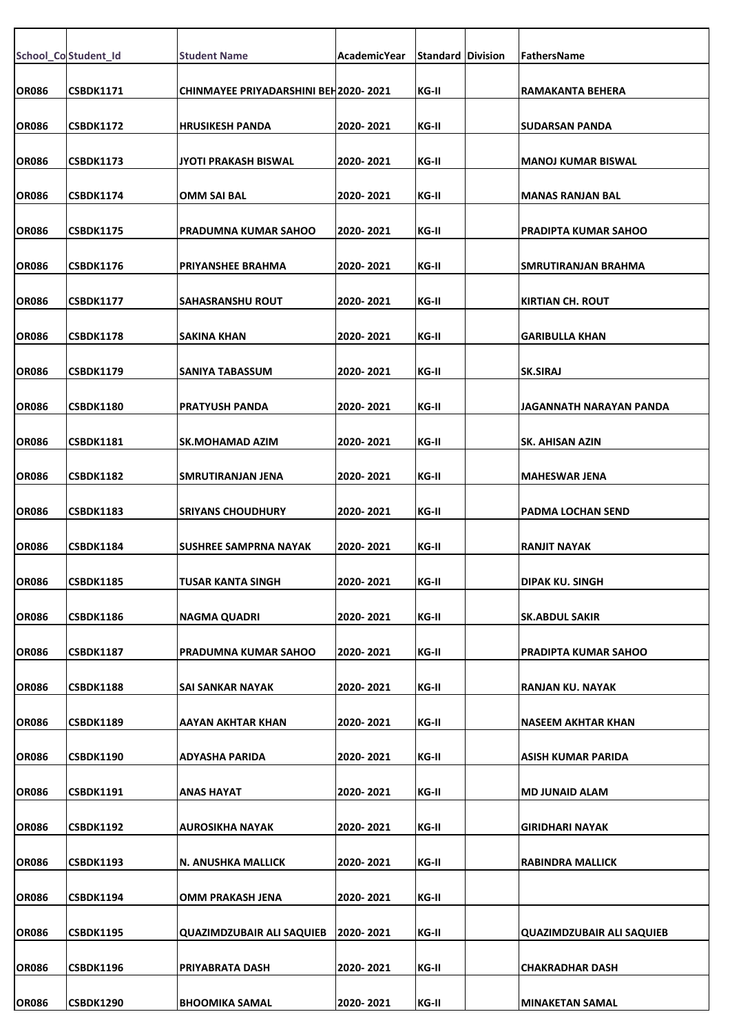| School_Co | Student_Id | Student Name | AcademicYear | Standard | Division | FathersName |
|---|---|---|---|---|---|---|
| OR086 | CSBDK1171 | CHINMAYEE PRIYADARSHINI BEH | 2020- 2021 | KG-II | | RAMAKANTA BEHERA |
| OR086 | CSBDK1172 | HRUSIKESH PANDA | 2020- 2021 | KG-II | | SUDARSAN PANDA |
| OR086 | CSBDK1173 | JYOTI PRAKASH BISWAL | 2020- 2021 | KG-II | | MANOJ KUMAR BISWAL |
| OR086 | CSBDK1174 | OMM SAI BAL | 2020- 2021 | KG-II | | MANAS RANJAN BAL |
| OR086 | CSBDK1175 | PRADUMNA KUMAR SAHOO | 2020- 2021 | KG-II | | PRADIPTA KUMAR SAHOO |
| OR086 | CSBDK1176 | PRIYANSHEE BRAHMA | 2020- 2021 | KG-II | | SMRUTIRANJAN BRAHMA |
| OR086 | CSBDK1177 | SAHASRANSHU ROUT | 2020- 2021 | KG-II | | KIRTIAN CH. ROUT |
| OR086 | CSBDK1178 | SAKINA KHAN | 2020- 2021 | KG-II | | GARIBULLA KHAN |
| OR086 | CSBDK1179 | SANIYA TABASSUM | 2020- 2021 | KG-II | | SK.SIRAJ |
| OR086 | CSBDK1180 | PRATYUSH PANDA | 2020- 2021 | KG-II | | JAGANNATH NARAYAN PANDA |
| OR086 | CSBDK1181 | SK.MOHAMAD AZIM | 2020- 2021 | KG-II | | SK. AHISAN AZIN |
| OR086 | CSBDK1182 | SMRUTIRANJAN JENA | 2020- 2021 | KG-II | | MAHESWAR JENA |
| OR086 | CSBDK1183 | SRIYANS CHOUDHURY | 2020- 2021 | KG-II | | PADMA LOCHAN SEND |
| OR086 | CSBDK1184 | SUSHREE SAMPRNA NAYAK | 2020- 2021 | KG-II | | RANJIT NAYAK |
| OR086 | CSBDK1185 | TUSAR KANTA SINGH | 2020- 2021 | KG-II | | DIPAK KU. SINGH |
| OR086 | CSBDK1186 | NAGMA QUADRI | 2020- 2021 | KG-II | | SK.ABDUL SAKIR |
| OR086 | CSBDK1187 | PRADUMNA KUMAR SAHOO | 2020- 2021 | KG-II | | PRADIPTA KUMAR SAHOO |
| OR086 | CSBDK1188 | SAI SANKAR NAYAK | 2020- 2021 | KG-II | | RANJAN KU. NAYAK |
| OR086 | CSBDK1189 | AAYAN AKHTAR KHAN | 2020- 2021 | KG-II | | NASEEM AKHTAR KHAN |
| OR086 | CSBDK1190 | ADYASHA PARIDA | 2020- 2021 | KG-II | | ASISH KUMAR PARIDA |
| OR086 | CSBDK1191 | ANAS HAYAT | 2020- 2021 | KG-II | | MD JUNAID ALAM |
| OR086 | CSBDK1192 | AUROSIKHA NAYAK | 2020- 2021 | KG-II | | GIRIDHARI NAYAK |
| OR086 | CSBDK1193 | N. ANUSHKA MALLICK | 2020- 2021 | KG-II | | RABINDRA MALLICK |
| OR086 | CSBDK1194 | OMM PRAKASH JENA | 2020- 2021 | KG-II | | |
| OR086 | CSBDK1195 | QUAZIMDZUBAIR ALI SAQUIEB | 2020- 2021 | KG-II | | QUAZIMDZUBAIR ALI SAQUIEB |
| OR086 | CSBDK1196 | PRIYABRATA DASH | 2020- 2021 | KG-II | | CHAKRADHAR DASH |
| OR086 | CSBDK1290 | BHOOMIKA SAMAL | 2020- 2021 | KG-II | | MINAKETAN SAMAL |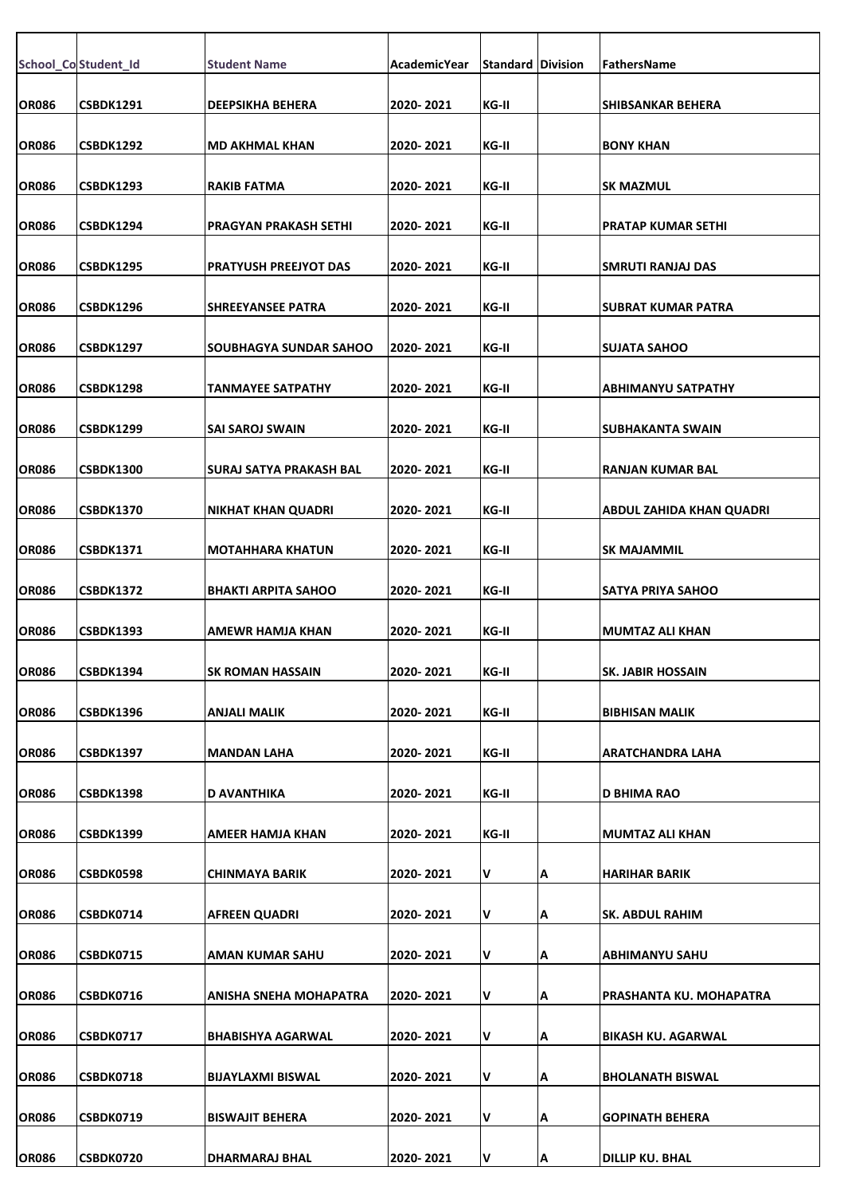| School_Co | Student_Id | Student Name | AcademicYear | Standard | Division | FathersName |
|---|---|---|---|---|---|---|
| OR086 | CSBDK1291 | DEEPSIKHA BEHERA | 2020- 2021 | KG-II | | SHIBSANKAR BEHERA |
| OR086 | CSBDK1292 | MD AKHMAL KHAN | 2020- 2021 | KG-II | | BONY KHAN |
| OR086 | CSBDK1293 | RAKIB FATMA | 2020- 2021 | KG-II | | SK MAZMUL |
| OR086 | CSBDK1294 | PRAGYAN PRAKASH SETHI | 2020- 2021 | KG-II | | PRATAP KUMAR SETHI |
| OR086 | CSBDK1295 | PRATYUSH PREEJYOT DAS | 2020- 2021 | KG-II | | SMRUTI RANJAJ DAS |
| OR086 | CSBDK1296 | SHREEYANSEE PATRA | 2020- 2021 | KG-II | | SUBRAT KUMAR PATRA |
| OR086 | CSBDK1297 | SOUBHAGYA SUNDAR SAHOO | 2020- 2021 | KG-II | | SUJATA SAHOO |
| OR086 | CSBDK1298 | TANMAYEE SATPATHY | 2020- 2021 | KG-II | | ABHIMANYU SATPATHY |
| OR086 | CSBDK1299 | SAI SAROJ SWAIN | 2020- 2021 | KG-II | | SUBHAKANTA SWAIN |
| OR086 | CSBDK1300 | SURAJ SATYA PRAKASH BAL | 2020- 2021 | KG-II | | RANJAN KUMAR BAL |
| OR086 | CSBDK1370 | NIKHAT KHAN QUADRI | 2020- 2021 | KG-II | | ABDUL ZAHIDA KHAN QUADRI |
| OR086 | CSBDK1371 | MOTAHHARA KHATUN | 2020- 2021 | KG-II | | SK MAJAMMIL |
| OR086 | CSBDK1372 | BHAKTI ARPITA SAHOO | 2020- 2021 | KG-II | | SATYA PRIYA SAHOO |
| OR086 | CSBDK1393 | AMEWR HAMJA KHAN | 2020- 2021 | KG-II | | MUMTAZ ALI KHAN |
| OR086 | CSBDK1394 | SK ROMAN HASSAIN | 2020- 2021 | KG-II | | SK. JABIR HOSSAIN |
| OR086 | CSBDK1396 | ANJALI MALIK | 2020- 2021 | KG-II | | BIBHISAN MALIK |
| OR086 | CSBDK1397 | MANDAN LAHA | 2020- 2021 | KG-II | | ARATCHANDRA LAHA |
| OR086 | CSBDK1398 | D AVANTHIKA | 2020- 2021 | KG-II | | D BHIMA RAO |
| OR086 | CSBDK1399 | AMEER HAMJA KHAN | 2020- 2021 | KG-II | | MUMTAZ ALI KHAN |
| OR086 | CSBDK0598 | CHINMAYA BARIK | 2020- 2021 | V | A | HARIHAR BARIK |
| OR086 | CSBDK0714 | AFREEN QUADRI | 2020- 2021 | V | A | SK. ABDUL RAHIM |
| OR086 | CSBDK0715 | AMAN KUMAR SAHU | 2020- 2021 | V | A | ABHIMANYU SAHU |
| OR086 | CSBDK0716 | ANISHA SNEHA MOHAPATRA | 2020- 2021 | V | A | PRASHANTA KU. MOHAPATRA |
| OR086 | CSBDK0717 | BHABISHYA AGARWAL | 2020- 2021 | V | A | BIKASH KU. AGARWAL |
| OR086 | CSBDK0718 | BIJAYLAXMI BISWAL | 2020- 2021 | V | A | BHOLANATH BISWAL |
| OR086 | CSBDK0719 | BISWAJIT BEHERA | 2020- 2021 | V | A | GOPINATH BEHERA |
| OR086 | CSBDK0720 | DHARMARAJ BHAL | 2020- 2021 | V | A | DILLIP KU. BHAL |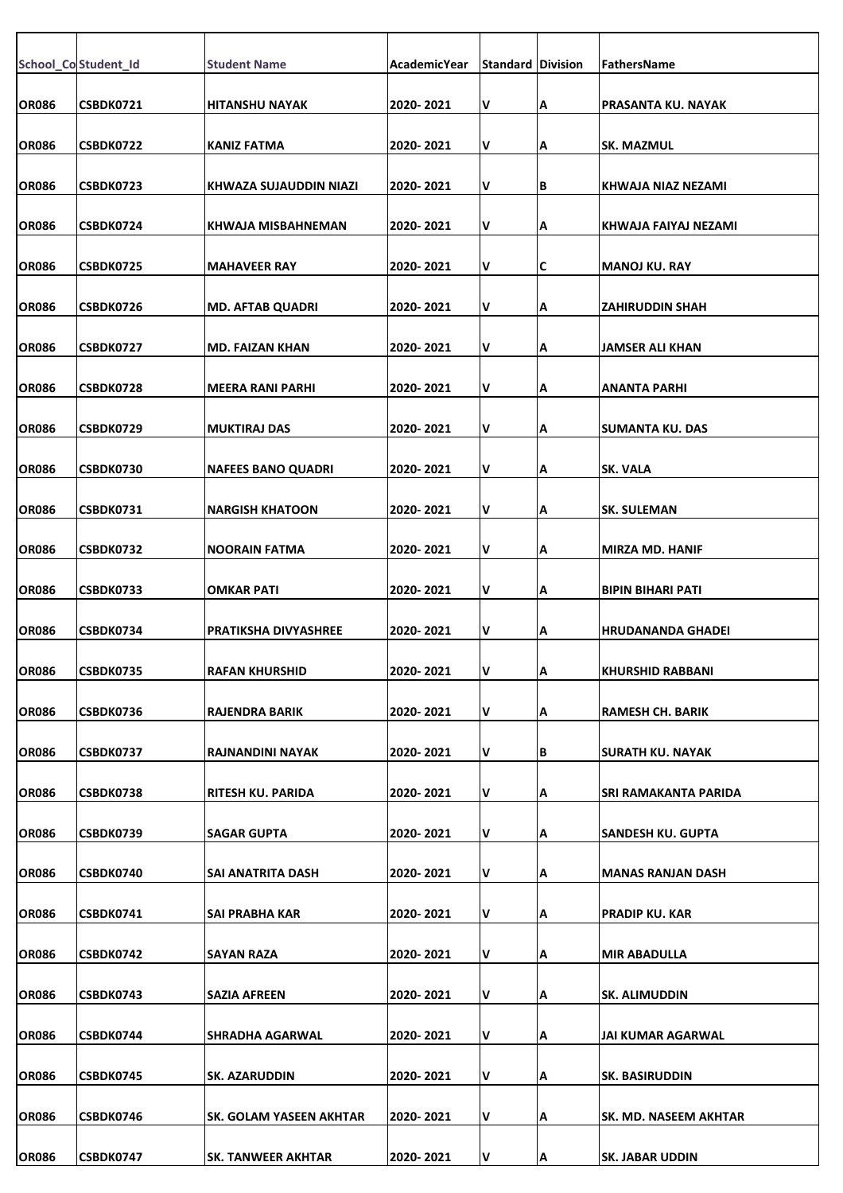| School_Co | Student_Id | Student Name | AcademicYear | Standard | Division | FathersName |
|---|---|---|---|---|---|---|
| OR086 | CSBDK0721 | HITANSHU NAYAK | 2020- 2021 | V | A | PRASANTA KU. NAYAK |
| OR086 | CSBDK0722 | KANIZ FATMA | 2020- 2021 | V | A | SK. MAZMUL |
| OR086 | CSBDK0723 | KHWAZA SUJAUDDIN NIAZI | 2020- 2021 | V | B | KHWAJA NIAZ NEZAMI |
| OR086 | CSBDK0724 | KHWAJA MISBAHNEMAN | 2020- 2021 | V | A | KHWAJA FAIYAJ NEZAMI |
| OR086 | CSBDK0725 | MAHAVEER RAY | 2020- 2021 | V | C | MANOJ KU. RAY |
| OR086 | CSBDK0726 | MD. AFTAB QUADRI | 2020- 2021 | V | A | ZAHIRUDDIN SHAH |
| OR086 | CSBDK0727 | MD. FAIZAN KHAN | 2020- 2021 | V | A | JAMSER ALI KHAN |
| OR086 | CSBDK0728 | MEERA RANI PARHI | 2020- 2021 | V | A | ANANTA PARHI |
| OR086 | CSBDK0729 | MUKTIRAJ DAS | 2020- 2021 | V | A | SUMANTA KU. DAS |
| OR086 | CSBDK0730 | NAFEES BANO QUADRI | 2020- 2021 | V | A | SK. VALA |
| OR086 | CSBDK0731 | NARGISH KHATOON | 2020- 2021 | V | A | SK. SULEMAN |
| OR086 | CSBDK0732 | NOORAIN FATMA | 2020- 2021 | V | A | MIRZA MD. HANIF |
| OR086 | CSBDK0733 | OMKAR PATI | 2020- 2021 | V | A | BIPIN BIHARI PATI |
| OR086 | CSBDK0734 | PRATIKSHA DIVYASHREE | 2020- 2021 | V | A | HRUDANANDA GHADEI |
| OR086 | CSBDK0735 | RAFAN KHURSHID | 2020- 2021 | V | A | KHURSHID RABBANI |
| OR086 | CSBDK0736 | RAJENDRA BARIK | 2020- 2021 | V | A | RAMESH CH. BARIK |
| OR086 | CSBDK0737 | RAJNANDINI NAYAK | 2020- 2021 | V | B | SURATH KU. NAYAK |
| OR086 | CSBDK0738 | RITESH KU. PARIDA | 2020- 2021 | V | A | SRI RAMAKANTA PARIDA |
| OR086 | CSBDK0739 | SAGAR GUPTA | 2020- 2021 | V | A | SANDESH KU. GUPTA |
| OR086 | CSBDK0740 | SAI ANATRITA DASH | 2020- 2021 | V | A | MANAS RANJAN DASH |
| OR086 | CSBDK0741 | SAI PRABHA KAR | 2020- 2021 | V | A | PRADIP KU. KAR |
| OR086 | CSBDK0742 | SAYAN RAZA | 2020- 2021 | V | A | MIR ABADULLA |
| OR086 | CSBDK0743 | SAZIA AFREEN | 2020- 2021 | V | A | SK. ALIMUDDIN |
| OR086 | CSBDK0744 | SHRADHA AGARWAL | 2020- 2021 | V | A | JAI KUMAR AGARWAL |
| OR086 | CSBDK0745 | SK. AZARUDDIN | 2020- 2021 | V | A | SK. BASIRUDDIN |
| OR086 | CSBDK0746 | SK. GOLAM YASEEN AKHTAR | 2020- 2021 | V | A | SK. MD. NASEEM AKHTAR |
| OR086 | CSBDK0747 | SK. TANWEER AKHTAR | 2020- 2021 | V | A | SK. JABAR UDDIN |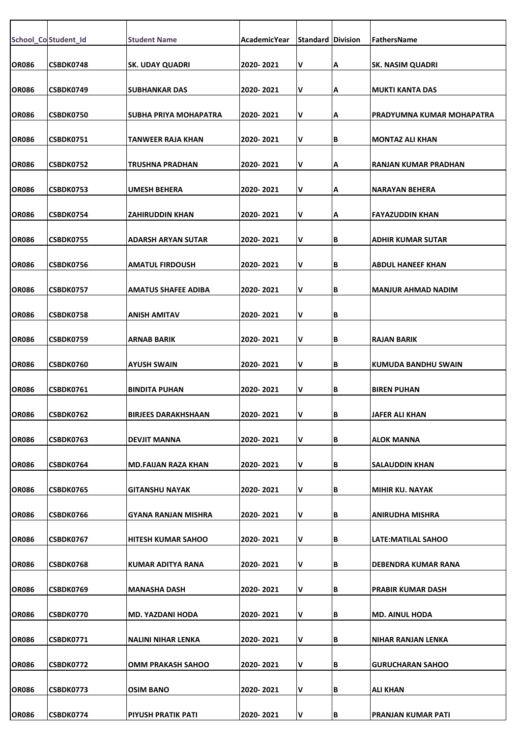| School_Co | Student_Id | Student Name | AcademicYear | Standard | Division | FathersName |
|---|---|---|---|---|---|---|
| OR086 | CSBDK0748 | SK. UDAY QUADRI | 2020- 2021 | V | A | SK. NASIM QUADRI |
| OR086 | CSBDK0749 | SUBHANKAR DAS | 2020- 2021 | V | A | MUKTI KANTA DAS |
| OR086 | CSBDK0750 | SUBHA PRIYA MOHAPATRA | 2020- 2021 | V | A | PRADYUMNA KUMAR MOHAPATRA |
| OR086 | CSBDK0751 | TANWEER RAJA KHAN | 2020- 2021 | V | B | MONTAZ ALI KHAN |
| OR086 | CSBDK0752 | TRUSHNA PRADHAN | 2020- 2021 | V | A | RANJAN KUMAR PRADHAN |
| OR086 | CSBDK0753 | UMESH BEHERA | 2020- 2021 | V | A | NARAYAN BEHERA |
| OR086 | CSBDK0754 | ZAHIRUDDIN KHAN | 2020- 2021 | V | A | FAYAZUDDIN KHAN |
| OR086 | CSBDK0755 | ADARSH ARYAN SUTAR | 2020- 2021 | V | B | ADHIR KUMAR SUTAR |
| OR086 | CSBDK0756 | AMATUL FIRDOUSH | 2020- 2021 | V | B | ABDUL HANEEF KHAN |
| OR086 | CSBDK0757 | AMATUS SHAFEE ADIBA | 2020- 2021 | V | B | MANJUR AHMAD NADIM |
| OR086 | CSBDK0758 | ANISH AMITAV | 2020- 2021 | V | B | |
| OR086 | CSBDK0759 | ARNAB BARIK | 2020- 2021 | V | B | RAJAN BARIK |
| OR086 | CSBDK0760 | AYUSH SWAIN | 2020- 2021 | V | B | KUMUDA BANDHU SWAIN |
| OR086 | CSBDK0761 | BINDITA PUHAN | 2020- 2021 | V | B | BIREN PUHAN |
| OR086 | CSBDK0762 | BIRJEES DARAKHSHAAN | 2020- 2021 | V | B | JAFER ALI KHAN |
| OR086 | CSBDK0763 | DEVJIT MANNA | 2020- 2021 | V | B | ALOK MANNA |
| OR086 | CSBDK0764 | MD.FAIJAN RAZA KHAN | 2020- 2021 | V | B | SALAUDDIN KHAN |
| OR086 | CSBDK0765 | GITANSHU NAYAK | 2020- 2021 | V | B | MIHIR KU. NAYAK |
| OR086 | CSBDK0766 | GYANA RANJAN MISHRA | 2020- 2021 | V | B | ANIRUDHA MISHRA |
| OR086 | CSBDK0767 | HITESH KUMAR SAHOO | 2020- 2021 | V | B | LATE:MATILAL SAHOO |
| OR086 | CSBDK0768 | KUMAR ADITYA RANA | 2020- 2021 | V | B | DEBENDRA KUMAR RANA |
| OR086 | CSBDK0769 | MANASHA DASH | 2020- 2021 | V | B | PRABIR KUMAR DASH |
| OR086 | CSBDK0770 | MD. YAZDANI HODA | 2020- 2021 | V | B | MD. AINUL HODA |
| OR086 | CSBDK0771 | NALINI NIHAR LENKA | 2020- 2021 | V | B | NIHAR RANJAN LENKA |
| OR086 | CSBDK0772 | OMM PRAKASH SAHOO | 2020- 2021 | V | B | GURUCHARAN SAHOO |
| OR086 | CSBDK0773 | OSIM BANO | 2020- 2021 | V | B | ALI KHAN |
| OR086 | CSBDK0774 | PIYUSH PRATIK PATI | 2020- 2021 | V | B | PRANJAN KUMAR PATI |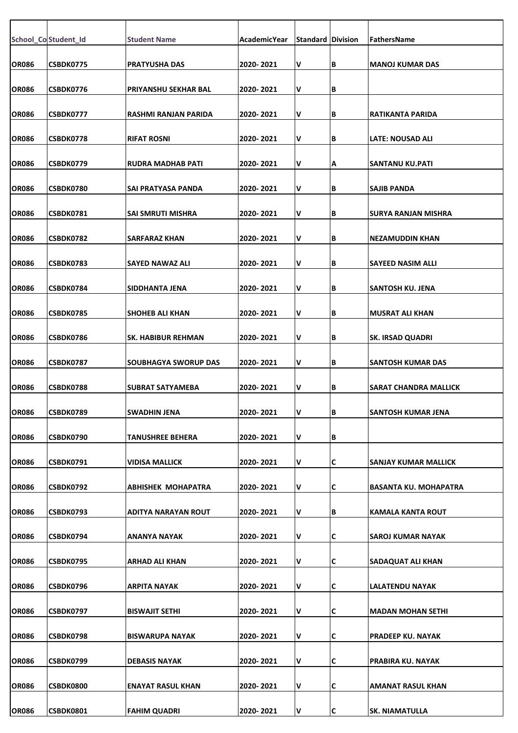| School_Co | Student_Id | Student Name | AcademicYear | Standard | Division | FathersName |
|---|---|---|---|---|---|---|
| OR086 | CSBDK0775 | PRATYUSHA DAS | 2020- 2021 | V | B | MANOJ KUMAR DAS |
| OR086 | CSBDK0776 | PRIYANSHU SEKHAR BAL | 2020- 2021 | V | B | |
| OR086 | CSBDK0777 | RASHMI RANJAN PARIDA | 2020- 2021 | V | B | RATIKANTA PARIDA |
| OR086 | CSBDK0778 | RIFAT ROSNI | 2020- 2021 | V | B | LATE: NOUSAD ALI |
| OR086 | CSBDK0779 | RUDRA MADHAB PATI | 2020- 2021 | V | A | SANTANU KU.PATI |
| OR086 | CSBDK0780 | SAI PRATYASA PANDA | 2020- 2021 | V | B | SAJIB PANDA |
| OR086 | CSBDK0781 | SAI SMRUTI MISHRA | 2020- 2021 | V | B | SURYA RANJAN MISHRA |
| OR086 | CSBDK0782 | SARFARAZ KHAN | 2020- 2021 | V | B | NEZAMUDDIN KHAN |
| OR086 | CSBDK0783 | SAYED NAWAZ ALI | 2020- 2021 | V | B | SAYEED NASIM ALLI |
| OR086 | CSBDK0784 | SIDDHANTA JENA | 2020- 2021 | V | B | SANTOSH KU. JENA |
| OR086 | CSBDK0785 | SHOHEB ALI KHAN | 2020- 2021 | V | B | MUSRAT ALI KHAN |
| OR086 | CSBDK0786 | SK. HABIBUR REHMAN | 2020- 2021 | V | B | SK. IRSAD QUADRI |
| OR086 | CSBDK0787 | SOUBHAGYA SWORUP DAS | 2020- 2021 | V | B | SANTOSH KUMAR DAS |
| OR086 | CSBDK0788 | SUBRAT SATYAMEBA | 2020- 2021 | V | B | SARAT CHANDRA MALLICK |
| OR086 | CSBDK0789 | SWADHIN JENA | 2020- 2021 | V | B | SANTOSH KUMAR JENA |
| OR086 | CSBDK0790 | TANUSHREE BEHERA | 2020- 2021 | V | B | |
| OR086 | CSBDK0791 | VIDISA MALLICK | 2020- 2021 | V | C | SANJAY KUMAR MALLICK |
| OR086 | CSBDK0792 | ABHISHEK MOHAPATRA | 2020- 2021 | V | C | BASANTA KU. MOHAPATRA |
| OR086 | CSBDK0793 | ADITYA NARAYAN ROUT | 2020- 2021 | V | B | KAMALA KANTA ROUT |
| OR086 | CSBDK0794 | ANANYA NAYAK | 2020- 2021 | V | C | SAROJ KUMAR NAYAK |
| OR086 | CSBDK0795 | ARHAD ALI KHAN | 2020- 2021 | V | C | SADAQUAT ALI KHAN |
| OR086 | CSBDK0796 | ARPITA NAYAK | 2020- 2021 | V | C | LALATENDU NAYAK |
| OR086 | CSBDK0797 | BISWAJIT SETHI | 2020- 2021 | V | C | MADAN MOHAN SETHI |
| OR086 | CSBDK0798 | BISWARUPA NAYAK | 2020- 2021 | V | C | PRADEEP KU. NAYAK |
| OR086 | CSBDK0799 | DEBASIS NAYAK | 2020- 2021 | V | C | PRABIRA KU. NAYAK |
| OR086 | CSBDK0800 | ENAYAT RASUL KHAN | 2020- 2021 | V | C | AMANAT RASUL KHAN |
| OR086 | CSBDK0801 | FAHIM QUADRI | 2020- 2021 | V | C | SK. NIAMATULLA |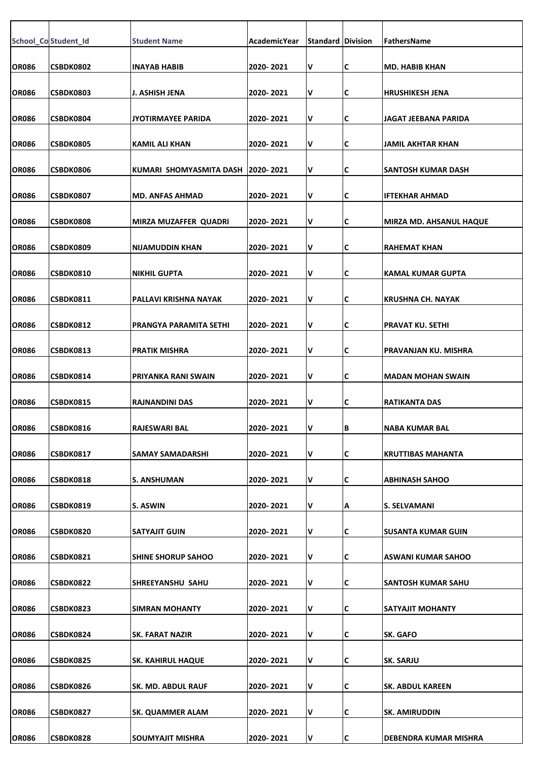| School_Co | Student_Id | Student Name | AcademicYear | Standard | Division | FathersName |
|---|---|---|---|---|---|---|
| OR086 | CSBDK0802 | INAYAB HABIB | 2020- 2021 | V | C | MD. HABIB KHAN |
| OR086 | CSBDK0803 | J. ASHISH JENA | 2020- 2021 | V | C | HRUSHIKESH JENA |
| OR086 | CSBDK0804 | JYOTIRMAYEE PARIDA | 2020- 2021 | V | C | JAGAT JEEBANA PARIDA |
| OR086 | CSBDK0805 | KAMIL ALI KHAN | 2020- 2021 | V | C | JAMIL AKHTAR KHAN |
| OR086 | CSBDK0806 | KUMARI SHOMYASMITA DASH | 2020- 2021 | V | C | SANTOSH KUMAR DASH |
| OR086 | CSBDK0807 | MD. ANFAS AHMAD | 2020- 2021 | V | C | IFTEKHAR AHMAD |
| OR086 | CSBDK0808 | MIRZA MUZAFFER QUADRI | 2020- 2021 | V | C | MIRZA MD. AHSANUL HAQUE |
| OR086 | CSBDK0809 | NIJAMUDDIN KHAN | 2020- 2021 | V | C | RAHEMAT KHAN |
| OR086 | CSBDK0810 | NIKHIL GUPTA | 2020- 2021 | V | C | KAMAL KUMAR GUPTA |
| OR086 | CSBDK0811 | PALLAVI KRISHNA NAYAK | 2020- 2021 | V | C | KRUSHNA CH. NAYAK |
| OR086 | CSBDK0812 | PRANGYA PARAMITA SETHI | 2020- 2021 | V | C | PRAVAT KU. SETHI |
| OR086 | CSBDK0813 | PRATIK MISHRA | 2020- 2021 | V | C | PRAVANJAN KU. MISHRA |
| OR086 | CSBDK0814 | PRIYANKA RANI SWAIN | 2020- 2021 | V | C | MADAN MOHAN SWAIN |
| OR086 | CSBDK0815 | RAJNANDINI DAS | 2020- 2021 | V | C | RATIKANTA DAS |
| OR086 | CSBDK0816 | RAJESWARI BAL | 2020- 2021 | V | B | NABA KUMAR BAL |
| OR086 | CSBDK0817 | SAMAY SAMADARSHI | 2020- 2021 | V | C | KRUTTIBAS MAHANTA |
| OR086 | CSBDK0818 | S. ANSHUMAN | 2020- 2021 | V | C | ABHINASH SAHOO |
| OR086 | CSBDK0819 | S. ASWIN | 2020- 2021 | V | A | S. SELVAMANI |
| OR086 | CSBDK0820 | SATYAJIT GUIN | 2020- 2021 | V | C | SUSANTA KUMAR GUIN |
| OR086 | CSBDK0821 | SHINE SHORUP SAHOO | 2020- 2021 | V | C | ASWANI KUMAR SAHOO |
| OR086 | CSBDK0822 | SHREEYANSHU SAHU | 2020- 2021 | V | C | SANTOSH KUMAR SAHU |
| OR086 | CSBDK0823 | SIMRAN MOHANTY | 2020- 2021 | V | C | SATYAJIT MOHANTY |
| OR086 | CSBDK0824 | SK. FARAT NAZIR | 2020- 2021 | V | C | SK. GAFO |
| OR086 | CSBDK0825 | SK. KAHIRUL HAQUE | 2020- 2021 | V | C | SK. SARJU |
| OR086 | CSBDK0826 | SK. MD. ABDUL RAUF | 2020- 2021 | V | C | SK. ABDUL KAREEN |
| OR086 | CSBDK0827 | SK. QUAMMER ALAM | 2020- 2021 | V | C | SK. AMIRUDDIN |
| OR086 | CSBDK0828 | SOUMYAJIT MISHRA | 2020- 2021 | V | C | DEBENDRA KUMAR MISHRA |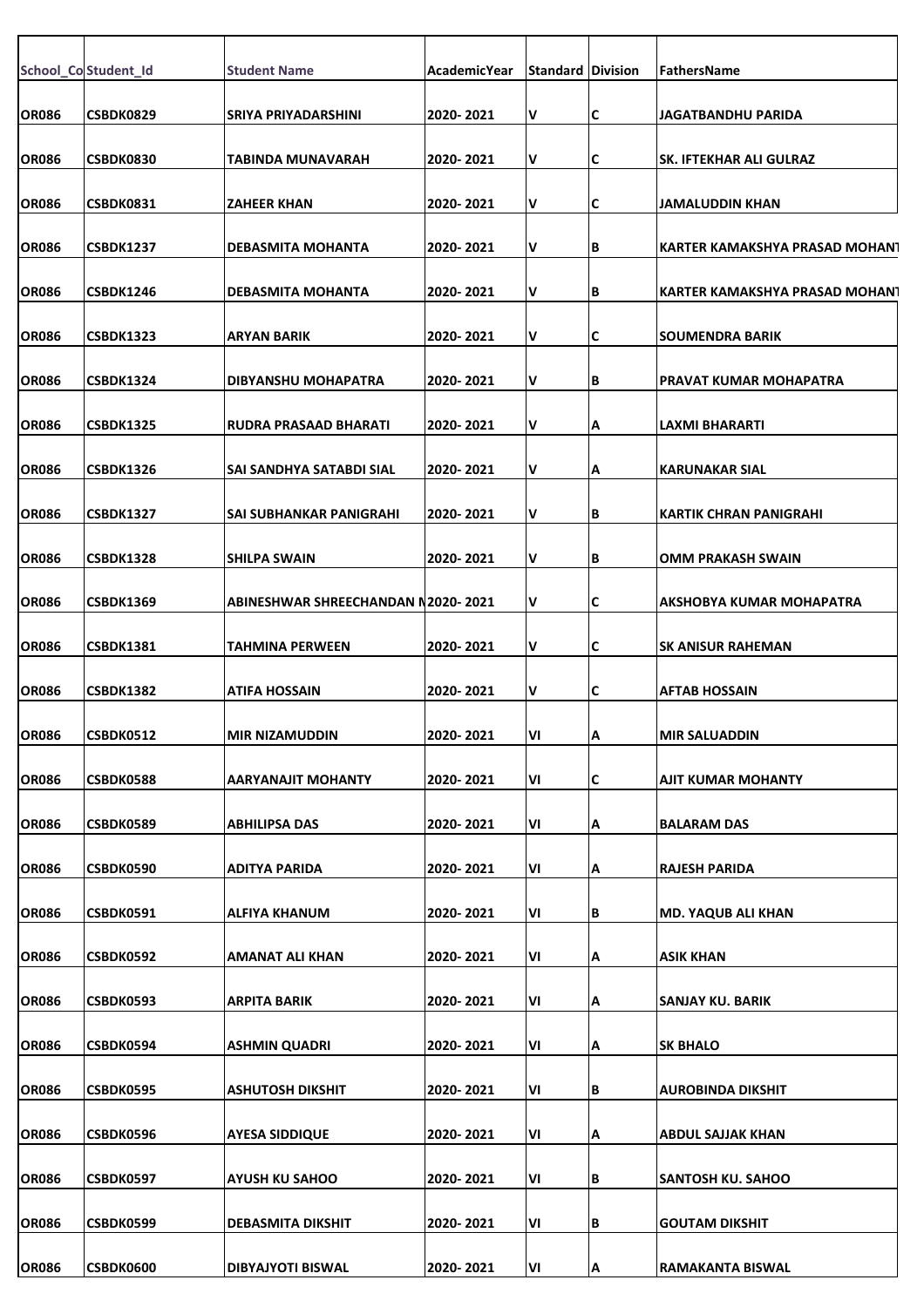| School_Co | Student_Id | Student Name | AcademicYear | Standard | Division | FathersName |
|---|---|---|---|---|---|---|
| OR086 | CSBDK0829 | SRIYA PRIYADARSHINI | 2020- 2021 | V | C | JAGATBANDHU PARIDA |
| OR086 | CSBDK0830 | TABINDA MUNAVARAH | 2020- 2021 | V | C | SK. IFTEKHAR ALI GULRAZ |
| OR086 | CSBDK0831 | ZAHEER KHAN | 2020- 2021 | V | C | JAMALUDDIN KHAN |
| OR086 | CSBDK1237 | DEBASMITA MOHANTA | 2020- 2021 | V | B | KARTER KAMAKSHYA PRASAD MOHANT |
| OR086 | CSBDK1246 | DEBASMITA MOHANTA | 2020- 2021 | V | B | KARTER KAMAKSHYA PRASAD MOHANT |
| OR086 | CSBDK1323 | ARYAN BARIK | 2020- 2021 | V | C | SOUMENDRA BARIK |
| OR086 | CSBDK1324 | DIBYANSHU MOHAPATRA | 2020- 2021 | V | B | PRAVAT KUMAR MOHAPATRA |
| OR086 | CSBDK1325 | RUDRA PRASAAD BHARATI | 2020- 2021 | V | A | LAXMI BHARARTI |
| OR086 | CSBDK1326 | SAI SANDHYA SATABDI SIAL | 2020- 2021 | V | A | KARUNAKAR SIAL |
| OR086 | CSBDK1327 | SAI SUBHANKAR PANIGRAHI | 2020- 2021 | V | B | KARTIK CHRAN PANIGRAHI |
| OR086 | CSBDK1328 | SHILPA SWAIN | 2020- 2021 | V | B | OMM PRAKASH SWAIN |
| OR086 | CSBDK1369 | ABINESHWAR SHREECHANDAN M | 2020- 2021 | V | C | AKSHOBYA KUMAR MOHAPATRA |
| OR086 | CSBDK1381 | TAHMINA PERWEEN | 2020- 2021 | V | C | SK ANISUR RAHEMAN |
| OR086 | CSBDK1382 | ATIFA HOSSAIN | 2020- 2021 | V | C | AFTAB HOSSAIN |
| OR086 | CSBDK0512 | MIR NIZAMUDDIN | 2020- 2021 | VI | A | MIR SALUADDIN |
| OR086 | CSBDK0588 | AARYANAJIT MOHANTY | 2020- 2021 | VI | C | AJIT KUMAR MOHANTY |
| OR086 | CSBDK0589 | ABHILIPSA DAS | 2020- 2021 | VI | A | BALARAM DAS |
| OR086 | CSBDK0590 | ADITYA PARIDA | 2020- 2021 | VI | A | RAJESH PARIDA |
| OR086 | CSBDK0591 | ALFIYA KHANUM | 2020- 2021 | VI | B | MD. YAQUB ALI KHAN |
| OR086 | CSBDK0592 | AMANAT ALI KHAN | 2020- 2021 | VI | A | ASIK KHAN |
| OR086 | CSBDK0593 | ARPITA BARIK | 2020- 2021 | VI | A | SANJAY KU. BARIK |
| OR086 | CSBDK0594 | ASHMIN QUADRI | 2020- 2021 | VI | A | SK BHALO |
| OR086 | CSBDK0595 | ASHUTOSH DIKSHIT | 2020- 2021 | VI | B | AUROBINDA DIKSHIT |
| OR086 | CSBDK0596 | AYESA SIDDIQUE | 2020- 2021 | VI | A | ABDUL SAJJAK KHAN |
| OR086 | CSBDK0597 | AYUSH KU SAHOO | 2020- 2021 | VI | B | SANTOSH KU. SAHOO |
| OR086 | CSBDK0599 | DEBASMITA DIKSHIT | 2020- 2021 | VI | B | GOUTAM DIKSHIT |
| OR086 | CSBDK0600 | DIBYAJYOTI BISWAL | 2020- 2021 | VI | A | RAMAKANTA BISWAL |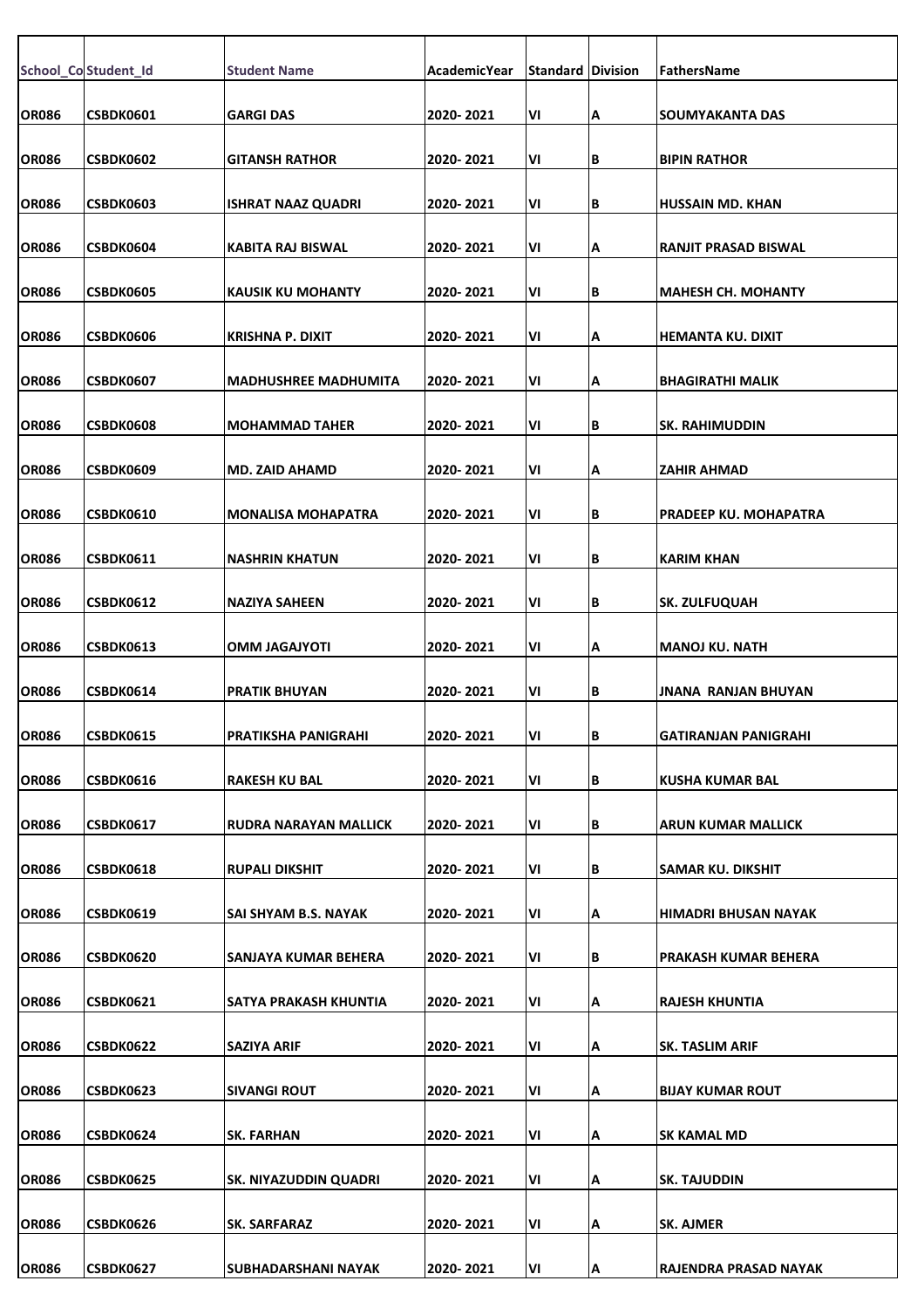| School_Co | Student_Id | Student Name | AcademicYear | Standard | Division | FathersName |
|---|---|---|---|---|---|---|
| OR086 | CSBDK0601 | GARGI DAS | 2020- 2021 | VI | A | SOUMYAKANTA DAS |
| OR086 | CSBDK0602 | GITANSH RATHOR | 2020- 2021 | VI | B | BIPIN RATHOR |
| OR086 | CSBDK0603 | ISHRAT NAAZ QUADRI | 2020- 2021 | VI | B | HUSSAIN MD. KHAN |
| OR086 | CSBDK0604 | KABITA RAJ BISWAL | 2020- 2021 | VI | A | RANJIT PRASAD BISWAL |
| OR086 | CSBDK0605 | KAUSIK KU MOHANTY | 2020- 2021 | VI | B | MAHESH CH. MOHANTY |
| OR086 | CSBDK0606 | KRISHNA P. DIXIT | 2020- 2021 | VI | A | HEMANTA KU. DIXIT |
| OR086 | CSBDK0607 | MADHUSHREE MADHUMITA | 2020- 2021 | VI | A | BHAGIRATHI MALIK |
| OR086 | CSBDK0608 | MOHAMMAD TAHER | 2020- 2021 | VI | B | SK. RAHIMUDDIN |
| OR086 | CSBDK0609 | MD. ZAID AHAMD | 2020- 2021 | VI | A | ZAHIR AHMAD |
| OR086 | CSBDK0610 | MONALISA MOHAPATRA | 2020- 2021 | VI | B | PRADEEP KU. MOHAPATRA |
| OR086 | CSBDK0611 | NASHRIN KHATUN | 2020- 2021 | VI | B | KARIM KHAN |
| OR086 | CSBDK0612 | NAZIYA SAHEEN | 2020- 2021 | VI | B | SK. ZULFUQUAH |
| OR086 | CSBDK0613 | OMM JAGAJYOTI | 2020- 2021 | VI | A | MANOJ KU. NATH |
| OR086 | CSBDK0614 | PRATIK BHUYAN | 2020- 2021 | VI | B | JNANA RANJAN BHUYAN |
| OR086 | CSBDK0615 | PRATIKSHA PANIGRAHI | 2020- 2021 | VI | B | GATIRANJAN PANIGRAHI |
| OR086 | CSBDK0616 | RAKESH KU BAL | 2020- 2021 | VI | B | KUSHA KUMAR BAL |
| OR086 | CSBDK0617 | RUDRA NARAYAN MALLICK | 2020- 2021 | VI | B | ARUN KUMAR MALLICK |
| OR086 | CSBDK0618 | RUPALI DIKSHIT | 2020- 2021 | VI | B | SAMAR KU. DIKSHIT |
| OR086 | CSBDK0619 | SAI SHYAM B.S. NAYAK | 2020- 2021 | VI | A | HIMADRI BHUSAN NAYAK |
| OR086 | CSBDK0620 | SANJAYA KUMAR BEHERA | 2020- 2021 | VI | B | PRAKASH KUMAR BEHERA |
| OR086 | CSBDK0621 | SATYA PRAKASH KHUNTIA | 2020- 2021 | VI | A | RAJESH KHUNTIA |
| OR086 | CSBDK0622 | SAZIYA ARIF | 2020- 2021 | VI | A | SK. TASLIM ARIF |
| OR086 | CSBDK0623 | SIVANGI ROUT | 2020- 2021 | VI | A | BIJAY KUMAR ROUT |
| OR086 | CSBDK0624 | SK. FARHAN | 2020- 2021 | VI | A | SK KAMAL MD |
| OR086 | CSBDK0625 | SK. NIYAZUDDIN QUADRI | 2020- 2021 | VI | A | SK. TAJUDDIN |
| OR086 | CSBDK0626 | SK. SARFARAZ | 2020- 2021 | VI | A | SK. AJMER |
| OR086 | CSBDK0627 | SUBHADARSHANI NAYAK | 2020- 2021 | VI | A | RAJENDRA PRASAD NAYAK |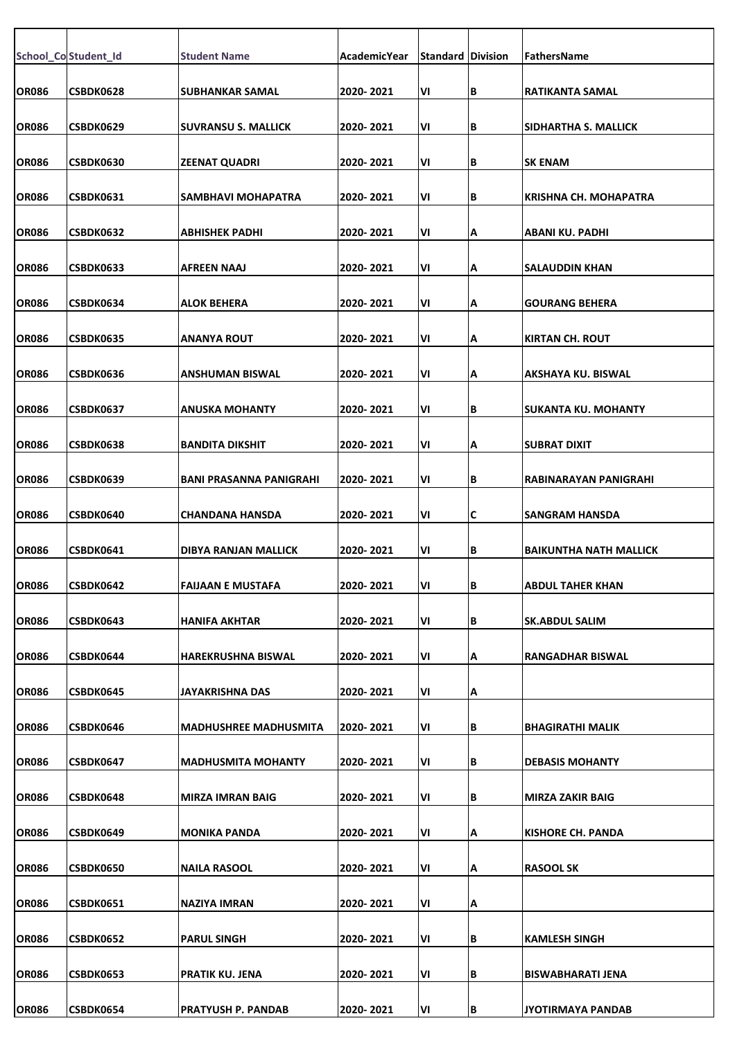| School_Co | Student_Id | Student Name | AcademicYear | Standard | Division | FathersName |
|---|---|---|---|---|---|---|
| OR086 | CSBDK0628 | SUBHANKAR SAMAL | 2020- 2021 | VI | B | RATIKANTA SAMAL |
| OR086 | CSBDK0629 | SUVRANSU S. MALLICK | 2020- 2021 | VI | B | SIDHARTHA S. MALLICK |
| OR086 | CSBDK0630 | ZEENAT QUADRI | 2020- 2021 | VI | B | SK ENAM |
| OR086 | CSBDK0631 | SAMBHAVI MOHAPATRA | 2020- 2021 | VI | B | KRISHNA CH. MOHAPATRA |
| OR086 | CSBDK0632 | ABHISHEK PADHI | 2020- 2021 | VI | A | ABANI KU. PADHI |
| OR086 | CSBDK0633 | AFREEN NAAJ | 2020- 2021 | VI | A | SALAUDDIN KHAN |
| OR086 | CSBDK0634 | ALOK BEHERA | 2020- 2021 | VI | A | GOURANG BEHERA |
| OR086 | CSBDK0635 | ANANYA ROUT | 2020- 2021 | VI | A | KIRTAN CH. ROUT |
| OR086 | CSBDK0636 | ANSHUMAN BISWAL | 2020- 2021 | VI | A | AKSHAYA KU. BISWAL |
| OR086 | CSBDK0637 | ANUSKA MOHANTY | 2020- 2021 | VI | B | SUKANTA KU. MOHANTY |
| OR086 | CSBDK0638 | BANDITA DIKSHIT | 2020- 2021 | VI | A | SUBRAT DIXIT |
| OR086 | CSBDK0639 | BANI PRASANNA PANIGRAHI | 2020- 2021 | VI | B | RABINARAYAN PANIGRAHI |
| OR086 | CSBDK0640 | CHANDANA HANSDA | 2020- 2021 | VI | C | SANGRAM HANSDA |
| OR086 | CSBDK0641 | DIBYA RANJAN MALLICK | 2020- 2021 | VI | B | BAIKUNTHA NATH MALLICK |
| OR086 | CSBDK0642 | FAIJAAN E MUSTAFA | 2020- 2021 | VI | B | ABDUL TAHER KHAN |
| OR086 | CSBDK0643 | HANIFA AKHTAR | 2020- 2021 | VI | B | SK.ABDUL SALIM |
| OR086 | CSBDK0644 | HAREKRUSHNA BISWAL | 2020- 2021 | VI | A | RANGADHAR BISWAL |
| OR086 | CSBDK0645 | JAYAKRISHNA DAS | 2020- 2021 | VI | A | |
| OR086 | CSBDK0646 | MADHUSHREE MADHUSMITA | 2020- 2021 | VI | B | BHAGIRATHI MALIK |
| OR086 | CSBDK0647 | MADHUSMITA MOHANTY | 2020- 2021 | VI | B | DEBASIS MOHANTY |
| OR086 | CSBDK0648 | MIRZA IMRAN BAIG | 2020- 2021 | VI | B | MIRZA ZAKIR BAIG |
| OR086 | CSBDK0649 | MONIKA PANDA | 2020- 2021 | VI | A | KISHORE CH. PANDA |
| OR086 | CSBDK0650 | NAILA RASOOL | 2020- 2021 | VI | A | RASOOL SK |
| OR086 | CSBDK0651 | NAZIYA IMRAN | 2020- 2021 | VI | A | |
| OR086 | CSBDK0652 | PARUL SINGH | 2020- 2021 | VI | B | KAMLESH SINGH |
| OR086 | CSBDK0653 | PRATIK KU. JENA | 2020- 2021 | VI | B | BISWABHARATI JENA |
| OR086 | CSBDK0654 | PRATYUSH P. PANDAB | 2020- 2021 | VI | B | JYOTIRMAYA PANDAB |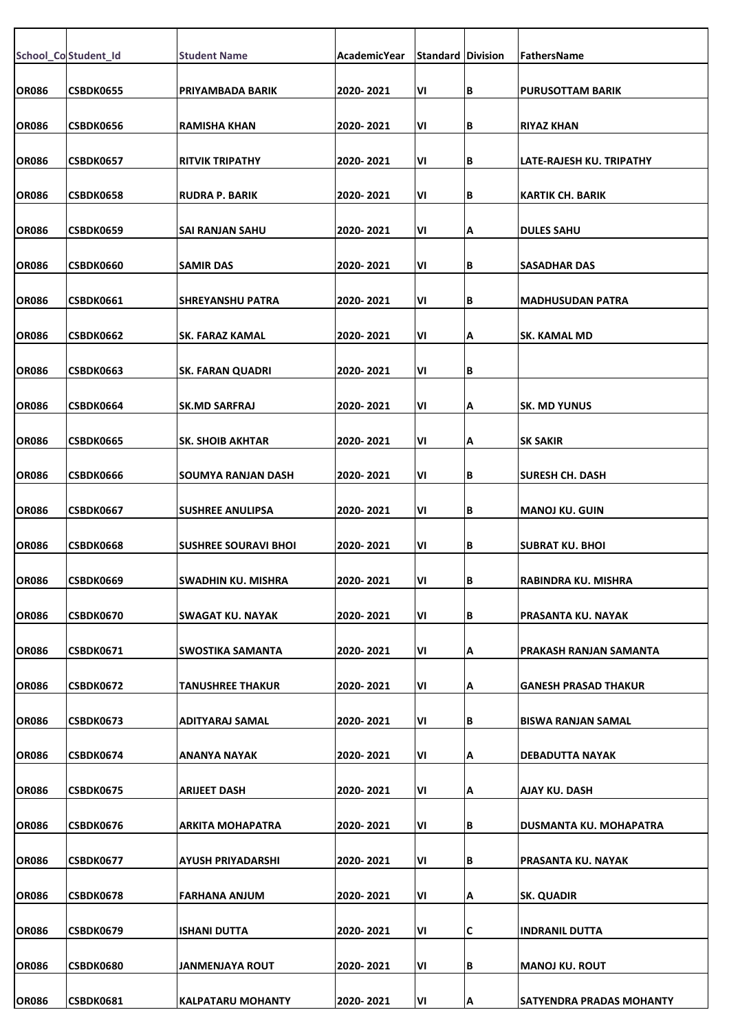| School_Co | Student_Id | Student Name | AcademicYear | Standard | Division | FathersName |
|---|---|---|---|---|---|---|
| OR086 | CSBDK0655 | PRIYAMBADA BARIK | 2020- 2021 | VI | B | PURUSOTTAM BARIK |
| OR086 | CSBDK0656 | RAMISHA KHAN | 2020- 2021 | VI | B | RIYAZ KHAN |
| OR086 | CSBDK0657 | RITVIK TRIPATHY | 2020- 2021 | VI | B | LATE-RAJESH KU. TRIPATHY |
| OR086 | CSBDK0658 | RUDRA P. BARIK | 2020- 2021 | VI | B | KARTIK CH. BARIK |
| OR086 | CSBDK0659 | SAI RANJAN SAHU | 2020- 2021 | VI | A | DULES SAHU |
| OR086 | CSBDK0660 | SAMIR DAS | 2020- 2021 | VI | B | SASADHAR DAS |
| OR086 | CSBDK0661 | SHREYANSHU PATRA | 2020- 2021 | VI | B | MADHUSUDAN PATRA |
| OR086 | CSBDK0662 | SK. FARAZ KAMAL | 2020- 2021 | VI | A | SK. KAMAL MD |
| OR086 | CSBDK0663 | SK. FARAN QUADRI | 2020- 2021 | VI | B | |
| OR086 | CSBDK0664 | SK.MD SARFRAJ | 2020- 2021 | VI | A | SK. MD YUNUS |
| OR086 | CSBDK0665 | SK. SHOIB AKHTAR | 2020- 2021 | VI | A | SK SAKIR |
| OR086 | CSBDK0666 | SOUMYA RANJAN DASH | 2020- 2021 | VI | B | SURESH CH. DASH |
| OR086 | CSBDK0667 | SUSHREE ANULIPSA | 2020- 2021 | VI | B | MANOJ KU. GUIN |
| OR086 | CSBDK0668 | SUSHREE SOURAVI BHOI | 2020- 2021 | VI | B | SUBRAT KU. BHOI |
| OR086 | CSBDK0669 | SWADHIN KU. MISHRA | 2020- 2021 | VI | B | RABINDRA KU. MISHRA |
| OR086 | CSBDK0670 | SWAGAT KU. NAYAK | 2020- 2021 | VI | B | PRASANTA KU. NAYAK |
| OR086 | CSBDK0671 | SWOSTIKA SAMANTA | 2020- 2021 | VI | A | PRAKASH RANJAN SAMANTA |
| OR086 | CSBDK0672 | TANUSHREE THAKUR | 2020- 2021 | VI | A | GANESH PRASAD THAKUR |
| OR086 | CSBDK0673 | ADITYARAJ SAMAL | 2020- 2021 | VI | B | BISWA RANJAN SAMAL |
| OR086 | CSBDK0674 | ANANYA NAYAK | 2020- 2021 | VI | A | DEBADUTTA NAYAK |
| OR086 | CSBDK0675 | ARIJEET DASH | 2020- 2021 | VI | A | AJAY KU. DASH |
| OR086 | CSBDK0676 | ARKITA MOHAPATRA | 2020- 2021 | VI | B | DUSMANTA KU. MOHAPATRA |
| OR086 | CSBDK0677 | AYUSH PRIYADARSHI | 2020- 2021 | VI | B | PRASANTA KU. NAYAK |
| OR086 | CSBDK0678 | FARHANA ANJUM | 2020- 2021 | VI | A | SK. QUADIR |
| OR086 | CSBDK0679 | ISHANI DUTTA | 2020- 2021 | VI | C | INDRANIL DUTTA |
| OR086 | CSBDK0680 | JANMENJAYA ROUT | 2020- 2021 | VI | B | MANOJ KU. ROUT |
| OR086 | CSBDK0681 | KALPATARU MOHANTY | 2020- 2021 | VI | A | SATYENDRA PRADAS MOHANTY |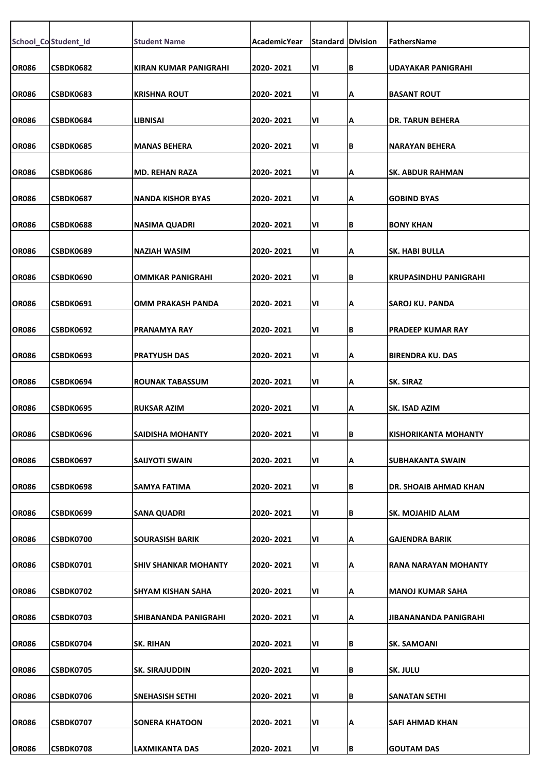| School_Co | Student_Id | Student Name | AcademicYear | Standard | Division | FathersName |
|---|---|---|---|---|---|---|
| OR086 | CSBDK0682 | KIRAN KUMAR PANIGRAHI | 2020- 2021 | VI | B | UDAYAKAR PANIGRAHI |
| OR086 | CSBDK0683 | KRISHNA ROUT | 2020- 2021 | VI | A | BASANT ROUT |
| OR086 | CSBDK0684 | LIBNISAI | 2020- 2021 | VI | A | DR. TARUN BEHERA |
| OR086 | CSBDK0685 | MANAS BEHERA | 2020- 2021 | VI | B | NARAYAN BEHERA |
| OR086 | CSBDK0686 | MD. REHAN RAZA | 2020- 2021 | VI | A | SK. ABDUR RAHMAN |
| OR086 | CSBDK0687 | NANDA KISHOR BYAS | 2020- 2021 | VI | A | GOBIND BYAS |
| OR086 | CSBDK0688 | NASIMA QUADRI | 2020- 2021 | VI | B | BONY KHAN |
| OR086 | CSBDK0689 | NAZIAH WASIM | 2020- 2021 | VI | A | SK. HABI BULLA |
| OR086 | CSBDK0690 | OMMKAR PANIGRAHI | 2020- 2021 | VI | B | KRUPASINDHU PANIGRAHI |
| OR086 | CSBDK0691 | OMM PRAKASH PANDA | 2020- 2021 | VI | A | SAROJ KU. PANDA |
| OR086 | CSBDK0692 | PRANAMYA RAY | 2020- 2021 | VI | B | PRADEEP KUMAR RAY |
| OR086 | CSBDK0693 | PRATYUSH DAS | 2020- 2021 | VI | A | BIRENDRA KU. DAS |
| OR086 | CSBDK0694 | ROUNAK TABASSUM | 2020- 2021 | VI | A | SK. SIRAZ |
| OR086 | CSBDK0695 | RUKSAR AZIM | 2020- 2021 | VI | A | SK. ISAD AZIM |
| OR086 | CSBDK0696 | SAIDISHA MOHANTY | 2020- 2021 | VI | B | KISHORIKANTA MOHANTY |
| OR086 | CSBDK0697 | SAIJYOTI SWAIN | 2020- 2021 | VI | A | SUBHAKANTA SWAIN |
| OR086 | CSBDK0698 | SAMYA FATIMA | 2020- 2021 | VI | B | DR. SHOAIB AHMAD KHAN |
| OR086 | CSBDK0699 | SANA QUADRI | 2020- 2021 | VI | B | SK. MOJAHID ALAM |
| OR086 | CSBDK0700 | SOURASISH BARIK | 2020- 2021 | VI | A | GAJENDRA BARIK |
| OR086 | CSBDK0701 | SHIV SHANKAR MOHANTY | 2020- 2021 | VI | A | RANA NARAYAN MOHANTY |
| OR086 | CSBDK0702 | SHYAM KISHAN SAHA | 2020- 2021 | VI | A | MANOJ KUMAR SAHA |
| OR086 | CSBDK0703 | SHIBANANDA PANIGRAHI | 2020- 2021 | VI | A | JIBANANANDA PANIGRAHI |
| OR086 | CSBDK0704 | SK. RIHAN | 2020- 2021 | VI | B | SK. SAMOANI |
| OR086 | CSBDK0705 | SK. SIRAJUDDIN | 2020- 2021 | VI | B | SK. JULU |
| OR086 | CSBDK0706 | SNEHASISH SETHI | 2020- 2021 | VI | B | SANATAN SETHI |
| OR086 | CSBDK0707 | SONERA KHATOON | 2020- 2021 | VI | A | SAFI AHMAD KHAN |
| OR086 | CSBDK0708 | LAXMIKANTA DAS | 2020- 2021 | VI | B | GOUTAM DAS |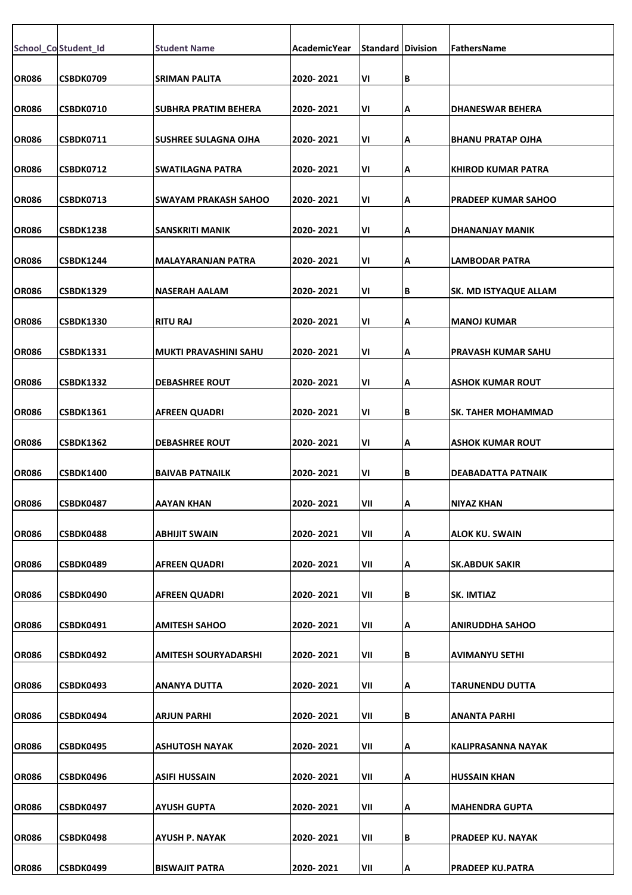| School_Co | Student_Id | Student Name | AcademicYear | Standard | Division | FathersName |
|---|---|---|---|---|---|---|
| OR086 | CSBDK0709 | SRIMAN PALITA | 2020- 2021 | VI | B | |
| OR086 | CSBDK0710 | SUBHRA PRATIM BEHERA | 2020- 2021 | VI | A | DHANESWAR BEHERA |
| OR086 | CSBDK0711 | SUSHREE SULAGNA OJHA | 2020- 2021 | VI | A | BHANU PRATAP OJHA |
| OR086 | CSBDK0712 | SWATILAGNA PATRA | 2020- 2021 | VI | A | KHIROD KUMAR PATRA |
| OR086 | CSBDK0713 | SWAYAM PRAKASH SAHOO | 2020- 2021 | VI | A | PRADEEP KUMAR SAHOO |
| OR086 | CSBDK1238 | SANSKRITI MANIK | 2020- 2021 | VI | A | DHANANJAY MANIK |
| OR086 | CSBDK1244 | MALAYARANJAN PATRA | 2020- 2021 | VI | A | LAMBODAR PATRA |
| OR086 | CSBDK1329 | NASERAH AALAM | 2020- 2021 | VI | B | SK. MD ISTYAQUE ALLAM |
| OR086 | CSBDK1330 | RITU RAJ | 2020- 2021 | VI | A | MANOJ KUMAR |
| OR086 | CSBDK1331 | MUKTI PRAVASHINI SAHU | 2020- 2021 | VI | A | PRAVASH KUMAR SAHU |
| OR086 | CSBDK1332 | DEBASHREE ROUT | 2020- 2021 | VI | A | ASHOK KUMAR ROUT |
| OR086 | CSBDK1361 | AFREEN QUADRI | 2020- 2021 | VI | B | SK. TAHER MOHAMMAD |
| OR086 | CSBDK1362 | DEBASHREE ROUT | 2020- 2021 | VI | A | ASHOK KUMAR ROUT |
| OR086 | CSBDK1400 | BAIVAB PATNAILK | 2020- 2021 | VI | B | DEABADATTA PATNAIK |
| OR086 | CSBDK0487 | AAYAN KHAN | 2020- 2021 | VII | A | NIYAZ KHAN |
| OR086 | CSBDK0488 | ABHIJIT SWAIN | 2020- 2021 | VII | A | ALOK KU. SWAIN |
| OR086 | CSBDK0489 | AFREEN QUADRI | 2020- 2021 | VII | A | SK.ABDUK SAKIR |
| OR086 | CSBDK0490 | AFREEN QUADRI | 2020- 2021 | VII | B | SK. IMTIAZ |
| OR086 | CSBDK0491 | AMITESH SAHOO | 2020- 2021 | VII | A | ANIRUDDHA SAHOO |
| OR086 | CSBDK0492 | AMITESH SOURYADARSHI | 2020- 2021 | VII | B | AVIMANYU SETHI |
| OR086 | CSBDK0493 | ANANYA DUTTA | 2020- 2021 | VII | A | TARUNENDU DUTTA |
| OR086 | CSBDK0494 | ARJUN PARHI | 2020- 2021 | VII | B | ANANTA PARHI |
| OR086 | CSBDK0495 | ASHUTOSH NAYAK | 2020- 2021 | VII | A | KALIPRASANNA NAYAK |
| OR086 | CSBDK0496 | ASIFI HUSSAIN | 2020- 2021 | VII | A | HUSSAIN KHAN |
| OR086 | CSBDK0497 | AYUSH GUPTA | 2020- 2021 | VII | A | MAHENDRA GUPTA |
| OR086 | CSBDK0498 | AYUSH P. NAYAK | 2020- 2021 | VII | B | PRADEEP KU. NAYAK |
| OR086 | CSBDK0499 | BISWAJIT PATRA | 2020- 2021 | VII | A | PRADEEP KU.PATRA |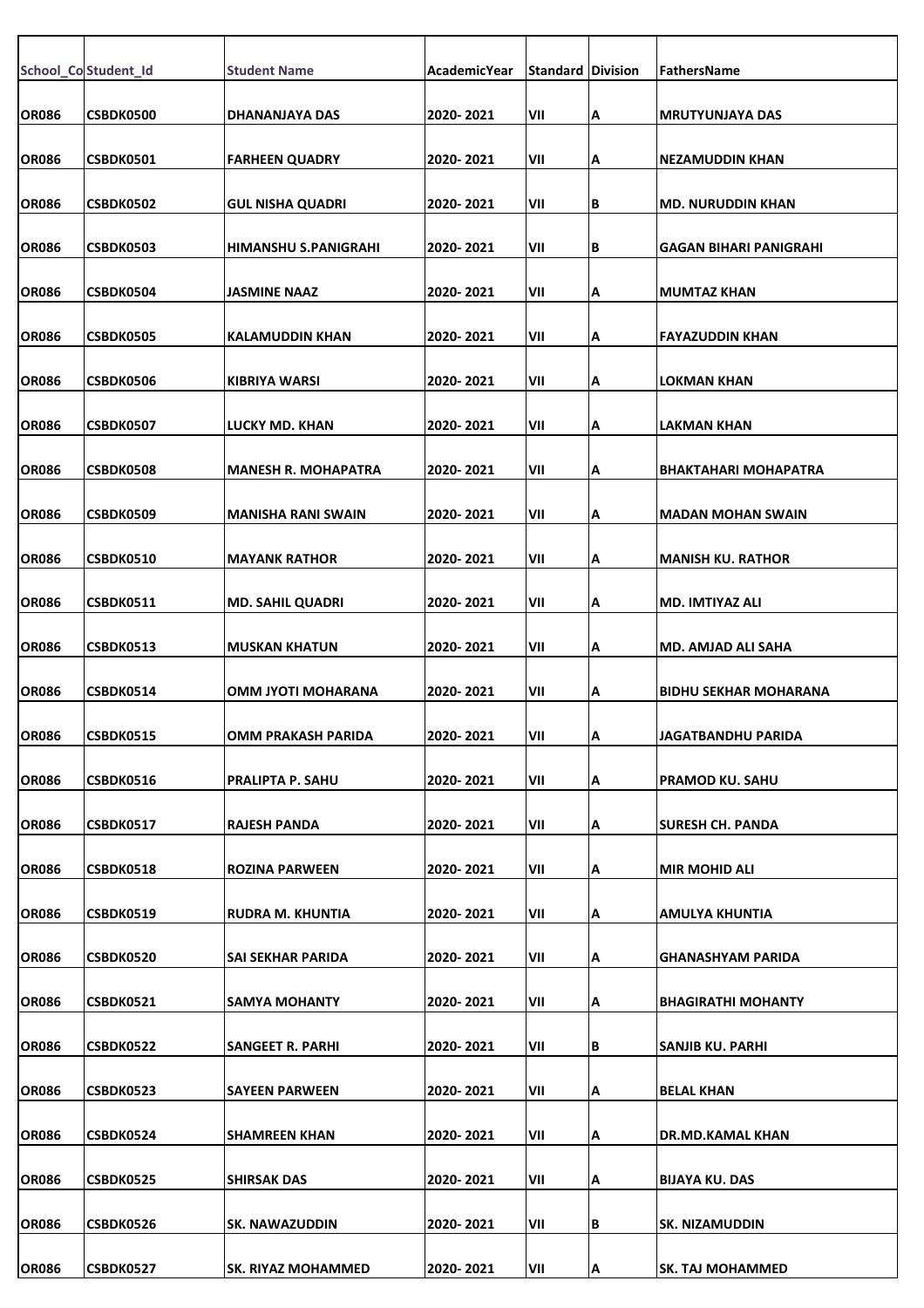| School_Co | Student_Id | Student Name | AcademicYear | Standard | Division | FathersName |
|---|---|---|---|---|---|---|
| OR086 | CSBDK0500 | DHANANJAYA DAS | 2020- 2021 | VII | A | MRUTYUNJAYA DAS |
| OR086 | CSBDK0501 | FARHEEN QUADRY | 2020- 2021 | VII | A | NEZAMUDDIN KHAN |
| OR086 | CSBDK0502 | GUL NISHA QUADRI | 2020- 2021 | VII | B | MD. NURUDDIN KHAN |
| OR086 | CSBDK0503 | HIMANSHU S.PANIGRAHI | 2020- 2021 | VII | B | GAGAN BIHARI PANIGRAHI |
| OR086 | CSBDK0504 | JASMINE NAAZ | 2020- 2021 | VII | A | MUMTAZ KHAN |
| OR086 | CSBDK0505 | KALAMUDDIN KHAN | 2020- 2021 | VII | A | FAYAZUDDIN KHAN |
| OR086 | CSBDK0506 | KIBRIYA WARSI | 2020- 2021 | VII | A | LOKMAN KHAN |
| OR086 | CSBDK0507 | LUCKY MD. KHAN | 2020- 2021 | VII | A | LAKMAN KHAN |
| OR086 | CSBDK0508 | MANESH R. MOHAPATRA | 2020- 2021 | VII | A | BHAKTAHARI MOHAPATRA |
| OR086 | CSBDK0509 | MANISHA RANI SWAIN | 2020- 2021 | VII | A | MADAN MOHAN SWAIN |
| OR086 | CSBDK0510 | MAYANK RATHOR | 2020- 2021 | VII | A | MANISH KU. RATHOR |
| OR086 | CSBDK0511 | MD. SAHIL QUADRI | 2020- 2021 | VII | A | MD. IMTIYAZ ALI |
| OR086 | CSBDK0513 | MUSKAN KHATUN | 2020- 2021 | VII | A | MD. AMJAD ALI SAHA |
| OR086 | CSBDK0514 | OMM JYOTI MOHARANA | 2020- 2021 | VII | A | BIDHU SEKHAR MOHARANA |
| OR086 | CSBDK0515 | OMM PRAKASH PARIDA | 2020- 2021 | VII | A | JAGATBANDHU PARIDA |
| OR086 | CSBDK0516 | PRALIPTA P. SAHU | 2020- 2021 | VII | A | PRAMOD KU. SAHU |
| OR086 | CSBDK0517 | RAJESH PANDA | 2020- 2021 | VII | A | SURESH CH. PANDA |
| OR086 | CSBDK0518 | ROZINA PARWEEN | 2020- 2021 | VII | A | MIR MOHID ALI |
| OR086 | CSBDK0519 | RUDRA M. KHUNTIA | 2020- 2021 | VII | A | AMULYA KHUNTIA |
| OR086 | CSBDK0520 | SAI SEKHAR PARIDA | 2020- 2021 | VII | A | GHANASHYAM PARIDA |
| OR086 | CSBDK0521 | SAMYA MOHANTY | 2020- 2021 | VII | A | BHAGIRATHI MOHANTY |
| OR086 | CSBDK0522 | SANGEET R. PARHI | 2020- 2021 | VII | B | SANJIB KU. PARHI |
| OR086 | CSBDK0523 | SAYEEN PARWEEN | 2020- 2021 | VII | A | BELAL KHAN |
| OR086 | CSBDK0524 | SHAMREEN KHAN | 2020- 2021 | VII | A | DR.MD.KAMAL KHAN |
| OR086 | CSBDK0525 | SHIRSAK DAS | 2020- 2021 | VII | A | BIJAYA KU. DAS |
| OR086 | CSBDK0526 | SK. NAWAZUDDIN | 2020- 2021 | VII | B | SK. NIZAMUDDIN |
| OR086 | CSBDK0527 | SK. RIYAZ MOHAMMED | 2020- 2021 | VII | A | SK. TAJ MOHAMMED |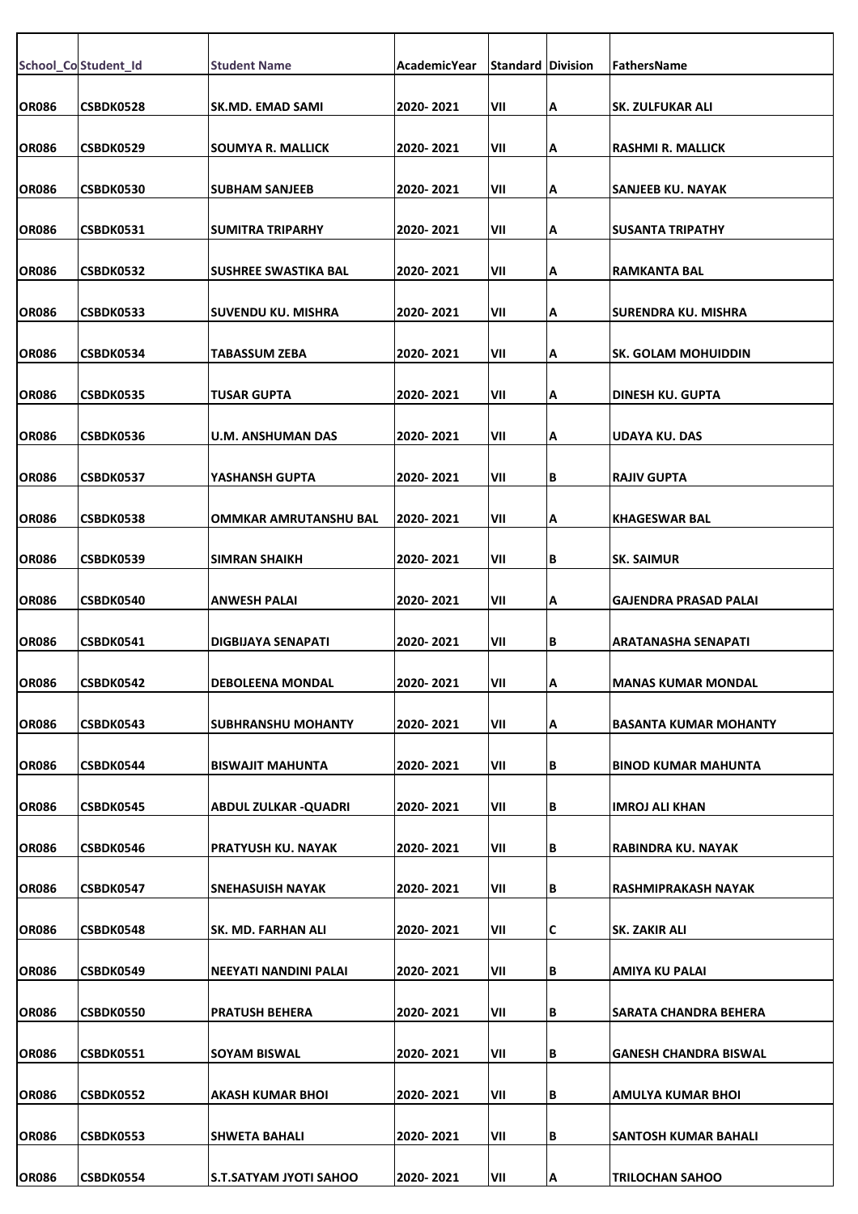| School_Co | Student_Id | Student Name | AcademicYear | Standard | Division | FathersName |
|---|---|---|---|---|---|---|
| OR086 | CSBDK0528 | SK.MD. EMAD SAMI | 2020- 2021 | VII | A | SK. ZULFUKAR ALI |
| OR086 | CSBDK0529 | SOUMYA R. MALLICK | 2020- 2021 | VII | A | RASHMI R. MALLICK |
| OR086 | CSBDK0530 | SUBHAM SANJEEB | 2020- 2021 | VII | A | SANJEEB KU. NAYAK |
| OR086 | CSBDK0531 | SUMITRA TRIPARHY | 2020- 2021 | VII | A | SUSANTA TRIPATHY |
| OR086 | CSBDK0532 | SUSHREE SWASTIKA BAL | 2020- 2021 | VII | A | RAMKANTA BAL |
| OR086 | CSBDK0533 | SUVENDU KU. MISHRA | 2020- 2021 | VII | A | SURENDRA KU. MISHRA |
| OR086 | CSBDK0534 | TABASSUM ZEBA | 2020- 2021 | VII | A | SK. GOLAM MOHUIDDIN |
| OR086 | CSBDK0535 | TUSAR GUPTA | 2020- 2021 | VII | A | DINESH KU. GUPTA |
| OR086 | CSBDK0536 | U.M. ANSHUMAN DAS | 2020- 2021 | VII | A | UDAYA KU. DAS |
| OR086 | CSBDK0537 | YASHANSH GUPTA | 2020- 2021 | VII | B | RAJIV GUPTA |
| OR086 | CSBDK0538 | OMMKAR AMRUTANSHU BAL | 2020- 2021 | VII | A | KHAGESWAR BAL |
| OR086 | CSBDK0539 | SIMRAN SHAIKH | 2020- 2021 | VII | B | SK. SAIMUR |
| OR086 | CSBDK0540 | ANWESH PALAI | 2020- 2021 | VII | A | GAJENDRA PRASAD PALAI |
| OR086 | CSBDK0541 | DIGBIJAYA SENAPATI | 2020- 2021 | VII | B | ARATANASHA SENAPATI |
| OR086 | CSBDK0542 | DEBOLEENA MONDAL | 2020- 2021 | VII | A | MANAS KUMAR MONDAL |
| OR086 | CSBDK0543 | SUBHRANSHU MOHANTY | 2020- 2021 | VII | A | BASANTA KUMAR MOHANTY |
| OR086 | CSBDK0544 | BISWAJIT MAHUNTA | 2020- 2021 | VII | B | BINOD KUMAR MAHUNTA |
| OR086 | CSBDK0545 | ABDUL ZULKAR -QUADRI | 2020- 2021 | VII | B | IMROJ ALI KHAN |
| OR086 | CSBDK0546 | PRATYUSH KU. NAYAK | 2020- 2021 | VII | B | RABINDRA KU. NAYAK |
| OR086 | CSBDK0547 | SNEHASUISH NAYAK | 2020- 2021 | VII | B | RASHMIPRAKASH NAYAK |
| OR086 | CSBDK0548 | SK. MD. FARHAN ALI | 2020- 2021 | VII | C | SK. ZAKIR ALI |
| OR086 | CSBDK0549 | NEEYATI NANDINI PALAI | 2020- 2021 | VII | B | AMIYA KU PALAI |
| OR086 | CSBDK0550 | PRATUSH BEHERA | 2020- 2021 | VII | B | SARATA CHANDRA BEHERA |
| OR086 | CSBDK0551 | SOYAM BISWAL | 2020- 2021 | VII | B | GANESH CHANDRA BISWAL |
| OR086 | CSBDK0552 | AKASH KUMAR BHOI | 2020- 2021 | VII | B | AMULYA KUMAR BHOI |
| OR086 | CSBDK0553 | SHWETA BAHALI | 2020- 2021 | VII | B | SANTOSH KUMAR BAHALI |
| OR086 | CSBDK0554 | S.T.SATYAM JYOTI SAHOO | 2020- 2021 | VII | A | TRILOCHAN SAHOO |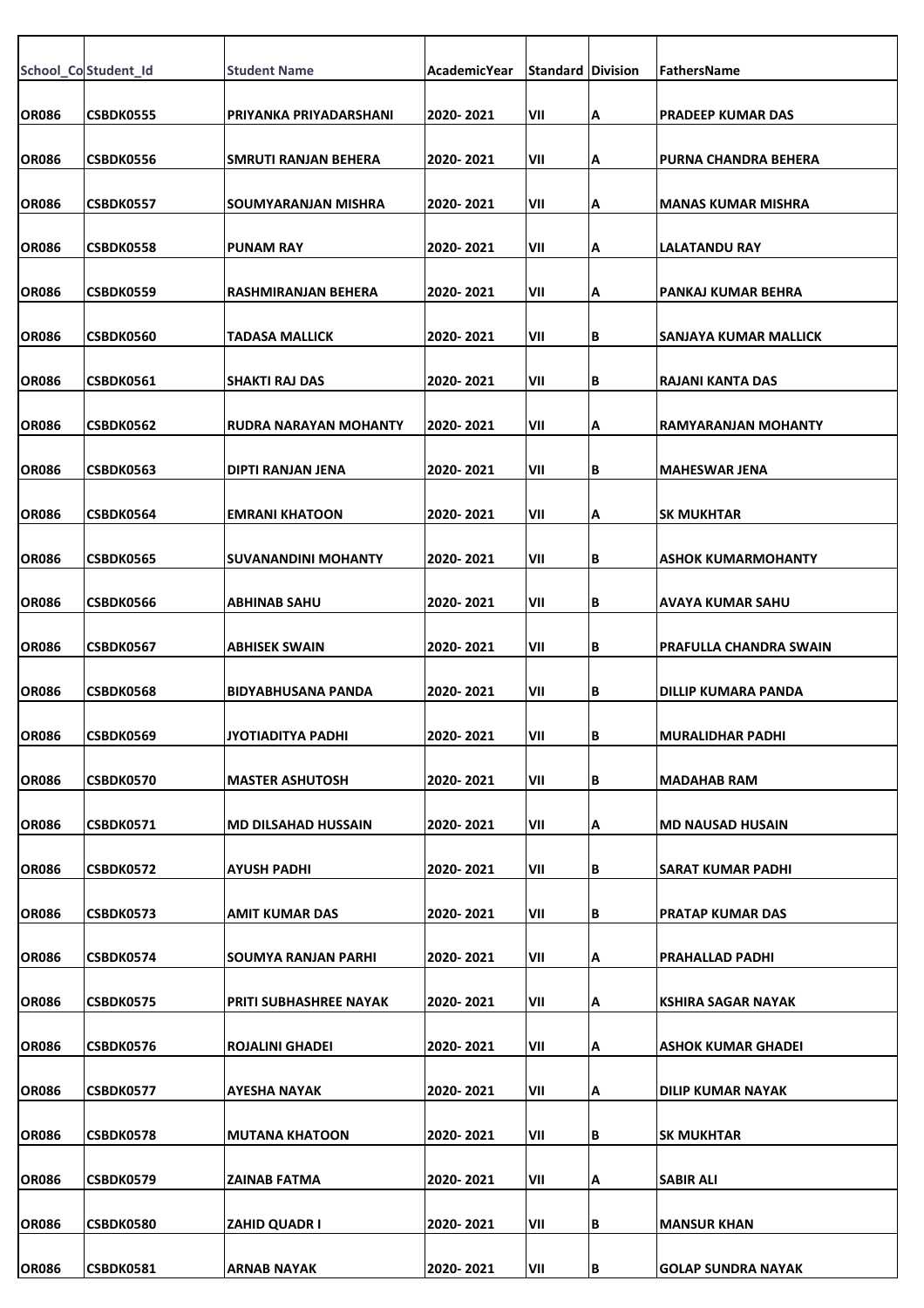| School_Co | Student_Id | Student Name | AcademicYear | Standard | Division | FathersName |
|---|---|---|---|---|---|---|
| OR086 | CSBDK0555 | PRIYANKA PRIYADARSHANI | 2020- 2021 | VII | A | PRADEEP KUMAR DAS |
| OR086 | CSBDK0556 | SMRUTI RANJAN BEHERA | 2020- 2021 | VII | A | PURNA CHANDRA BEHERA |
| OR086 | CSBDK0557 | SOUMYARANJAN MISHRA | 2020- 2021 | VII | A | MANAS KUMAR MISHRA |
| OR086 | CSBDK0558 | PUNAM RAY | 2020- 2021 | VII | A | LALATANDU RAY |
| OR086 | CSBDK0559 | RASHMIRANJAN BEHERA | 2020- 2021 | VII | A | PANKAJ KUMAR BEHRA |
| OR086 | CSBDK0560 | TADASA MALLICK | 2020- 2021 | VII | B | SANJAYA KUMAR MALLICK |
| OR086 | CSBDK0561 | SHAKTI RAJ DAS | 2020- 2021 | VII | B | RAJANI KANTA DAS |
| OR086 | CSBDK0562 | RUDRA NARAYAN MOHANTY | 2020- 2021 | VII | A | RAMYARANJAN MOHANTY |
| OR086 | CSBDK0563 | DIPTI RANJAN JENA | 2020- 2021 | VII | B | MAHESWAR JENA |
| OR086 | CSBDK0564 | EMRANI KHATOON | 2020- 2021 | VII | A | SK MUKHTAR |
| OR086 | CSBDK0565 | SUVANANDINI MOHANTY | 2020- 2021 | VII | B | ASHOK KUMARMOHANTY |
| OR086 | CSBDK0566 | ABHINAB SAHU | 2020- 2021 | VII | B | AVAYA KUMAR SAHU |
| OR086 | CSBDK0567 | ABHISEK SWAIN | 2020- 2021 | VII | B | PRAFULLA CHANDRA SWAIN |
| OR086 | CSBDK0568 | BIDYABHUSANA PANDA | 2020- 2021 | VII | B | DILLIP KUMARA PANDA |
| OR086 | CSBDK0569 | JYOTIADITYA PADHI | 2020- 2021 | VII | B | MURALIDHAR PADHI |
| OR086 | CSBDK0570 | MASTER ASHUTOSH | 2020- 2021 | VII | B | MADAHAB RAM |
| OR086 | CSBDK0571 | MD DILSAHAD HUSSAIN | 2020- 2021 | VII | A | MD NAUSAD HUSAIN |
| OR086 | CSBDK0572 | AYUSH PADHI | 2020- 2021 | VII | B | SARAT KUMAR PADHI |
| OR086 | CSBDK0573 | AMIT KUMAR DAS | 2020- 2021 | VII | B | PRATAP KUMAR DAS |
| OR086 | CSBDK0574 | SOUMYA RANJAN PARHI | 2020- 2021 | VII | A | PRAHALLAD PADHI |
| OR086 | CSBDK0575 | PRITI SUBHASHREE NAYAK | 2020- 2021 | VII | A | KSHIRA SAGAR NAYAK |
| OR086 | CSBDK0576 | ROJALINI GHADEI | 2020- 2021 | VII | A | ASHOK KUMAR GHADEI |
| OR086 | CSBDK0577 | AYESHA NAYAK | 2020- 2021 | VII | A | DILIP KUMAR NAYAK |
| OR086 | CSBDK0578 | MUTANA KHATOON | 2020- 2021 | VII | B | SK MUKHTAR |
| OR086 | CSBDK0579 | ZAINAB FATMA | 2020- 2021 | VII | A | SABIR ALI |
| OR086 | CSBDK0580 | ZAHID QUADR I | 2020- 2021 | VII | B | MANSUR KHAN |
| OR086 | CSBDK0581 | ARNAB NAYAK | 2020- 2021 | VII | B | GOLAP SUNDRA NAYAK |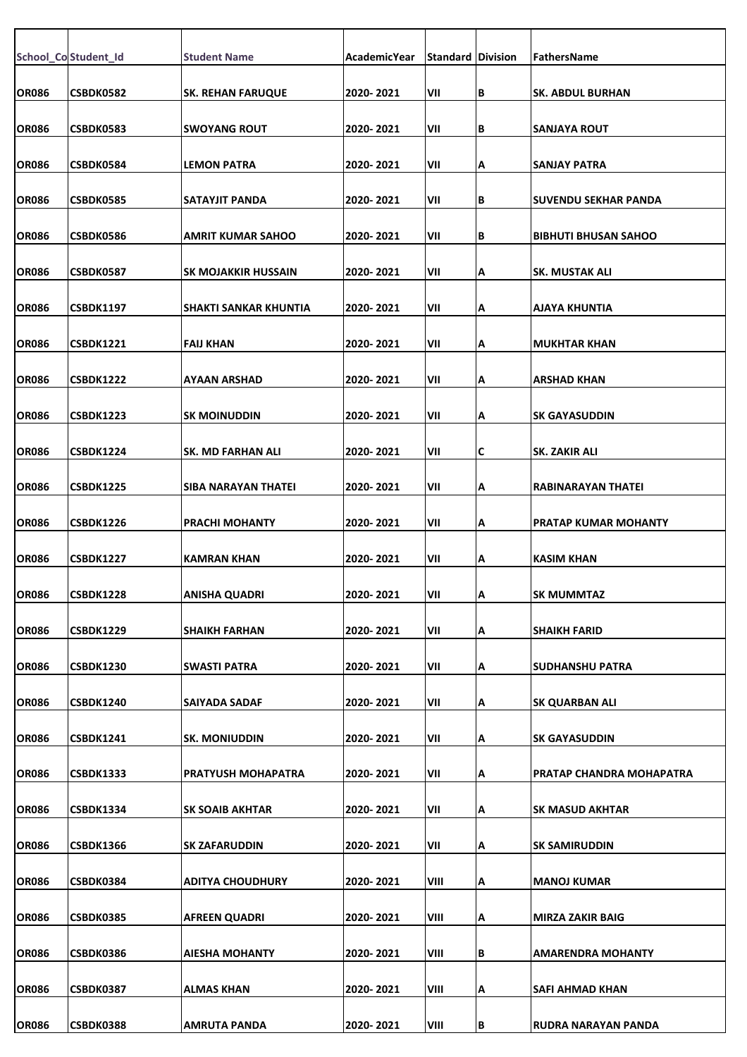| School_Co | Student_Id | Student Name | AcademicYear | Standard | Division | FathersName |
|---|---|---|---|---|---|---|
| OR086 | CSBDK0582 | SK. REHAN FARUQUE | 2020- 2021 | VII | B | SK. ABDUL BURHAN |
| OR086 | CSBDK0583 | SWOYANG ROUT | 2020- 2021 | VII | B | SANJAYA ROUT |
| OR086 | CSBDK0584 | LEMON PATRA | 2020- 2021 | VII | A | SANJAY PATRA |
| OR086 | CSBDK0585 | SATAYJIT PANDA | 2020- 2021 | VII | B | SUVENDU SEKHAR PANDA |
| OR086 | CSBDK0586 | AMRIT KUMAR SAHOO | 2020- 2021 | VII | B | BIBHUTI BHUSAN SAHOO |
| OR086 | CSBDK0587 | SK MOJAKKIR HUSSAIN | 2020- 2021 | VII | A | SK. MUSTAK ALI |
| OR086 | CSBDK1197 | SHAKTI SANKAR KHUNTIA | 2020- 2021 | VII | A | AJAYA KHUNTIA |
| OR086 | CSBDK1221 | FAIJ KHAN | 2020- 2021 | VII | A | MUKHTAR KHAN |
| OR086 | CSBDK1222 | AYAAN ARSHAD | 2020- 2021 | VII | A | ARSHAD KHAN |
| OR086 | CSBDK1223 | SK MOINUDDIN | 2020- 2021 | VII | A | SK GAYASUDDIN |
| OR086 | CSBDK1224 | SK. MD FARHAN ALI | 2020- 2021 | VII | C | SK. ZAKIR ALI |
| OR086 | CSBDK1225 | SIBA NARAYAN THATEI | 2020- 2021 | VII | A | RABINARAYAN THATEI |
| OR086 | CSBDK1226 | PRACHI MOHANTY | 2020- 2021 | VII | A | PRATAP KUMAR MOHANTY |
| OR086 | CSBDK1227 | KAMRAN KHAN | 2020- 2021 | VII | A | KASIM KHAN |
| OR086 | CSBDK1228 | ANISHA QUADRI | 2020- 2021 | VII | A | SK MUMMTAZ |
| OR086 | CSBDK1229 | SHAIKH FARHAN | 2020- 2021 | VII | A | SHAIKH FARID |
| OR086 | CSBDK1230 | SWASTI PATRA | 2020- 2021 | VII | A | SUDHANSHU PATRA |
| OR086 | CSBDK1240 | SAIYADA SADAF | 2020- 2021 | VII | A | SK QUARBAN ALI |
| OR086 | CSBDK1241 | SK. MONIUDDIN | 2020- 2021 | VII | A | SK GAYASUDDIN |
| OR086 | CSBDK1333 | PRATYUSH MOHAPATRA | 2020- 2021 | VII | A | PRATAP CHANDRA MOHAPATRA |
| OR086 | CSBDK1334 | SK SOAIB AKHTAR | 2020- 2021 | VII | A | SK MASUD AKHTAR |
| OR086 | CSBDK1366 | SK ZAFARUDDIN | 2020- 2021 | VII | A | SK SAMIRUDDIN |
| OR086 | CSBDK0384 | ADITYA CHOUDHURY | 2020- 2021 | VIII | A | MANOJ KUMAR |
| OR086 | CSBDK0385 | AFREEN QUADRI | 2020- 2021 | VIII | A | MIRZA ZAKIR BAIG |
| OR086 | CSBDK0386 | AIESHA MOHANTY | 2020- 2021 | VIII | B | AMARENDRA MOHANTY |
| OR086 | CSBDK0387 | ALMAS KHAN | 2020- 2021 | VIII | A | SAFI AHMAD KHAN |
| OR086 | CSBDK0388 | AMRUTA PANDA | 2020- 2021 | VIII | B | RUDRA NARAYAN PANDA |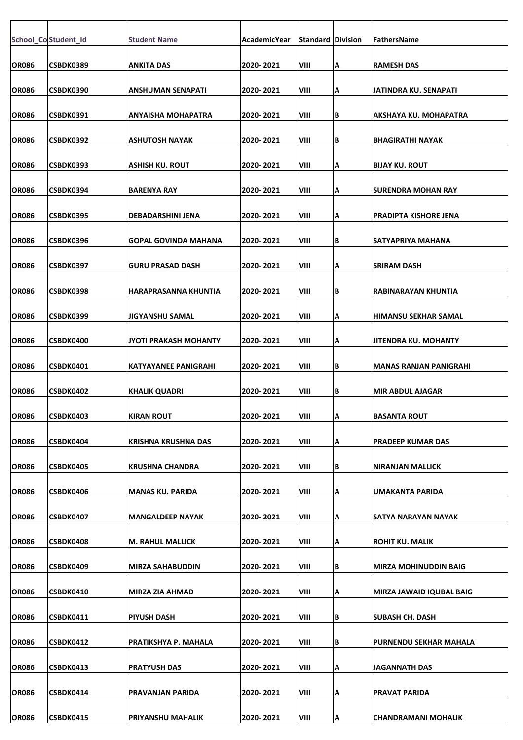| School_Co | Student_Id | Student Name | AcademicYear | Standard | Division | FathersName |
|---|---|---|---|---|---|---|
| OR086 | CSBDK0389 | ANKITA DAS | 2020- 2021 | VIII | A | RAMESH DAS |
| OR086 | CSBDK0390 | ANSHUMAN SENAPATI | 2020- 2021 | VIII | A | JATINDRA KU. SENAPATI |
| OR086 | CSBDK0391 | ANYAISHA MOHAPATRA | 2020- 2021 | VIII | B | AKSHAYA KU. MOHAPATRA |
| OR086 | CSBDK0392 | ASHUTOSH NAYAK | 2020- 2021 | VIII | B | BHAGIRATHI NAYAK |
| OR086 | CSBDK0393 | ASHISH KU. ROUT | 2020- 2021 | VIII | A | BIJAY KU. ROUT |
| OR086 | CSBDK0394 | BARENYA RAY | 2020- 2021 | VIII | A | SURENDRA MOHAN RAY |
| OR086 | CSBDK0395 | DEBADARSHINI JENA | 2020- 2021 | VIII | A | PRADIPTA KISHORE JENA |
| OR086 | CSBDK0396 | GOPAL GOVINDA MAHANA | 2020- 2021 | VIII | B | SATYAPRIYA MAHANA |
| OR086 | CSBDK0397 | GURU PRASAD DASH | 2020- 2021 | VIII | A | SRIRAM DASH |
| OR086 | CSBDK0398 | HARAPRASANNA KHUNTIA | 2020- 2021 | VIII | B | RABINARAYAN KHUNTIA |
| OR086 | CSBDK0399 | JIGYANSHU SAMAL | 2020- 2021 | VIII | A | HIMANSU SEKHAR SAMAL |
| OR086 | CSBDK0400 | JYOTI PRAKASH MOHANTY | 2020- 2021 | VIII | A | JITENDRA KU. MOHANTY |
| OR086 | CSBDK0401 | KATYAYANEE PANIGRAHI | 2020- 2021 | VIII | B | MANAS RANJAN PANIGRAHI |
| OR086 | CSBDK0402 | KHALIK QUADRI | 2020- 2021 | VIII | B | MIR ABDUL AJAGAR |
| OR086 | CSBDK0403 | KIRAN ROUT | 2020- 2021 | VIII | A | BASANTA ROUT |
| OR086 | CSBDK0404 | KRISHNA KRUSHNA DAS | 2020- 2021 | VIII | A | PRADEEP KUMAR DAS |
| OR086 | CSBDK0405 | KRUSHNA CHANDRA | 2020- 2021 | VIII | B | NIRANJAN MALLICK |
| OR086 | CSBDK0406 | MANAS KU. PARIDA | 2020- 2021 | VIII | A | UMAKANTA PARIDA |
| OR086 | CSBDK0407 | MANGALDEEP NAYAK | 2020- 2021 | VIII | A | SATYA NARAYAN NAYAK |
| OR086 | CSBDK0408 | M. RAHUL MALLICK | 2020- 2021 | VIII | A | ROHIT KU. MALIK |
| OR086 | CSBDK0409 | MIRZA SAHABUDDIN | 2020- 2021 | VIII | B | MIRZA MOHINUDDIN BAIG |
| OR086 | CSBDK0410 | MIRZA ZIA AHMAD | 2020- 2021 | VIII | A | MIRZA JAWAID IQUBAL BAIG |
| OR086 | CSBDK0411 | PIYUSH DASH | 2020- 2021 | VIII | B | SUBASH CH. DASH |
| OR086 | CSBDK0412 | PRATIKSHYA P. MAHALA | 2020- 2021 | VIII | B | PURNENDU SEKHAR MAHALA |
| OR086 | CSBDK0413 | PRATYUSH DAS | 2020- 2021 | VIII | A | JAGANNATH DAS |
| OR086 | CSBDK0414 | PRAVANJAN PARIDA | 2020- 2021 | VIII | A | PRAVAT PARIDA |
| OR086 | CSBDK0415 | PRIYANSHU MAHALIK | 2020- 2021 | VIII | A | CHANDRAMANI MOHALIK |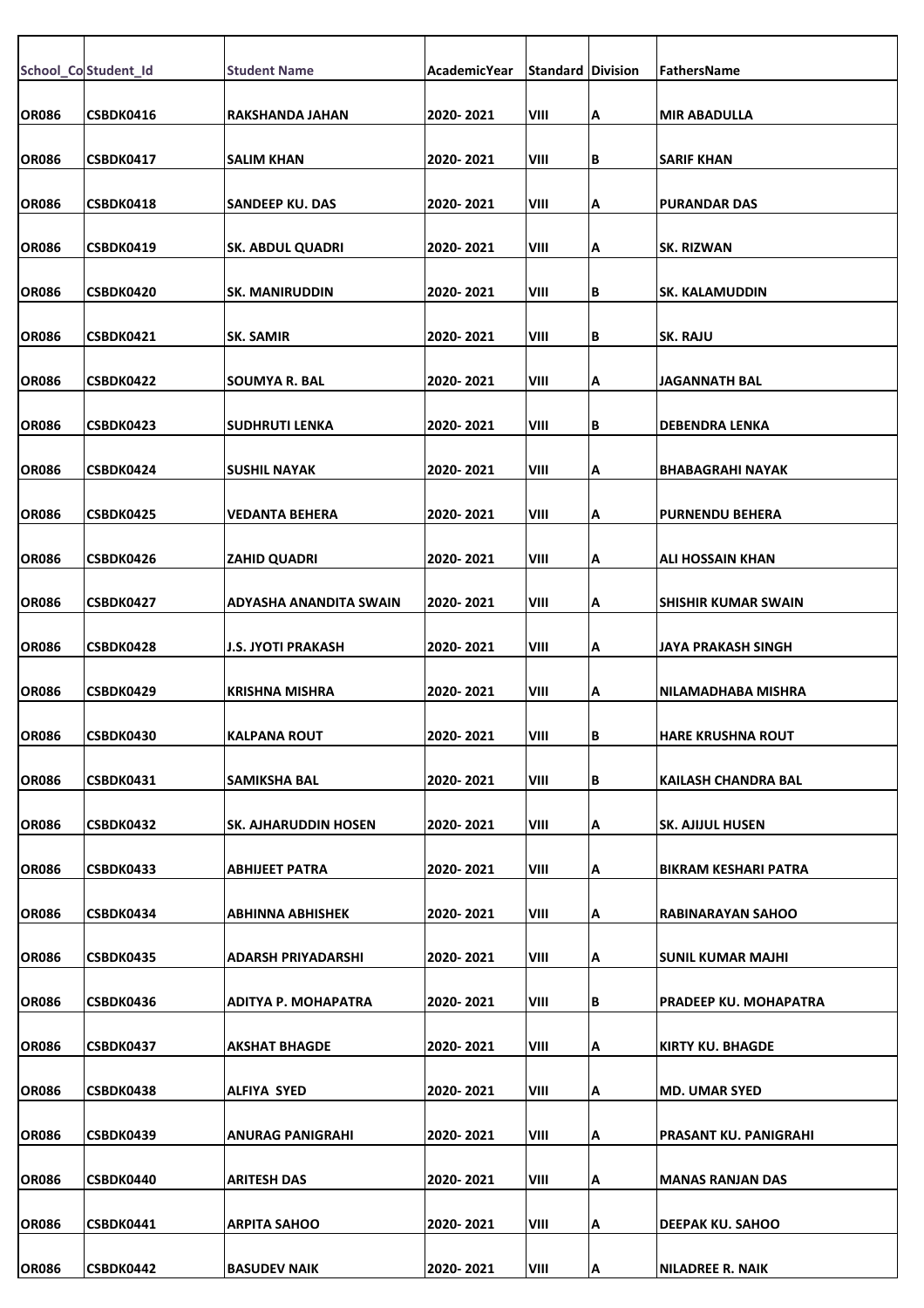| School_Co | Student_Id | Student Name | AcademicYear | Standard | Division | FathersName |
|---|---|---|---|---|---|---|
| OR086 | CSBDK0416 | RAKSHANDA JAHAN | 2020- 2021 | VIII | A | MIR ABADULLA |
| OR086 | CSBDK0417 | SALIM KHAN | 2020- 2021 | VIII | B | SARIF KHAN |
| OR086 | CSBDK0418 | SANDEEP KU. DAS | 2020- 2021 | VIII | A | PURANDAR DAS |
| OR086 | CSBDK0419 | SK. ABDUL QUADRI | 2020- 2021 | VIII | A | SK. RIZWAN |
| OR086 | CSBDK0420 | SK. MANIRUDDIN | 2020- 2021 | VIII | B | SK. KALAMUDDIN |
| OR086 | CSBDK0421 | SK. SAMIR | 2020- 2021 | VIII | B | SK. RAJU |
| OR086 | CSBDK0422 | SOUMYA R. BAL | 2020- 2021 | VIII | A | JAGANNATH BAL |
| OR086 | CSBDK0423 | SUDHRUTI LENKA | 2020- 2021 | VIII | B | DEBENDRA LENKA |
| OR086 | CSBDK0424 | SUSHIL NAYAK | 2020- 2021 | VIII | A | BHABAGRAHI NAYAK |
| OR086 | CSBDK0425 | VEDANTA BEHERA | 2020- 2021 | VIII | A | PURNENDU BEHERA |
| OR086 | CSBDK0426 | ZAHID QUADRI | 2020- 2021 | VIII | A | ALI HOSSAIN KHAN |
| OR086 | CSBDK0427 | ADYASHA ANANDITA SWAIN | 2020- 2021 | VIII | A | SHISHIR KUMAR SWAIN |
| OR086 | CSBDK0428 | J.S. JYOTI PRAKASH | 2020- 2021 | VIII | A | JAYA PRAKASH SINGH |
| OR086 | CSBDK0429 | KRISHNA MISHRA | 2020- 2021 | VIII | A | NILAMADHABA MISHRA |
| OR086 | CSBDK0430 | KALPANA ROUT | 2020- 2021 | VIII | B | HARE KRUSHNA ROUT |
| OR086 | CSBDK0431 | SAMIKSHA BAL | 2020- 2021 | VIII | B | KAILASH CHANDRA BAL |
| OR086 | CSBDK0432 | SK. AJHARUDDIN HOSEN | 2020- 2021 | VIII | A | SK. AJIJUL HUSEN |
| OR086 | CSBDK0433 | ABHIJEET PATRA | 2020- 2021 | VIII | A | BIKRAM KESHARI PATRA |
| OR086 | CSBDK0434 | ABHINNA ABHISHEK | 2020- 2021 | VIII | A | RABINARAYAN SAHOO |
| OR086 | CSBDK0435 | ADARSH PRIYADARSHI | 2020- 2021 | VIII | A | SUNIL KUMAR MAJHI |
| OR086 | CSBDK0436 | ADITYA P. MOHAPATRA | 2020- 2021 | VIII | B | PRADEEP KU. MOHAPATRA |
| OR086 | CSBDK0437 | AKSHAT BHAGDE | 2020- 2021 | VIII | A | KIRTY KU. BHAGDE |
| OR086 | CSBDK0438 | ALFIYA SYED | 2020- 2021 | VIII | A | MD. UMAR SYED |
| OR086 | CSBDK0439 | ANURAG PANIGRAHI | 2020- 2021 | VIII | A | PRASANT KU. PANIGRAHI |
| OR086 | CSBDK0440 | ARITESH DAS | 2020- 2021 | VIII | A | MANAS RANJAN DAS |
| OR086 | CSBDK0441 | ARPITA SAHOO | 2020- 2021 | VIII | A | DEEPAK KU. SAHOO |
| OR086 | CSBDK0442 | BASUDEV NAIK | 2020- 2021 | VIII | A | NILADREE R. NAIK |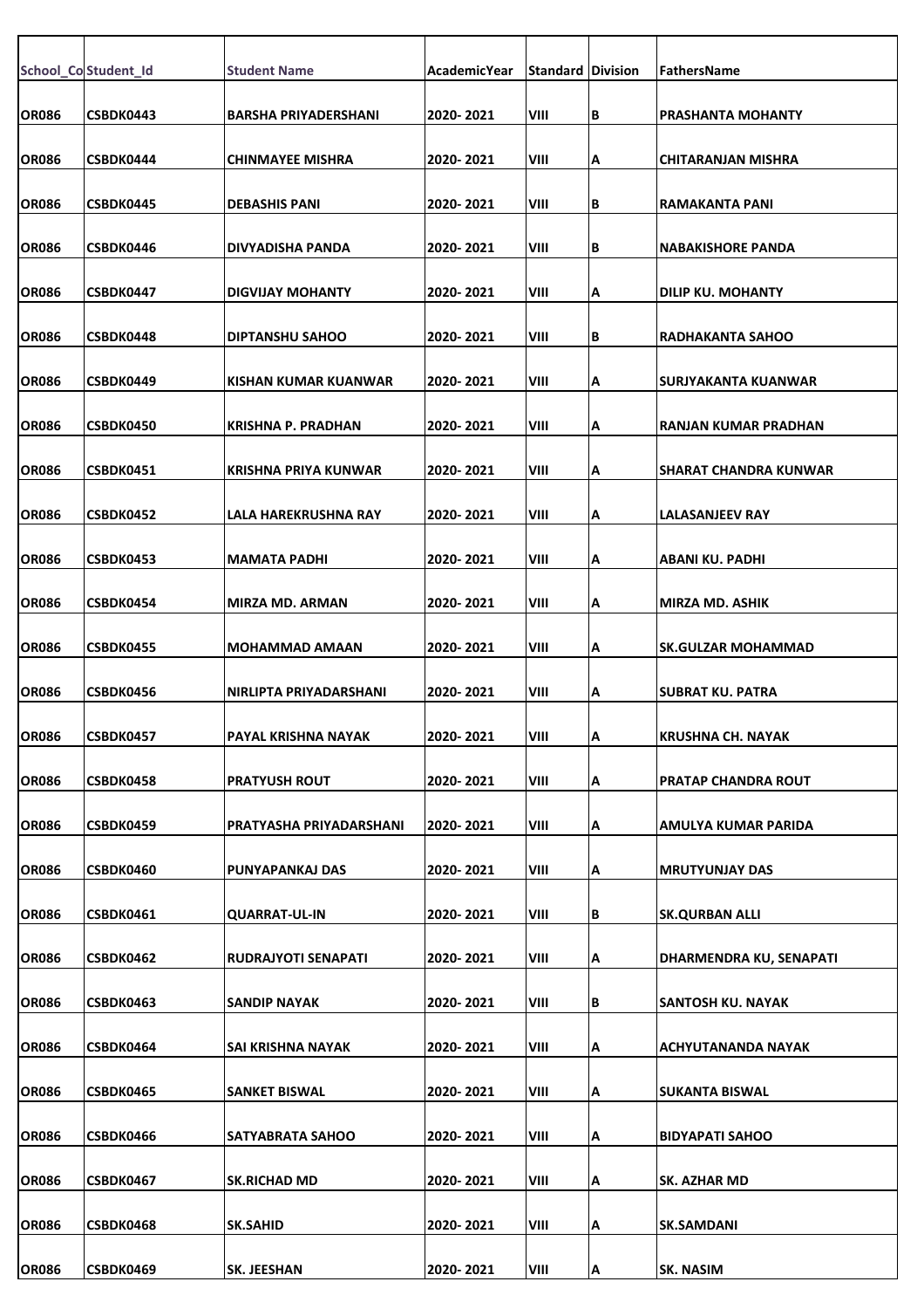| School_Co | Student_Id | Student Name | AcademicYear | Standard | Division | FathersName |
|---|---|---|---|---|---|---|
| OR086 | CSBDK0443 | BARSHA PRIYADERSHANI | 2020- 2021 | VIII | B | PRASHANTA MOHANTY |
| OR086 | CSBDK0444 | CHINMAYEE MISHRA | 2020- 2021 | VIII | A | CHITARANJAN MISHRA |
| OR086 | CSBDK0445 | DEBASHIS PANI | 2020- 2021 | VIII | B | RAMAKANTA PANI |
| OR086 | CSBDK0446 | DIVYADISHA PANDA | 2020- 2021 | VIII | B | NABAKISHORE PANDA |
| OR086 | CSBDK0447 | DIGVIJAY MOHANTY | 2020- 2021 | VIII | A | DILIP KU. MOHANTY |
| OR086 | CSBDK0448 | DIPTANSHU SAHOO | 2020- 2021 | VIII | B | RADHAKANTA SAHOO |
| OR086 | CSBDK0449 | KISHAN KUMAR KUANWAR | 2020- 2021 | VIII | A | SURJYAKANTA KUANWAR |
| OR086 | CSBDK0450 | KRISHNA P. PRADHAN | 2020- 2021 | VIII | A | RANJAN KUMAR PRADHAN |
| OR086 | CSBDK0451 | KRISHNA PRIYA KUNWAR | 2020- 2021 | VIII | A | SHARAT CHANDRA KUNWAR |
| OR086 | CSBDK0452 | LALA HAREKRUSHNA RAY | 2020- 2021 | VIII | A | LALASANJEEV RAY |
| OR086 | CSBDK0453 | MAMATA PADHI | 2020- 2021 | VIII | A | ABANI KU. PADHI |
| OR086 | CSBDK0454 | MIRZA MD. ARMAN | 2020- 2021 | VIII | A | MIRZA MD. ASHIK |
| OR086 | CSBDK0455 | MOHAMMAD AMAAN | 2020- 2021 | VIII | A | SK.GULZAR MOHAMMAD |
| OR086 | CSBDK0456 | NIRLIPTA PRIYADARSHANI | 2020- 2021 | VIII | A | SUBRAT KU. PATRA |
| OR086 | CSBDK0457 | PAYAL KRISHNA NAYAK | 2020- 2021 | VIII | A | KRUSHNA CH. NAYAK |
| OR086 | CSBDK0458 | PRATYUSH ROUT | 2020- 2021 | VIII | A | PRATAP CHANDRA ROUT |
| OR086 | CSBDK0459 | PRATYASHA PRIYADARSHANI | 2020- 2021 | VIII | A | AMULYA KUMAR PARIDA |
| OR086 | CSBDK0460 | PUNYAPANKAJ DAS | 2020- 2021 | VIII | A | MRUTYUNJAY DAS |
| OR086 | CSBDK0461 | QUARRAT-UL-IN | 2020- 2021 | VIII | B | SK.QURBAN ALLI |
| OR086 | CSBDK0462 | RUDRAJYOTI SENAPATI | 2020- 2021 | VIII | A | DHARMENDRA KU, SENAPATI |
| OR086 | CSBDK0463 | SANDIP NAYAK | 2020- 2021 | VIII | B | SANTOSH KU. NAYAK |
| OR086 | CSBDK0464 | SAI KRISHNA NAYAK | 2020- 2021 | VIII | A | ACHYUTANANDA NAYAK |
| OR086 | CSBDK0465 | SANKET BISWAL | 2020- 2021 | VIII | A | SUKANTA BISWAL |
| OR086 | CSBDK0466 | SATYABRATA SAHOO | 2020- 2021 | VIII | A | BIDYAPATI SAHOO |
| OR086 | CSBDK0467 | SK.RICHAD MD | 2020- 2021 | VIII | A | SK. AZHAR MD |
| OR086 | CSBDK0468 | SK.SAHID | 2020- 2021 | VIII | A | SK.SAMDANI |
| OR086 | CSBDK0469 | SK. JEESHAN | 2020- 2021 | VIII | A | SK. NASIM |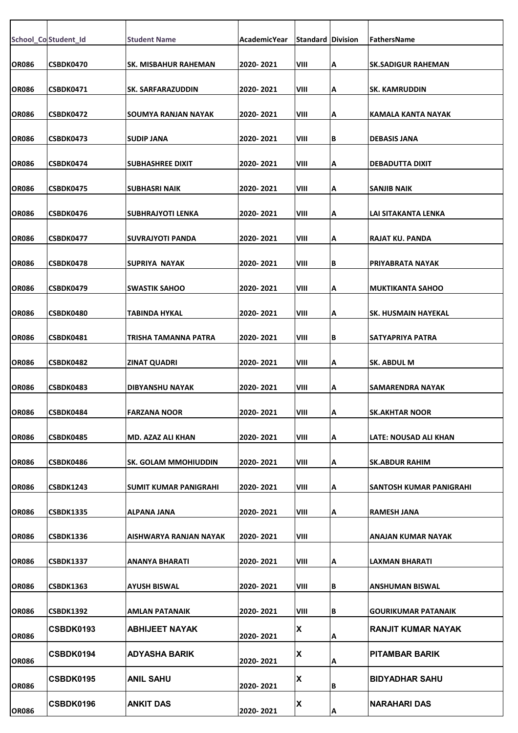| School_Co | Student_Id | Student Name | AcademicYear | Standard | Division | FathersName |
|---|---|---|---|---|---|---|
| OR086 | CSBDK0470 | SK. MISBAHUR RAHEMAN | 2020- 2021 | VIII | A | SK.SADIGUR RAHEMAN |
| OR086 | CSBDK0471 | SK. SARFARAZUDDIN | 2020- 2021 | VIII | A | SK. KAMRUDDIN |
| OR086 | CSBDK0472 | SOUMYA RANJAN NAYAK | 2020- 2021 | VIII | A | KAMALA KANTA NAYAK |
| OR086 | CSBDK0473 | SUDIP JANA | 2020- 2021 | VIII | B | DEBASIS JANA |
| OR086 | CSBDK0474 | SUBHASHREE DIXIT | 2020- 2021 | VIII | A | DEBADUTTA DIXIT |
| OR086 | CSBDK0475 | SUBHASRI NAIK | 2020- 2021 | VIII | A | SANJIB NAIK |
| OR086 | CSBDK0476 | SUBHRAJYOTI LENKA | 2020- 2021 | VIII | A | LAI SITAKANTA LENKA |
| OR086 | CSBDK0477 | SUVRAJYOTI PANDA | 2020- 2021 | VIII | A | RAJAT KU. PANDA |
| OR086 | CSBDK0478 | SUPRIYA NAYAK | 2020- 2021 | VIII | B | PRIYABRATA NAYAK |
| OR086 | CSBDK0479 | SWASTIK SAHOO | 2020- 2021 | VIII | A | MUKTIKANTA SAHOO |
| OR086 | CSBDK0480 | TABINDA HYKAL | 2020- 2021 | VIII | A | SK. HUSMAIN HAYEKAL |
| OR086 | CSBDK0481 | TRISHA TAMANNA PATRA | 2020- 2021 | VIII | B | SATYAPRIYA PATRA |
| OR086 | CSBDK0482 | ZINAT QUADRI | 2020- 2021 | VIII | A | SK. ABDUL M |
| OR086 | CSBDK0483 | DIBYANSHU NAYAK | 2020- 2021 | VIII | A | SAMARENDRA NAYAK |
| OR086 | CSBDK0484 | FARZANA NOOR | 2020- 2021 | VIII | A | SK.AKHTAR NOOR |
| OR086 | CSBDK0485 | MD. AZAZ ALI KHAN | 2020- 2021 | VIII | A | LATE: NOUSAD ALI KHAN |
| OR086 | CSBDK0486 | SK. GOLAM MMOHIUDDIN | 2020- 2021 | VIII | A | SK.ABDUR RAHIM |
| OR086 | CSBDK1243 | SUMIT KUMAR PANIGRAHI | 2020- 2021 | VIII | A | SANTOSH KUMAR PANIGRAHI |
| OR086 | CSBDK1335 | ALPANA JANA | 2020- 2021 | VIII | A | RAMESH JANA |
| OR086 | CSBDK1336 | AISHWARYA RANJAN NAYAK | 2020- 2021 | VIII | | ANAJAN KUMAR NAYAK |
| OR086 | CSBDK1337 | ANANYA BHARATI | 2020- 2021 | VIII | A | LAXMAN BHARATI |
| OR086 | CSBDK1363 | AYUSH BISWAL | 2020- 2021 | VIII | B | ANSHUMAN BISWAL |
| OR086 | CSBDK1392 | AMLAN PATANAIK | 2020- 2021 | VIII | B | GOURIKUMAR PATANAIK |
| OR086 | CSBDK0193 | ABHIJEET NAYAK | 2020- 2021 | X | A | RANJIT KUMAR NAYAK |
| OR086 | CSBDK0194 | ADYASHA BARIK | 2020- 2021 | X | A | PITAMBAR BARIK |
| OR086 | CSBDK0195 | ANIL SAHU | 2020- 2021 | X | B | BIDYADHAR SAHU |
| OR086 | CSBDK0196 | ANKIT DAS | 2020- 2021 | X | A | NARAHARI DAS |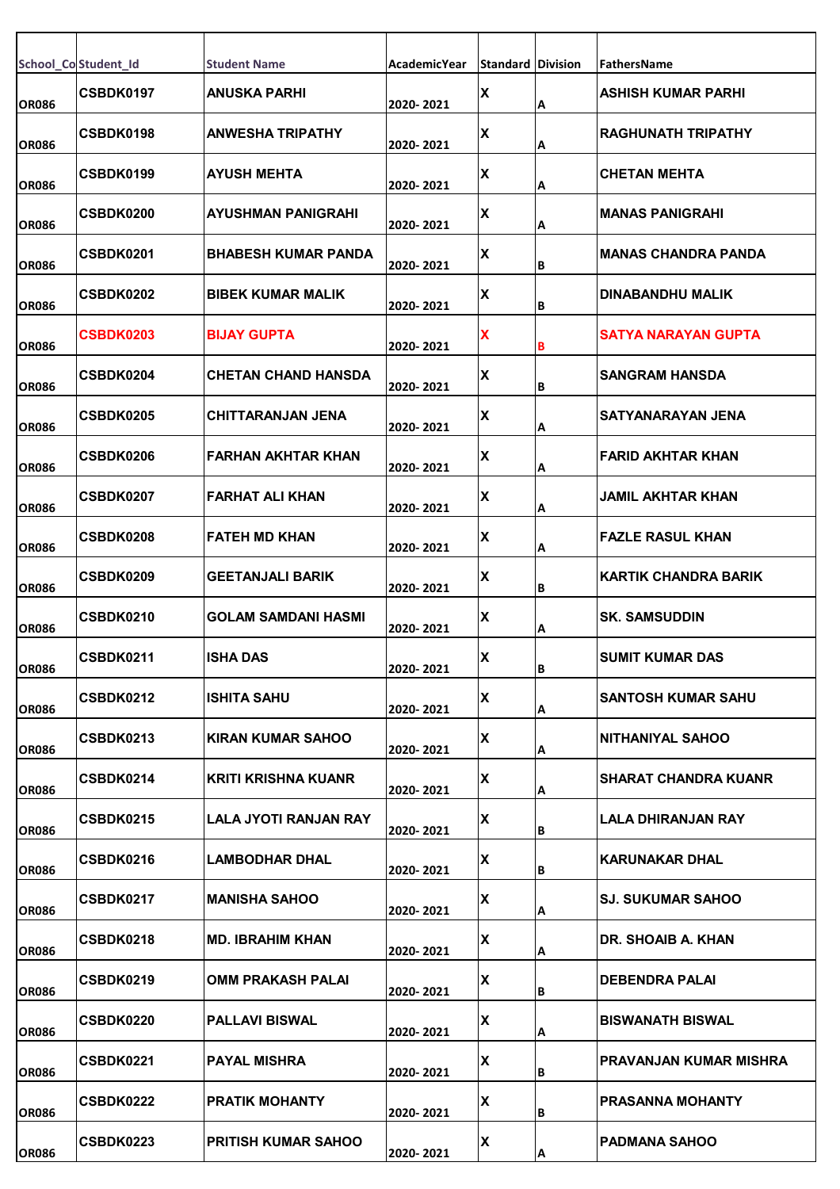| School_Co | Student_Id | Student Name | AcademicYear | Standard | Division | FathersName |
|---|---|---|---|---|---|---|
| OR086 | CSBDK0197 | ANUSKA PARHI | 2020- 2021 | X | A | ASHISH KUMAR PARHI |
| OR086 | CSBDK0198 | ANWESHA TRIPATHY | 2020- 2021 | X | A | RAGHUNATH TRIPATHY |
| OR086 | CSBDK0199 | AYUSH MEHTA | 2020- 2021 | X | A | CHETAN MEHTA |
| OR086 | CSBDK0200 | AYUSHMAN PANIGRAHI | 2020- 2021 | X | A | MANAS PANIGRAHI |
| OR086 | CSBDK0201 | BHABESH KUMAR PANDA | 2020- 2021 | X | B | MANAS CHANDRA PANDA |
| OR086 | CSBDK0202 | BIBEK KUMAR MALIK | 2020- 2021 | X | B | DINABANDHU MALIK |
| OR086 | CSBDK0203 | BIJAY GUPTA | 2020- 2021 | X | B | SATYA NARAYAN GUPTA |
| OR086 | CSBDK0204 | CHETAN CHAND HANSDA | 2020- 2021 | X | B | SANGRAM HANSDA |
| OR086 | CSBDK0205 | CHITTARANJAN JENA | 2020- 2021 | X | A | SATYANARAYAN JENA |
| OR086 | CSBDK0206 | FARHAN AKHTAR KHAN | 2020- 2021 | X | A | FARID AKHTAR KHAN |
| OR086 | CSBDK0207 | FARHAT ALI KHAN | 2020- 2021 | X | A | JAMIL AKHTAR KHAN |
| OR086 | CSBDK0208 | FATEH MD KHAN | 2020- 2021 | X | A | FAZLE RASUL KHAN |
| OR086 | CSBDK0209 | GEETANJALI BARIK | 2020- 2021 | X | B | KARTIK CHANDRA BARIK |
| OR086 | CSBDK0210 | GOLAM SAMDANI HASMI | 2020- 2021 | X | A | SK. SAMSUDDIN |
| OR086 | CSBDK0211 | ISHA DAS | 2020- 2021 | X | B | SUMIT KUMAR DAS |
| OR086 | CSBDK0212 | ISHITA SAHU | 2020- 2021 | X | A | SANTOSH KUMAR SAHU |
| OR086 | CSBDK0213 | KIRAN KUMAR SAHOO | 2020- 2021 | X | A | NITHANIYAL SAHOO |
| OR086 | CSBDK0214 | KRITI KRISHNA KUANR | 2020- 2021 | X | A | SHARAT CHANDRA KUANR |
| OR086 | CSBDK0215 | LALA JYOTI RANJAN RAY | 2020- 2021 | X | B | LALA DHIRANJAN RAY |
| OR086 | CSBDK0216 | LAMBODHAR DHAL | 2020- 2021 | X | B | KARUNAKAR DHAL |
| OR086 | CSBDK0217 | MANISHA SAHOO | 2020- 2021 | X | A | SJ. SUKUMAR SAHOO |
| OR086 | CSBDK0218 | MD. IBRAHIM KHAN | 2020- 2021 | X | A | DR. SHOAIB A. KHAN |
| OR086 | CSBDK0219 | OMM PRAKASH PALAI | 2020- 2021 | X | B | DEBENDRA PALAI |
| OR086 | CSBDK0220 | PALLAVI BISWAL | 2020- 2021 | X | A | BISWANATH BISWAL |
| OR086 | CSBDK0221 | PAYAL MISHRA | 2020- 2021 | X | B | PRAVANJAN KUMAR MISHRA |
| OR086 | CSBDK0222 | PRATIK MOHANTY | 2020- 2021 | X | B | PRASANNA MOHANTY |
| OR086 | CSBDK0223 | PRITISH KUMAR SAHOO | 2020- 2021 | X | A | PADMANA SAHOO |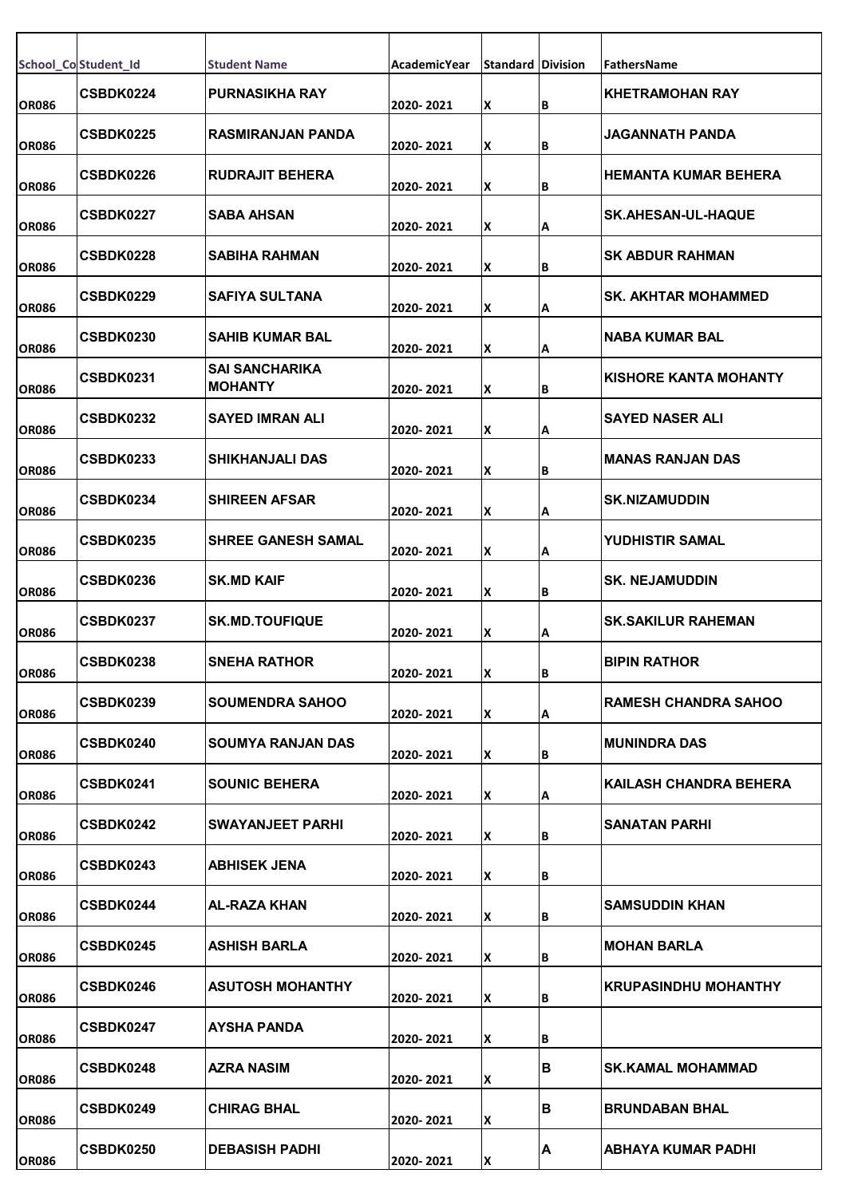| School_Co | Student_Id | Student Name | AcademicYear | Standard | Division | FathersName |
|---|---|---|---|---|---|---|
| OR086 | CSBDK0224 | PURNASIKHA RAY | 2020- 2021 | X | B | KHETRAMOHAN RAY |
| OR086 | CSBDK0225 | RASMIRANJAN PANDA | 2020- 2021 | X | B | JAGANNATH PANDA |
| OR086 | CSBDK0226 | RUDRAJIT BEHERA | 2020- 2021 | X | B | HEMANTA KUMAR BEHERA |
| OR086 | CSBDK0227 | SABA AHSAN | 2020- 2021 | X | A | SK.AHESAN-UL-HAQUE |
| OR086 | CSBDK0228 | SABIHA RAHMAN | 2020- 2021 | X | B | SK ABDUR RAHMAN |
| OR086 | CSBDK0229 | SAFIYA SULTANA | 2020- 2021 | X | A | SK. AKHTAR MOHAMMED |
| OR086 | CSBDK0230 | SAHIB KUMAR BAL | 2020- 2021 | X | A | NABA KUMAR BAL |
| OR086 | CSBDK0231 | SAI SANCHARIKA MOHANTY | 2020- 2021 | X | B | KISHORE KANTA MOHANTY |
| OR086 | CSBDK0232 | SAYED IMRAN ALI | 2020- 2021 | X | A | SAYED NASER ALI |
| OR086 | CSBDK0233 | SHIKHANJALI DAS | 2020- 2021 | X | B | MANAS RANJAN DAS |
| OR086 | CSBDK0234 | SHIREEN AFSAR | 2020- 2021 | X | A | SK.NIZAMUDDIN |
| OR086 | CSBDK0235 | SHREE GANESH SAMAL | 2020- 2021 | X | A | YUDHISTIR SAMAL |
| OR086 | CSBDK0236 | SK.MD KAIF | 2020- 2021 | X | B | SK. NEJAMUDDIN |
| OR086 | CSBDK0237 | SK.MD.TOUFIQUE | 2020- 2021 | X | A | SK.SAKILUR RAHEMAN |
| OR086 | CSBDK0238 | SNEHA RATHOR | 2020- 2021 | X | B | BIPIN RATHOR |
| OR086 | CSBDK0239 | SOUMENDRA SAHOO | 2020- 2021 | X | A | RAMESH CHANDRA SAHOO |
| OR086 | CSBDK0240 | SOUMYA RANJAN DAS | 2020- 2021 | X | B | MUNINDRA DAS |
| OR086 | CSBDK0241 | SOUNIC BEHERA | 2020- 2021 | X | A | KAILASH CHANDRA BEHERA |
| OR086 | CSBDK0242 | SWAYANJEET PARHI | 2020- 2021 | X | B | SANATAN PARHI |
| OR086 | CSBDK0243 | ABHISEK JENA | 2020- 2021 | X | B | |
| OR086 | CSBDK0244 | AL-RAZA KHAN | 2020- 2021 | X | B | SAMSUDDIN KHAN |
| OR086 | CSBDK0245 | ASHISH BARLA | 2020- 2021 | X | B | MOHAN BARLA |
| OR086 | CSBDK0246 | ASUTOSH MOHANTHY | 2020- 2021 | X | B | KRUPASINDHU MOHANTHY |
| OR086 | CSBDK0247 | AYSHA PANDA | 2020- 2021 | X | B | |
| OR086 | CSBDK0248 | AZRA NASIM | 2020- 2021 | X | B | SK.KAMAL MOHAMMAD |
| OR086 | CSBDK0249 | CHIRAG BHAL | 2020- 2021 | X | B | BRUNDABAN BHAL |
| OR086 | CSBDK0250 | DEBASISH PADHI | 2020- 2021 | X | A | ABHAYA KUMAR PADHI |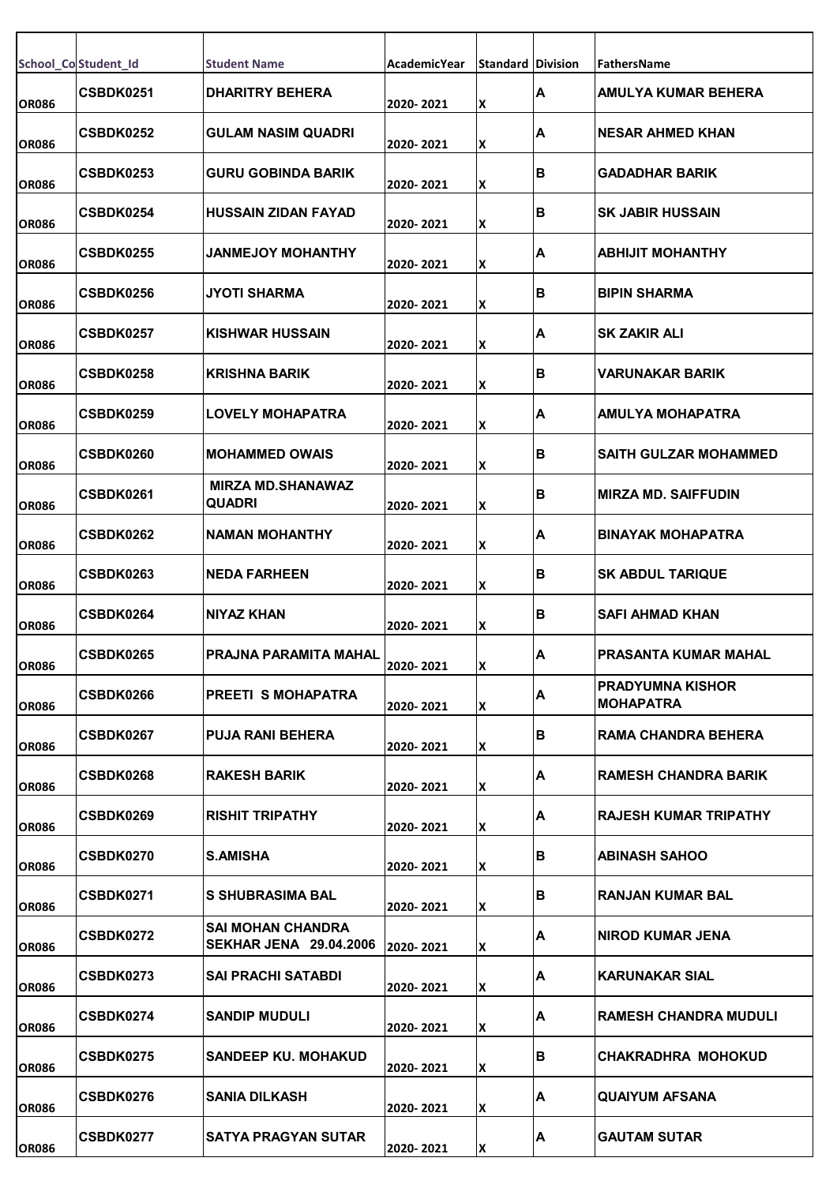| School_Co | Student_Id | Student Name | AcademicYear | Standard | Division | FathersName |
|---|---|---|---|---|---|---|
| OR086 | CSBDK0251 | DHARITRY BEHERA | 2020- 2021 | X | A | AMULYA KUMAR BEHERA |
| OR086 | CSBDK0252 | GULAM NASIM QUADRI | 2020- 2021 | X | A | NESAR AHMED KHAN |
| OR086 | CSBDK0253 | GURU GOBINDA BARIK | 2020- 2021 | X | B | GADADHAR BARIK |
| OR086 | CSBDK0254 | HUSSAIN ZIDAN FAYAD | 2020- 2021 | X | B | SK JABIR HUSSAIN |
| OR086 | CSBDK0255 | JANMEJOY MOHANTHY | 2020- 2021 | X | A | ABHIJIT MOHANTHY |
| OR086 | CSBDK0256 | JYOTI SHARMA | 2020- 2021 | X | B | BIPIN SHARMA |
| OR086 | CSBDK0257 | KISHWAR HUSSAIN | 2020- 2021 | X | A | SK ZAKIR ALI |
| OR086 | CSBDK0258 | KRISHNA BARIK | 2020- 2021 | X | B | VARUNAKAR BARIK |
| OR086 | CSBDK0259 | LOVELY MOHAPATRA | 2020- 2021 | X | A | AMULYA MOHAPATRA |
| OR086 | CSBDK0260 | MOHAMMED OWAIS | 2020- 2021 | X | B | SAITH GULZAR MOHAMMED |
| OR086 | CSBDK0261 | MIRZA MD.SHANAWAZ QUADRI | 2020- 2021 | X | B | MIRZA MD. SAIFFUDIN |
| OR086 | CSBDK0262 | NAMAN MOHANTHY | 2020- 2021 | X | A | BINAYAK MOHAPATRA |
| OR086 | CSBDK0263 | NEDA FARHEEN | 2020- 2021 | X | B | SK ABDUL TARIQUE |
| OR086 | CSBDK0264 | NIYAZ KHAN | 2020- 2021 | X | B | SAFI AHMAD KHAN |
| OR086 | CSBDK0265 | PRAJNA PARAMITA MAHAL | 2020- 2021 | X | A | PRASANTA KUMAR MAHAL |
| OR086 | CSBDK0266 | PREETI S MOHAPATRA | 2020- 2021 | X | A | PRADYUMNA KISHOR MOHAPATRA |
| OR086 | CSBDK0267 | PUJA RANI BEHERA | 2020- 2021 | X | B | RAMA CHANDRA BEHERA |
| OR086 | CSBDK0268 | RAKESH BARIK | 2020- 2021 | X | A | RAMESH CHANDRA BARIK |
| OR086 | CSBDK0269 | RISHIT TRIPATHY | 2020- 2021 | X | A | RAJESH KUMAR TRIPATHY |
| OR086 | CSBDK0270 | S.AMISHA | 2020- 2021 | X | B | ABINASH SAHOO |
| OR086 | CSBDK0271 | S SHUBRASIMA BAL | 2020- 2021 | X | B | RANJAN KUMAR BAL |
| OR086 | CSBDK0272 | SAI MOHAN CHANDRA SEKHAR JENA 29.04.2006 | 2020- 2021 | X | A | NIROD KUMAR JENA |
| OR086 | CSBDK0273 | SAI PRACHI SATABDI | 2020- 2021 | X | A | KARUNAKAR SIAL |
| OR086 | CSBDK0274 | SANDIP MUDULI | 2020- 2021 | X | A | RAMESH CHANDRA MUDULI |
| OR086 | CSBDK0275 | SANDEEP KU. MOHAKUD | 2020- 2021 | X | B | CHAKRADHRA MOHOKUD |
| OR086 | CSBDK0276 | SANIA DILKASH | 2020- 2021 | X | A | QUAIYUM AFSANA |
| OR086 | CSBDK0277 | SATYA PRAGYAN SUTAR | 2020- 2021 | X | A | GAUTAM SUTAR |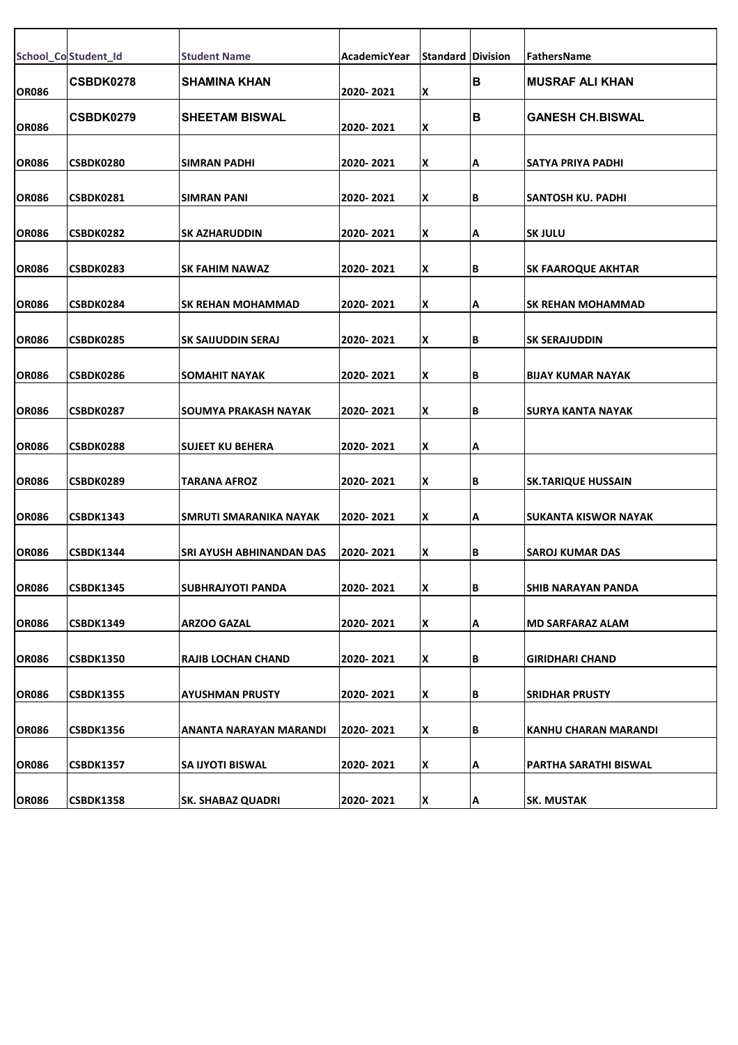| School_Co | Student_Id | Student Name | AcademicYear | Standard | Division | FathersName |
|---|---|---|---|---|---|---|
| OR086 | CSBDK0278 | SHAMINA KHAN | 2020- 2021 | X | B | MUSRAF ALI KHAN |
| OR086 | CSBDK0279 | SHEETAM BISWAL | 2020- 2021 | X | B | GANESH CH.BISWAL |
| OR086 | CSBDK0280 | SIMRAN PADHI | 2020- 2021 | X | A | SATYA PRIYA PADHI |
| OR086 | CSBDK0281 | SIMRAN PANI | 2020- 2021 | X | B | SANTOSH KU. PADHI |
| OR086 | CSBDK0282 | SK AZHARUDDIN | 2020- 2021 | X | A | SK JULU |
| OR086 | CSBDK0283 | SK FAHIM NAWAZ | 2020- 2021 | X | B | SK FAAROQUE AKHTAR |
| OR086 | CSBDK0284 | SK REHAN MOHAMMAD | 2020- 2021 | X | A | SK REHAN MOHAMMAD |
| OR086 | CSBDK0285 | SK SAIJUDDIN SERAJ | 2020- 2021 | X | B | SK SERAJUDDIN |
| OR086 | CSBDK0286 | SOMAHIT NAYAK | 2020- 2021 | X | B | BIJAY KUMAR NAYAK |
| OR086 | CSBDK0287 | SOUMYA PRAKASH NAYAK | 2020- 2021 | X | B | SURYA KANTA NAYAK |
| OR086 | CSBDK0288 | SUJEET KU BEHERA | 2020- 2021 | X | A | |
| OR086 | CSBDK0289 | TARANA AFROZ | 2020- 2021 | X | B | SK.TARIQUE HUSSAIN |
| OR086 | CSBDK1343 | SMRUTI SMARANIKA NAYAK | 2020- 2021 | X | A | SUKANTA KISWOR NAYAK |
| OR086 | CSBDK1344 | SRI AYUSH ABHINANDAN DAS | 2020- 2021 | X | B | SAROJ KUMAR DAS |
| OR086 | CSBDK1345 | SUBHRAJYOTI PANDA | 2020- 2021 | X | B | SHIB NARAYAN PANDA |
| OR086 | CSBDK1349 | ARZOO GAZAL | 2020- 2021 | X | A | MD SARFARAZ ALAM |
| OR086 | CSBDK1350 | RAJIB LOCHAN CHAND | 2020- 2021 | X | B | GIRIDHARI CHAND |
| OR086 | CSBDK1355 | AYUSHMAN PRUSTY | 2020- 2021 | X | B | SRIDHAR PRUSTY |
| OR086 | CSBDK1356 | ANANTA NARAYAN MARANDI | 2020- 2021 | X | B | KANHU CHARAN MARANDI |
| OR086 | CSBDK1357 | SA IJYOTI BISWAL | 2020- 2021 | X | A | PARTHA SARATHI BISWAL |
| OR086 | CSBDK1358 | SK. SHABAZ QUADRI | 2020- 2021 | X | A | SK. MUSTAK |